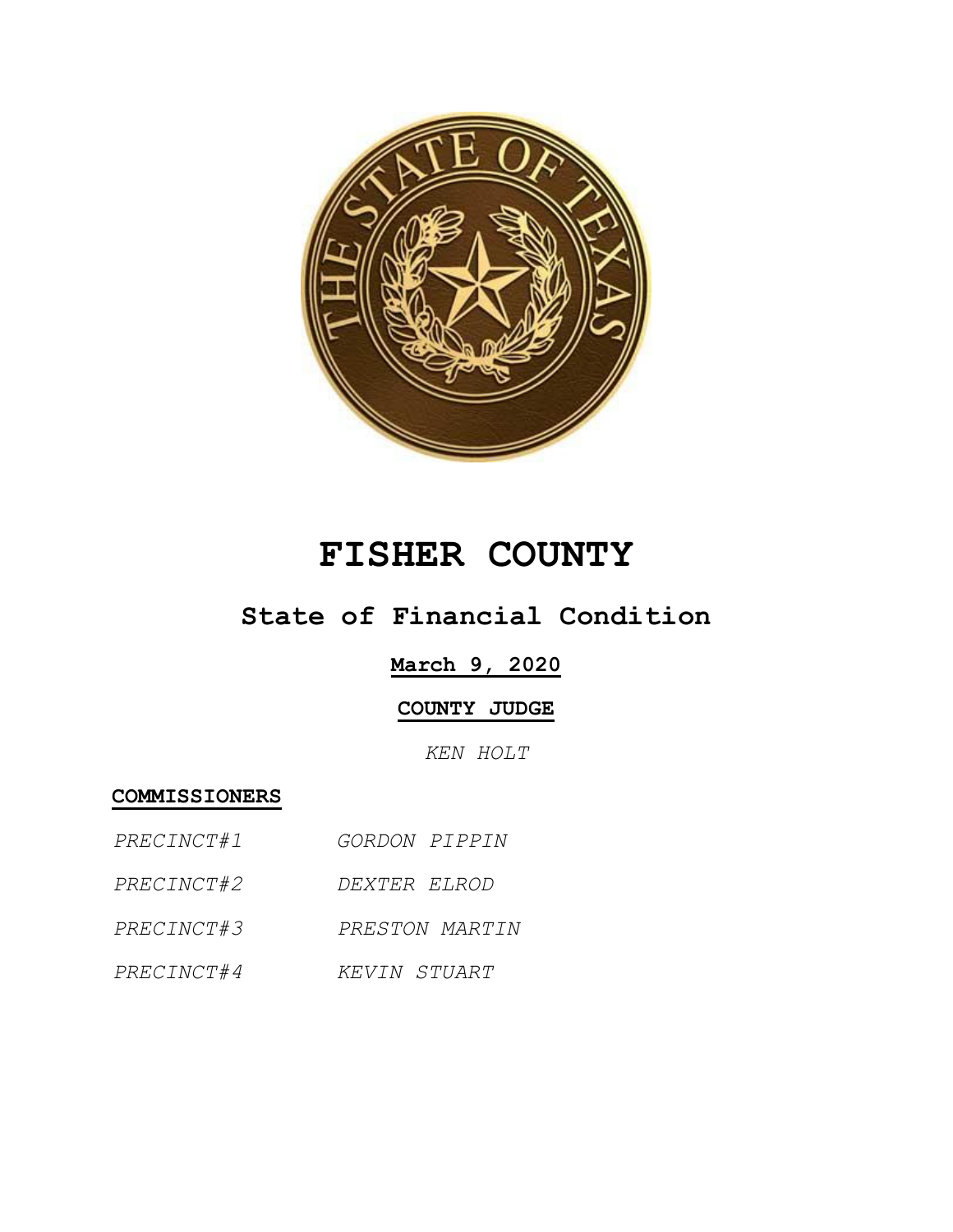# FISHER COUNTY

## State of Financial Condition

**March 9, 2020**

**COUNTY JUDGE**

*KEN HOLT*

**COMMISSIONERS**

| | |
|---|---|
| *PRECINCT#1* | *GORDON PIPPIN* |
| *PRECINCT#2* | *DEXTER ELROD* |
| *PRECINCT#3* | *PRESTON MARTIN* |
| *PRECINCT#4* | *KEVIN STUART* |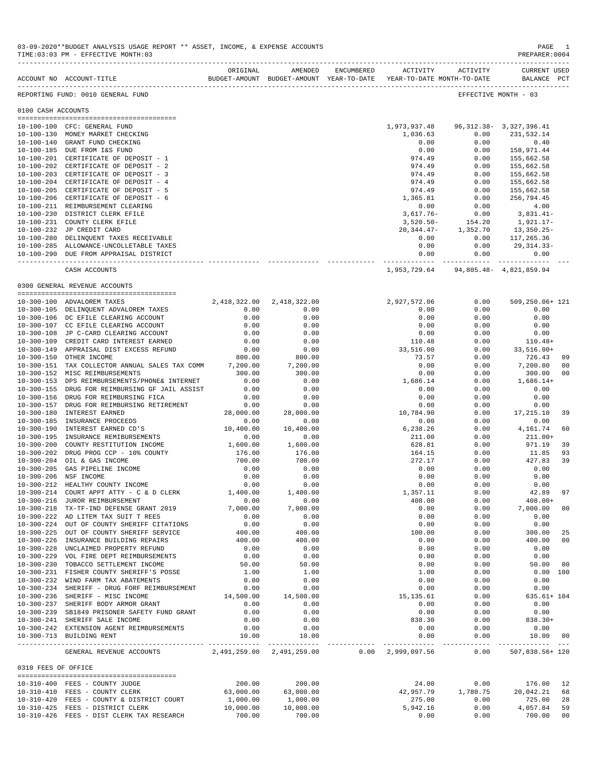03-09-2020**BUDGET ANALYSIS USAGE REPORT ** ASSET, INCOME, & EXPENSE ACCOUNTS
TIME:03:03 PM - EFFECTIVE MONTH:03

PREPARER:0004

| ACCOUNT NO | ACCOUNT-TITLE | ORIGINAL BUDGET-AMOUNT | AMENDED BUDGET-AMOUNT | ENCUMBERED YEAR-TO-DATE | ACTIVITY YEAR-TO-DATE | ACTIVITY MONTH-TO-DATE | CURRENT USED BALANCE | PCT |
|---|---|---|---|---|---|---|---|---|
| REPORTING FUND: 0010 GENERAL FUND | | | | | | EFFECTIVE MONTH - 03 | | |
| **0100 CASH ACCOUNTS** | | | | | | | | |
| 10-100-100 | CFC: GENERAL FUND | | | | 1,973,937.48 | 96,312.38- | 3,327,396.41 | |
| 10-100-130 | MONEY MARKET CHECKING | | | | 1,036.63 | 0.00 | 231,532.14 | |
| 10-100-140 | GRANT FUND CHECKING | | | | 0.00 | 0.00 | 0.40 | |
| 10-100-185 | DUE FROM I&S FUND | | | | 0.00 | 0.00 | 158,971.44 | |
| 10-100-201 | CERTIFICATE OF DEPOSIT - 1 | | | | 974.49 | 0.00 | 155,662.58 | |
| 10-100-202 | CERTIFICATE OF DEPOSIT - 2 | | | | 974.49 | 0.00 | 155,662.58 | |
| 10-100-203 | CERTIFICATE OF DEPOSIT - 3 | | | | 974.49 | 0.00 | 155,662.58 | |
| 10-100-204 | CERTIFICATE OF DEPOSIT - 4 | | | | 974.49 | 0.00 | 155,662.58 | |
| 10-100-205 | CERTIFICATE OF DEPOSIT - 5 | | | | 974.49 | 0.00 | 155,662.58 | |
| 10-100-206 | CERTIFICATE OF DEPOSIT - 6 | | | | 1,365.81 | 0.00 | 256,794.45 | |
| 10-100-211 | REIMBURSEMENT CLEARING | | | | 0.00 | 0.00 | 4.00 | |
| 10-100-230 | DISTRICT CLERK EFILE | | | | 3,617.76- | 0.00 | 3,831.41- | |
| 10-100-231 | COUNTY CLERK EFILE | | | | 3,520.50- | 154.20 | 1,921.17- | |
| 10-100-232 | JP CREDIT CARD | | | | 20,344.47- | 1,352.70 | 13,350.25- | |
| 10-100-280 | DELINQUENT TAXES RECEIVABLE | | | | 0.00 | 0.00 | 117,265.36 | |
| 10-100-285 | ALLOWANCE-UNCOLLETABLE TAXES | | | | 0.00 | 0.00 | 29,314.33- | |
| 10-100-290 | DUE FROM APPRAISAL DISTRICT | | | | 0.00 | 0.00 | 0.00 | |
| | CASH ACCOUNTS | | | | 1,953,729.64 | 94,805.48- | 4,821,859.94 | |
| **0300 GENERAL REVENUE ACCOUNTS** | | | | | | | | |
| 10-300-100 | ADVALOREM TAXES | 2,418,322.00 | 2,418,322.00 | | 2,927,572.06 | 0.00 | 509,250.06+ | 121 |
| 10-300-105 | DELINQUENT ADVALOREM TAXES | 0.00 | 0.00 | | 0.00 | 0.00 | 0.00 | |
| 10-300-106 | DC EFILE CLEARING ACCOUNT | 0.00 | 0.00 | | 0.00 | 0.00 | 0.00 | |
| 10-300-107 | CC EFILE CLEARING ACCOUNT | 0.00 | 0.00 | | 0.00 | 0.00 | 0.00 | |
| 10-300-108 | JP C-CARD CLEARING ACCOUNT | 0.00 | 0.00 | | 0.00 | 0.00 | 0.00 | |
| 10-300-109 | CREDIT CARD INTEREST EARNED | 0.00 | 0.00 | | 110.48 | 0.00 | 110.48+ | |
| 10-300-149 | APPRAISAL DIST EXCESS REFUND | 0.00 | 0.00 | | 33,516.00 | 0.00 | 33,516.00+ | |
| 10-300-150 | OTHER INCOME | 800.00 | 800.00 | | 73.57 | 0.00 | 726.43 | 09 |
| 10-300-151 | TAX COLLECTOR ANNUAL SALES TAX COMM | 7,200.00 | 7,200.00 | | 0.00 | 0.00 | 7,200.00 | 00 |
| 10-300-152 | MISC REIMBURSEMENTS | 300.00 | 300.00 | | 0.00 | 0.00 | 300.00 | 00 |
| 10-300-153 | DPS REIMBURSEMENTS/PHONE& INTERNET | 0.00 | 0.00 | | 1,686.14 | 0.00 | 1,686.14+ | |
| 10-300-155 | DRUG FOR REIMBURSING GF JAIL ASSIST | 0.00 | 0.00 | | 0.00 | 0.00 | 0.00 | |
| 10-300-156 | DRUG FOR REIMBURSING FICA | 0.00 | 0.00 | | 0.00 | 0.00 | 0.00 | |
| 10-300-157 | DRUG FOR REIMBURSING RETIREMENT | 0.00 | 0.00 | | 0.00 | 0.00 | 0.00 | |
| 10-300-180 | INTEREST EARNED | 28,000.00 | 28,000.00 | | 10,784.90 | 0.00 | 17,215.10 | 39 |
| 10-300-185 | INSURANCE PROCEEDS | 0.00 | 0.00 | | 0.00 | 0.00 | 0.00 | |
| 10-300-190 | INTEREST EARNED CD'S | 10,400.00 | 10,400.00 | | 6,238.26 | 0.00 | 4,161.74 | 60 |
| 10-300-195 | INSURANCE REMIBURSEMENTS | 0.00 | 0.00 | | 211.00 | 0.00 | 211.00+ | |
| 10-300-200 | COUNTY RESTITUTION INCOME | 1,600.00 | 1,600.00 | | 628.81 | 0.00 | 971.19 | 39 |
| 10-300-202 | DRUG PROG CCP - 10% COUNTY | 176.00 | 176.00 | | 164.15 | 0.00 | 11.85 | 93 |
| 10-300-204 | OIL & GAS INCOME | 700.00 | 700.00 | | 272.17 | 0.00 | 427.83 | 39 |
| 10-300-205 | GAS PIPELINE INCOME | 0.00 | 0.00 | | 0.00 | 0.00 | 0.00 | |
| 10-300-206 | NSF INCOME | 0.00 | 0.00 | | 0.00 | 0.00 | 0.00 | |
| 10-300-212 | HEALTHY COUNTY INCOME | 0.00 | 0.00 | | 0.00 | 0.00 | 0.00 | |
| 10-300-214 | COURT APPT ATTY - C & D CLERK | 1,400.00 | 1,400.00 | | 1,357.11 | 0.00 | 42.89 | 97 |
| 10-300-216 | JUROR REIMBURSEMENT | 0.00 | 0.00 | | 408.00 | 0.00 | 408.00+ | |
| 10-300-218 | TX-TF-IND DEFENSE GRANT 2019 | 7,000.00 | 7,000.00 | | 0.00 | 0.00 | 7,000.00 | 00 |
| 10-300-222 | AD LITEM TAX SUIT T REES | 0.00 | 0.00 | | 0.00 | 0.00 | 0.00 | |
| 10-300-224 | OUT OF COUNTY SHERIFF CITATIONS | 0.00 | 0.00 | | 0.00 | 0.00 | 0.00 | |
| 10-300-225 | OUT OF COUNTY SHERIFF SERVICE | 400.00 | 400.00 | | 100.00 | 0.00 | 300.00 | 25 |
| 10-300-226 | INSURANCE BUILDING REPAIRS | 400.00 | 400.00 | | 0.00 | 0.00 | 400.00 | 00 |
| 10-300-228 | UNCLAIMED PROPERTY REFUND | 0.00 | 0.00 | | 0.00 | 0.00 | 0.00 | |
| 10-300-229 | VOL FIRE DEPT REIMBURSEMENTS | 0.00 | 0.00 | | 0.00 | 0.00 | 0.00 | |
| 10-300-230 | TOBACCO SETTLEMENT INCOME | 50.00 | 50.00 | | 0.00 | 0.00 | 50.00 | 00 |
| 10-300-231 | FISHER COUNTY SHERIFF'S POSSE | 1.00 | 1.00 | | 1.00 | 0.00 | 0.00 | 100 |
| 10-300-232 | WIND FARM TAX ABATEMENTS | 0.00 | 0.00 | | 0.00 | 0.00 | 0.00 | |
| 10-300-234 | SHERIFF - DRUG FORF REIMBURSEMENT | 0.00 | 0.00 | | 0.00 | 0.00 | 0.00 | |
| 10-300-236 | SHERIFF - MISC INCOME | 14,500.00 | 14,500.00 | | 15,135.61 | 0.00 | 635.61+ | 104 |
| 10-300-237 | SHERIFF BODY ARMOR GRANT | 0.00 | 0.00 | | 0.00 | 0.00 | 0.00 | |
| 10-300-239 | SB1849 PRISONER SAFETY FUND GRANT | 0.00 | 0.00 | | 0.00 | 0.00 | 0.00 | |
| 10-300-241 | SHERIFF SALE INCOME | 0.00 | 0.00 | | 838.30 | 0.00 | 838.30+ | |
| 10-300-242 | EXTENSION AGENT REIMBURSEMENTS | 0.00 | 0.00 | | 0.00 | 0.00 | 0.00 | |
| 10-300-713 | BUILDING RENT | 10.00 | 10.00 | | 0.00 | 0.00 | 10.00 | 00 |
| | GENERAL REVENUE ACCOUNTS | 2,491,259.00 | 2,491,259.00 | 0.00 | 2,999,097.56 | 0.00 | 507,838.56+ | 120 |
| **0310 FEES OF OFFICE** | | | | | | | | |
| 10-310-400 | FEES - COUNTY JUDGE | 200.00 | 200.00 | | 24.00 | 0.00 | 176.00 | 12 |
| 10-310-410 | FEES - COUNTY CLERK | 63,000.00 | 63,000.00 | | 42,957.79 | 1,780.75 | 20,042.21 | 68 |
| 10-310-420 | FEES - COUNTY & DISTRICT COURT | 1,000.00 | 1,000.00 | | 275.00 | 0.00 | 725.00 | 28 |
| 10-310-425 | FEES - DISTRICT CLERK | 10,000.00 | 10,000.00 | | 5,942.16 | 0.00 | 4,057.84 | 59 |
| 10-310-426 | FEES - DIST CLERK TAX RESEARCH | 700.00 | 700.00 | | 0.00 | 0.00 | 700.00 | 00 |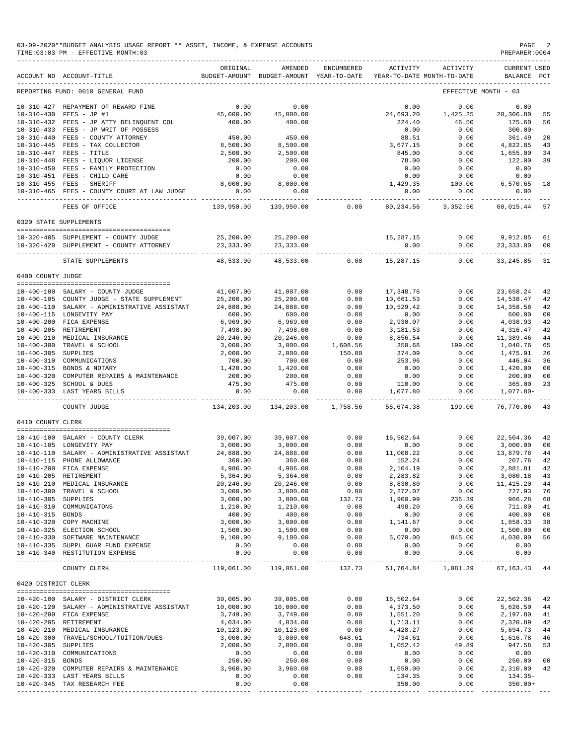03-09-2020**BUDGET ANALYSIS USAGE REPORT ** ASSET, INCOME, & EXPENSE ACCOUNTS

TIME:03:03 PM - EFFECTIVE MONTH:03

PREPARER:0004

| ACCOUNT NO | ACCOUNT-TITLE | ORIGINAL BUDGET-AMOUNT | AMENDED BUDGET-AMOUNT | ENCUMBERED YEAR-TO-DATE | ACTIVITY YEAR-TO-DATE | ACTIVITY MONTH-TO-DATE | CURRENT USED BALANCE | PCT |
|---|---|---|---|---|---|---|---|---|
| REPORTING FUND: 0010 GENERAL FUND | | | | | | EFFECTIVE MONTH - 03 | | |
| 10-310-427 | REPAYMENT OF REWARD FINE | 0.00 | 0.00 | | 0.00 | 0.00 | 0.00 | |
| 10-310-430 | FEES - JP #1 | 45,000.00 | 45,000.00 | | 24,693.20 | 1,425.25 | 20,306.80 | 55 |
| 10-310-432 | FEES - JP ATTY DELINQUENT COL | 400.00 | 400.00 | | 224.40 | 46.50 | 175.60 | 56 |
| 10-310-433 | FEES - JP WRIT OF POSSESS | | | | 0.00 | 0.00 | 300.00- | |
| 10-310-440 | FEES - COUNTY ATTORNEY | 450.00 | 450.00 | | 88.51 | 0.00 | 361.49 | 20 |
| 10-310-445 | FEES - TAX COLLECTOR | 8,500.00 | 8,500.00 | | 3,677.15 | 0.00 | 4,822.85 | 43 |
| 10-310-447 | FEES - TITLE | 2,500.00 | 2,500.00 | | 845.00 | 0.00 | 1,655.00 | 34 |
| 10-310-448 | FEES - LIQUOR LICENSE | 200.00 | 200.00 | | 78.00 | 0.00 | 122.00 | 39 |
| 10-310-450 | FEES - FAMILY PROTECTION | 0.00 | 0.00 | | 0.00 | 0.00 | 0.00 | |
| 10-310-451 | FEES - CHILD CARE | 0.00 | 0.00 | | 0.00 | 0.00 | 0.00 | |
| 10-310-455 | FEES - SHERIFF | 8,000.00 | 8,000.00 | | 1,429.35 | 100.00 | 6,570.65 | 18 |
| 10-310-465 | FEES - COUNTY COURT AT LAW JUDGE | 0.00 | 0.00 | | 0.00 | 0.00 | 0.00 | |
| | FEES OF OFFICE | 139,950.00 | 139,950.00 | 0.00 | 80,234.56 | 3,352.50 | 60,015.44 | 57 |
| 0320 STATE SUPPLEMENTS | | | | | | | | |
| 10-320-405 | SUPPLEMENT - COUNTY JUDGE | 25,200.00 | 25,200.00 | | 15,287.15 | 0.00 | 9,912.85 | 61 |
| 10-320-420 | SUPPLEMENT - COUNTY ATTORNEY | 23,333.00 | 23,333.00 | | 0.00 | 0.00 | 23,333.00 | 00 |
| | STATE SUPPLEMENTS | 48,533.00 | 48,533.00 | 0.00 | 15,287.15 | 0.00 | 33,245.85 | 31 |
| 0400 COUNTY JUDGE | | | | | | | | |
| 10-400-100 | SALARY - COUNTY JUDGE | 41,007.00 | 41,007.00 | 0.00 | 17,348.76 | 0.00 | 23,658.24 | 42 |
| 10-400-105 | COUNTY JUDGE - STATE SUPPLEMENT | 25,200.00 | 25,200.00 | 0.00 | 10,661.53 | 0.00 | 14,538.47 | 42 |
| 10-400-110 | SALARY - ADMINISTRATIVE ASSISTANT | 24,888.00 | 24,888.00 | 0.00 | 10,529.42 | 0.00 | 14,358.58 | 42 |
| 10-400-115 | LONGEVITY PAY | 600.00 | 600.00 | 0.00 | 0.00 | 0.00 | 600.00 | 00 |
| 10-400-200 | FICA EXPENSE | 6,969.00 | 6,969.00 | 0.00 | 2,930.07 | 0.00 | 4,038.93 | 42 |
| 10-400-205 | RETIREMENT | 7,498.00 | 7,498.00 | 0.00 | 3,181.53 | 0.00 | 4,316.47 | 42 |
| 10-400-210 | MEDICAL INSURANCE | 20,246.00 | 20,246.00 | 0.00 | 8,856.54 | 0.00 | 11,389.46 | 44 |
| 10-400-300 | TRAVEL & SCHOOL | 3,000.00 | 3,000.00 | 1,608.56 | 350.68 | 199.00 | 1,040.76 | 65 |
| 10-400-305 | SUPPLIES | 2,000.00 | 2,000.00 | 150.00 | 374.09 | 0.00 | 1,475.91 | 26 |
| 10-400-310 | COMMUNICATIONS | 700.00 | 700.00 | 0.00 | 253.96 | 0.00 | 446.04 | 36 |
| 10-400-315 | BONDS & NOTARY | 1,420.00 | 1,420.00 | 0.00 | 0.00 | 0.00 | 1,420.00 | 00 |
| 10-400-320 | COMPUTER REPAIRS & MAINTENANCE | 200.00 | 200.00 | 0.00 | 0.00 | 0.00 | 200.00 | 00 |
| 10-400-325 | SCHOOL & DUES | 475.00 | 475.00 | 0.00 | 110.00 | 0.00 | 365.00 | 23 |
| 10-400-333 | LAST YEARS BILLS | 0.00 | 0.00 | 0.00 | 1,077.80 | 0.00 | 1,077.80- | |
| | COUNTY JUDGE | 134,203.00 | 134,203.00 | 1,758.56 | 55,674.38 | 199.00 | 76,770.06 | 43 |
| 0410 COUNTY CLERK | | | | | | | | |
| 10-410-100 | SALARY - COUNTY CLERK | 39,007.00 | 39,007.00 | 0.00 | 16,502.64 | 0.00 | 22,504.36 | 42 |
| 10-410-105 | LONGEVITY PAY | 3,000.00 | 3,000.00 | 0.00 | 0.00 | 0.00 | 3,000.00 | 00 |
| 10-410-110 | SALARY - ADMINISTRATIVE ASSISTANT | 24,888.00 | 24,888.00 | 0.00 | 11,008.22 | 0.00 | 13,879.78 | 44 |
| 10-410-115 | PHONE ALLOWANCE | 360.00 | 360.00 | 0.00 | 152.24 | 0.00 | 207.76 | 42 |
| 10-410-200 | FICA EXPENSE | 4,986.00 | 4,986.00 | 0.00 | 2,104.19 | 0.00 | 2,881.81 | 42 |
| 10-410-205 | RETIREMENT | 5,364.00 | 5,364.00 | 0.00 | 2,283.82 | 0.00 | 3,080.18 | 43 |
| 10-410-210 | MEDICAL INSURANCE | 20,246.00 | 20,246.00 | 0.00 | 8,830.80 | 0.00 | 11,415.20 | 44 |
| 10-410-300 | TRAVEL & SCHOOL | 3,000.00 | 3,000.00 | 0.00 | 2,272.07 | 0.00 | 727.93 | 76 |
| 10-410-305 | SUPPLIES | 3,000.00 | 3,000.00 | 132.73 | 1,900.99 | 236.39 | 966.28 | 68 |
| 10-410-310 | COMMUNICATONS | 1,210.00 | 1,210.00 | 0.00 | 498.20 | 0.00 | 711.80 | 41 |
| 10-410-315 | BONDS | 400.00 | 400.00 | 0.00 | 0.00 | 0.00 | 400.00 | 00 |
| 10-410-320 | COPY MACHINE | 3,000.00 | 3,000.00 | 0.00 | 1,141.67 | 0.00 | 1,858.33 | 38 |
| 10-410-325 | ELECTION SCHOOL | 1,500.00 | 1,500.00 | 0.00 | 0.00 | 0.00 | 1,500.00 | 00 |
| 10-410-330 | SOFTWARE MAINTENANCE | 9,100.00 | 9,100.00 | 0.00 | 5,070.00 | 845.00 | 4,030.00 | 56 |
| 10-410-335 | SUPPL GUAR FUND EXPENSE | 0.00 | 0.00 | 0.00 | 0.00 | 0.00 | 0.00 | |
| 10-410-340 | RESTITUTION EXPENSE | 0.00 | 0.00 | 0.00 | 0.00 | 0.00 | 0.00 | |
| | COUNTY CLERK | 119,061.00 | 119,061.00 | 132.73 | 51,764.84 | 1,081.39 | 67,163.43 | 44 |
| 0420 DISTRICT CLERK | | | | | | | | |
| 10-420-100 | SALARY - DISTRICT CLERK | 39,005.00 | 39,005.00 | 0.00 | 16,502.64 | 0.00 | 22,502.36 | 42 |
| 10-420-120 | SALARY - ADMINISTRATIVE ASSISTANT | 10,000.00 | 10,000.00 | 0.00 | 4,373.50 | 0.00 | 5,626.50 | 44 |
| 10-420-200 | FICA EXPENSE | 3,749.00 | 3,749.00 | 0.00 | 1,551.20 | 0.00 | 2,197.80 | 41 |
| 10-420-205 | RETIREMENT | 4,034.00 | 4,034.00 | 0.00 | 1,713.11 | 0.00 | 2,320.89 | 42 |
| 10-420-210 | MEDICAL INSURANCE | 10,123.00 | 10,123.00 | 0.00 | 4,428.27 | 0.00 | 5,694.73 | 44 |
| 10-420-300 | TRAVEL/SCHOOL/TUITION/DUES | 3,000.00 | 3,000.00 | 648.61 | 734.61 | 0.00 | 1,616.78 | 46 |
| 10-420-305 | SUPPLIES | 2,000.00 | 2,000.00 | 0.00 | 1,052.42 | 49.89 | 947.58 | 53 |
| 10-420-310 | COMMUNICATIONS | 0.00 | 0.00 | 0.00 | 0.00 | 0.00 | 0.00 | |
| 10-420-315 | BONDS | 250.00 | 250.00 | 0.00 | 0.00 | 0.00 | 250.00 | 00 |
| 10-420-320 | COMPUTER REPAIRS & MAINTENANCE | 3,960.00 | 3,960.00 | 0.00 | 1,650.00 | 0.00 | 2,310.00 | 42 |
| 10-420-333 | LAST YEARS BILLS | 0.00 | 0.00 | 0.00 | 134.35 | 0.00 | 134.35- | |
| 10-420-345 | TAX RESEARCH FEE | 0.00 | 0.00 | | 350.00 | 0.00 | 350.00+ | |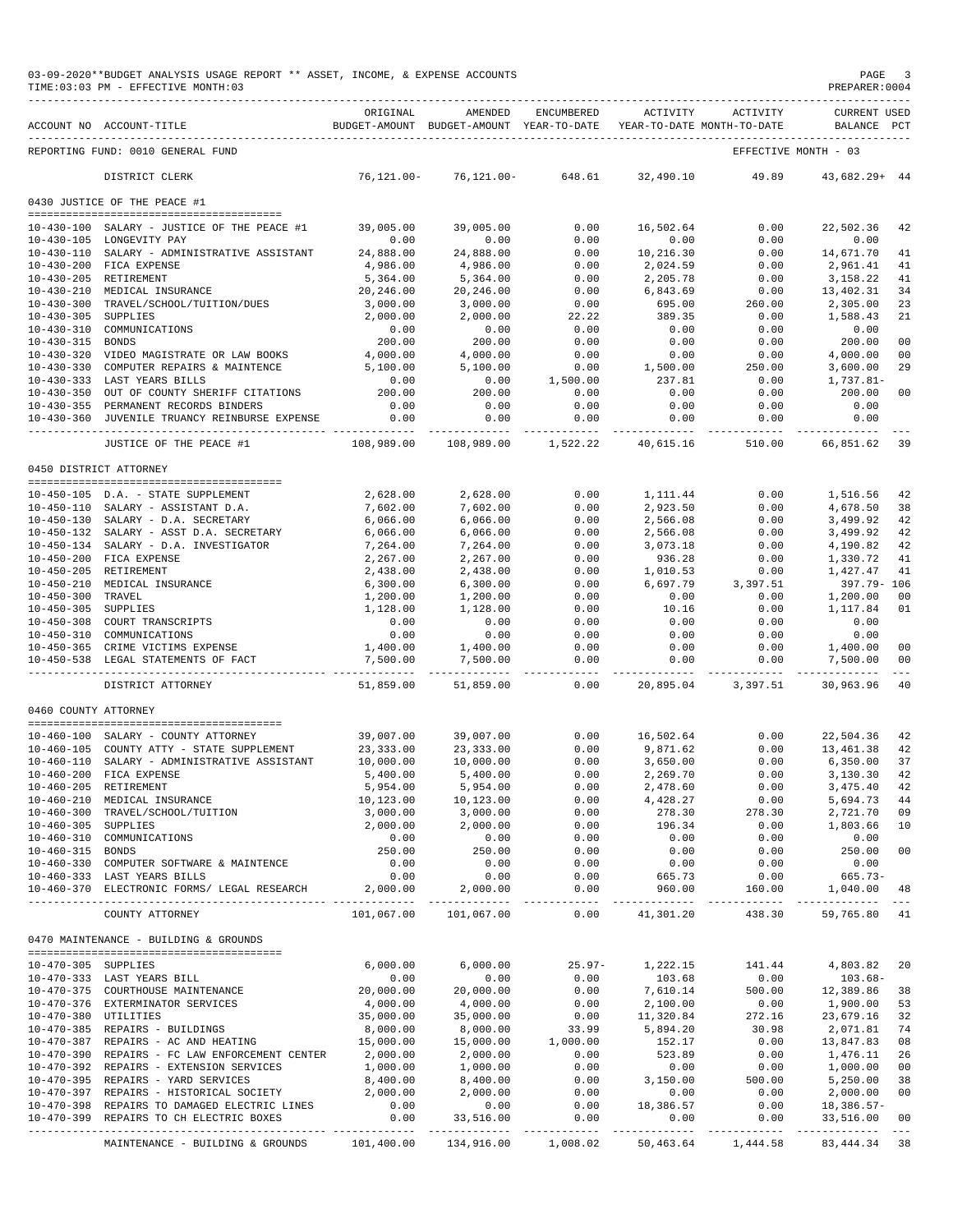03-09-2020**BUDGET ANALYSIS USAGE REPORT ** ASSET, INCOME, & EXPENSE ACCOUNTS
TIME:03:03 PM - EFFECTIVE MONTH:03
PREPARER:0004

| ACCOUNT NO | ACCOUNT-TITLE | ORIGINAL BUDGET-AMOUNT | AMENDED BUDGET-AMOUNT | ENCUMBERED YEAR-TO-DATE | ACTIVITY YEAR-TO-DATE | ACTIVITY MONTH-TO-DATE | CURRENT BALANCE | USED PCT |
|---|---|---|---|---|---|---|---|---|
| REPORTING FUND: 0010 GENERAL FUND | | | | | | EFFECTIVE MONTH - 03 | | |
| | DISTRICT CLERK | 76,121.00- | 76,121.00- | 648.61 | 32,490.10 | 49.89 | 43,682.29+ | 44 |
| 0430 JUSTICE OF THE PEACE #1 | | | | | | | | |
| 10-430-100 | SALARY - JUSTICE OF THE PEACE #1 | 39,005.00 | 39,005.00 | 0.00 | 16,502.64 | 0.00 | 22,502.36 | 42 |
| 10-430-105 | LONGEVITY PAY | 0.00 | 0.00 | 0.00 | 0.00 | 0.00 | 0.00 | |
| 10-430-110 | SALARY - ADMINISTRATIVE ASSISTANT | 24,888.00 | 24,888.00 | 0.00 | 10,216.30 | 0.00 | 14,671.70 | 41 |
| 10-430-200 | FICA EXPENSE | 4,986.00 | 4,986.00 | 0.00 | 2,024.59 | 0.00 | 2,961.41 | 41 |
| 10-430-205 | RETIREMENT | 5,364.00 | 5,364.00 | 0.00 | 2,205.78 | 0.00 | 3,158.22 | 41 |
| 10-430-210 | MEDICAL INSURANCE | 20,246.00 | 20,246.00 | 0.00 | 6,843.69 | 0.00 | 13,402.31 | 34 |
| 10-430-300 | TRAVEL/SCHOOL/TUITION/DUES | 3,000.00 | 3,000.00 | 0.00 | 695.00 | 260.00 | 2,305.00 | 23 |
| 10-430-305 | SUPPLIES | 2,000.00 | 2,000.00 | 22.22 | 389.35 | 0.00 | 1,588.43 | 21 |
| 10-430-310 | COMMUNICATIONS | 0.00 | 0.00 | 0.00 | 0.00 | 0.00 | 0.00 | |
| 10-430-315 | BONDS | 200.00 | 200.00 | 0.00 | 0.00 | 0.00 | 200.00 | 00 |
| 10-430-320 | VIDEO MAGISTRATE OR LAW BOOKS | 4,000.00 | 4,000.00 | 0.00 | 0.00 | 0.00 | 4,000.00 | 00 |
| 10-430-330 | COMPUTER REPAIRS & MAINTENCE | 5,100.00 | 5,100.00 | 0.00 | 1,500.00 | 250.00 | 3,600.00 | 29 |
| 10-430-333 | LAST YEARS BILLS | 0.00 | 0.00 | 1,500.00 | 237.81 | 0.00 | 1,737.81- | |
| 10-430-350 | OUT OF COUNTY SHERIFF CITATIONS | 200.00 | 200.00 | 0.00 | 0.00 | 0.00 | 200.00 | 00 |
| 10-430-355 | PERMANENT RECORDS BINDERS | 0.00 | 0.00 | 0.00 | 0.00 | 0.00 | 0.00 | |
| 10-430-360 | JUVENILE TRUANCY REINBURSE EXPENSE | 0.00 | 0.00 | 0.00 | 0.00 | 0.00 | 0.00 | |
| | JUSTICE OF THE PEACE #1 | 108,989.00 | 108,989.00 | 1,522.22 | 40,615.16 | 510.00 | 66,851.62 | 39 |
| 0450 DISTRICT ATTORNEY | | | | | | | | |
| 10-450-105 | D.A. - STATE SUPPLEMENT | 2,628.00 | 2,628.00 | 0.00 | 1,111.44 | 0.00 | 1,516.56 | 42 |
| 10-450-110 | SALARY - ASSISTANT D.A. | 7,602.00 | 7,602.00 | 0.00 | 2,923.50 | 0.00 | 4,678.50 | 38 |
| 10-450-130 | SALARY - D.A. SECRETARY | 6,066.00 | 6,066.00 | 0.00 | 2,566.08 | 0.00 | 3,499.92 | 42 |
| 10-450-132 | SALARY - ASST D.A. SECRETARY | 6,066.00 | 6,066.00 | 0.00 | 2,566.08 | 0.00 | 3,499.92 | 42 |
| 10-450-134 | SALARY - D.A. INVESTIGATOR | 7,264.00 | 7,264.00 | 0.00 | 3,073.18 | 0.00 | 4,190.82 | 42 |
| 10-450-200 | FICA EXPENSE | 2,267.00 | 2,267.00 | 0.00 | 936.28 | 0.00 | 1,330.72 | 41 |
| 10-450-205 | RETIREMENT | 2,438.00 | 2,438.00 | 0.00 | 1,010.53 | 0.00 | 1,427.47 | 41 |
| 10-450-210 | MEDICAL INSURANCE | 6,300.00 | 6,300.00 | 0.00 | 6,697.79 | 3,397.51 | 397.79- | 106 |
| 10-450-300 | TRAVEL | 1,200.00 | 1,200.00 | 0.00 | 0.00 | 0.00 | 1,200.00 | 00 |
| 10-450-305 | SUPPLIES | 1,128.00 | 1,128.00 | 0.00 | 10.16 | 0.00 | 1,117.84 | 01 |
| 10-450-308 | COURT TRANSCRIPTS | 0.00 | 0.00 | 0.00 | 0.00 | 0.00 | 0.00 | |
| 10-450-310 | COMMUNICATIONS | 0.00 | 0.00 | 0.00 | 0.00 | 0.00 | 0.00 | |
| 10-450-365 | CRIME VICTIMS EXPENSE | 1,400.00 | 1,400.00 | 0.00 | 0.00 | 0.00 | 1,400.00 | 00 |
| 10-450-538 | LEGAL STATEMENTS OF FACT | 7,500.00 | 7,500.00 | 0.00 | 0.00 | 0.00 | 7,500.00 | 00 |
| | DISTRICT ATTORNEY | 51,859.00 | 51,859.00 | 0.00 | 20,895.04 | 3,397.51 | 30,963.96 | 40 |
| 0460 COUNTY ATTORNEY | | | | | | | | |
| 10-460-100 | SALARY - COUNTY ATTORNEY | 39,007.00 | 39,007.00 | 0.00 | 16,502.64 | 0.00 | 22,504.36 | 42 |
| 10-460-105 | COUNTY ATTY - STATE SUPPLEMENT | 23,333.00 | 23,333.00 | 0.00 | 9,871.62 | 0.00 | 13,461.38 | 42 |
| 10-460-110 | SALARY - ADMINISTRATIVE ASSISTANT | 10,000.00 | 10,000.00 | 0.00 | 3,650.00 | 0.00 | 6,350.00 | 37 |
| 10-460-200 | FICA EXPENSE | 5,400.00 | 5,400.00 | 0.00 | 2,269.70 | 0.00 | 3,130.30 | 42 |
| 10-460-205 | RETIREMENT | 5,954.00 | 5,954.00 | 0.00 | 2,478.60 | 0.00 | 3,475.40 | 42 |
| 10-460-210 | MEDICAL INSURANCE | 10,123.00 | 10,123.00 | 0.00 | 4,428.27 | 0.00 | 5,694.73 | 44 |
| 10-460-300 | TRAVEL/SCHOOL/TUITION | 3,000.00 | 3,000.00 | 0.00 | 278.30 | 278.30 | 2,721.70 | 09 |
| 10-460-305 | SUPPLIES | 2,000.00 | 2,000.00 | 0.00 | 196.34 | 0.00 | 1,803.66 | 10 |
| 10-460-310 | COMMUNICATIONS | 0.00 | 0.00 | 0.00 | 0.00 | 0.00 | 0.00 | |
| 10-460-315 | BONDS | 250.00 | 250.00 | 0.00 | 0.00 | 0.00 | 250.00 | 00 |
| 10-460-330 | COMPUTER SOFTWARE & MAINTENCE | 0.00 | 0.00 | 0.00 | 0.00 | 0.00 | 0.00 | |
| 10-460-333 | LAST YEARS BILLS | 0.00 | 0.00 | 0.00 | 665.73 | 0.00 | 665.73- | |
| 10-460-370 | ELECTRONIC FORMS/ LEGAL RESEARCH | 2,000.00 | 2,000.00 | 0.00 | 960.00 | 160.00 | 1,040.00 | 48 |
| | COUNTY ATTORNEY | 101,067.00 | 101,067.00 | 0.00 | 41,301.20 | 438.30 | 59,765.80 | 41 |
| 0470 MAINTENANCE - BUILDING & GROUNDS | | | | | | | | |
| 10-470-305 | SUPPLIES | 6,000.00 | 6,000.00 | 25.97- | 1,222.15 | 141.44 | 4,803.82 | 20 |
| 10-470-333 | LAST YEARS BILL | 0.00 | 0.00 | 0.00 | 103.68 | 0.00 | 103.68- | |
| 10-470-375 | COURTHOUSE MAINTENANCE | 20,000.00 | 20,000.00 | 0.00 | 7,610.14 | 500.00 | 12,389.86 | 38 |
| 10-470-376 | EXTERMINATOR SERVICES | 4,000.00 | 4,000.00 | 0.00 | 2,100.00 | 0.00 | 1,900.00 | 53 |
| 10-470-380 | UTILITIES | 35,000.00 | 35,000.00 | 0.00 | 11,320.84 | 272.16 | 23,679.16 | 32 |
| 10-470-385 | REPAIRS - BUILDINGS | 8,000.00 | 8,000.00 | 33.99 | 5,894.20 | 30.98 | 2,071.81 | 74 |
| 10-470-387 | REPAIRS - AC AND HEATING | 15,000.00 | 15,000.00 | 1,000.00 | 152.17 | 0.00 | 13,847.83 | 08 |
| 10-470-390 | REPAIRS - FC LAW ENFORCEMENT CENTER | 2,000.00 | 2,000.00 | 0.00 | 523.89 | 0.00 | 1,476.11 | 26 |
| 10-470-392 | REPAIRS - EXTENSION SERVICES | 1,000.00 | 1,000.00 | 0.00 | 0.00 | 0.00 | 1,000.00 | 00 |
| 10-470-395 | REPAIRS - YARD SERVICES | 8,400.00 | 8,400.00 | 0.00 | 3,150.00 | 500.00 | 5,250.00 | 38 |
| 10-470-397 | REPAIRS - HISTORICAL SOCIETY | 2,000.00 | 2,000.00 | 0.00 | 0.00 | 0.00 | 2,000.00 | 00 |
| 10-470-398 | REPAIRS TO DAMAGED ELECTRIC LINES | 0.00 | 0.00 | 0.00 | 18,386.57 | 0.00 | 18,386.57- | |
| 10-470-399 | REPAIRS TO CH ELECTRIC BOXES | 0.00 | 33,516.00 | 0.00 | 0.00 | 0.00 | 33,516.00 | 00 |
| | MAINTENANCE - BUILDING & GROUNDS | 101,400.00 | 134,916.00 | 1,008.02 | 50,463.64 | 1,444.58 | 83,444.34 | 38 |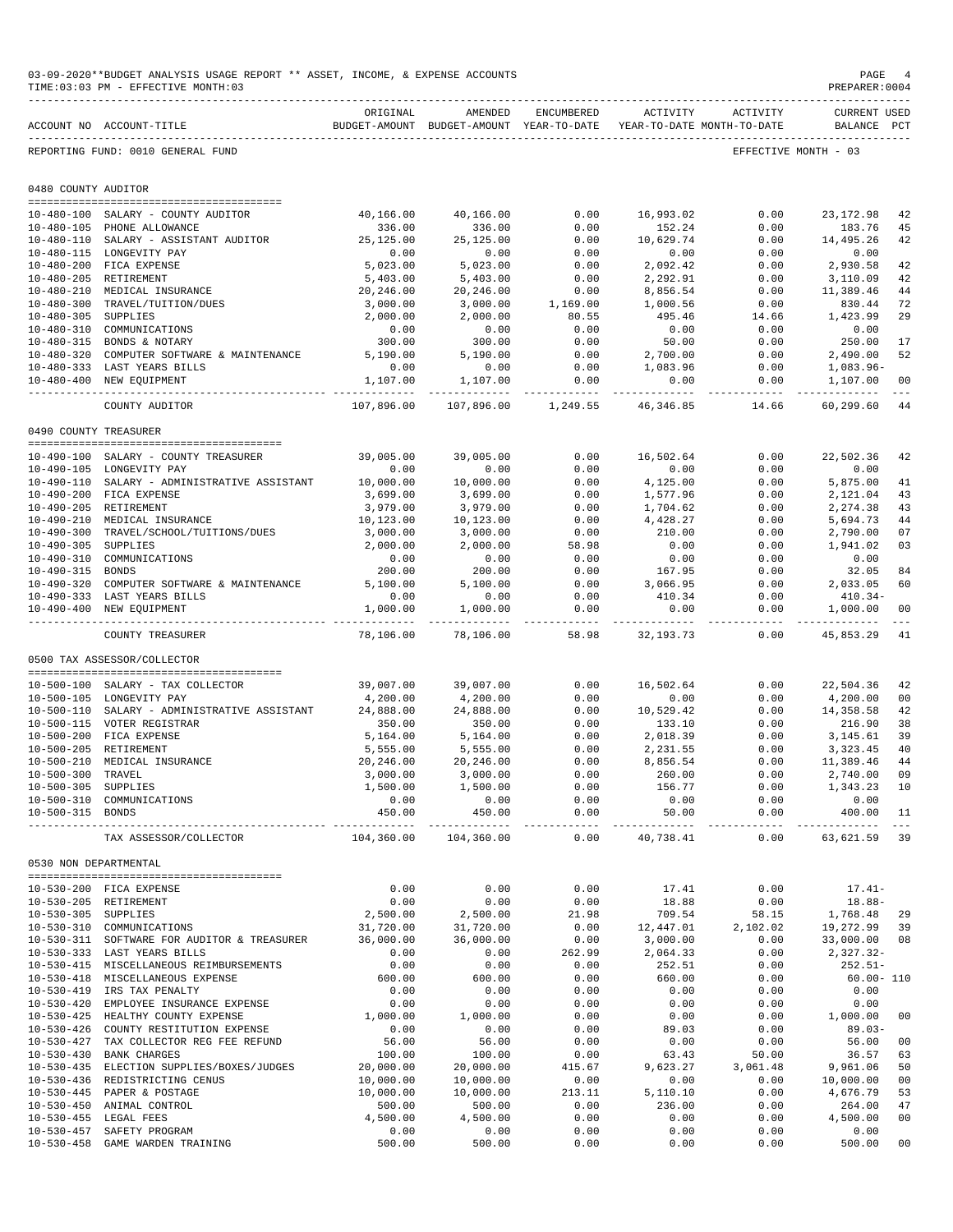03-09-2020**BUDGET ANALYSIS USAGE REPORT ** ASSET, INCOME, & EXPENSE ACCOUNTS
TIME:03:03 PM - EFFECTIVE MONTH:03
PREPARER:0004

REPORTING FUND: 0010 GENERAL FUND — EFFECTIVE MONTH - 03

## 0480 COUNTY AUDITOR

| ACCOUNT NO | ACCOUNT-TITLE | ORIGINAL BUDGET-AMOUNT | AMENDED BUDGET-AMOUNT | ENCUMBERED YEAR-TO-DATE | ACTIVITY YEAR-TO-DATE | ACTIVITY MONTH-TO-DATE | CURRENT BALANCE | USED PCT |
|---|---|---|---|---|---|---|---|---|
| 10-480-100 | SALARY - COUNTY AUDITOR | 40,166.00 | 40,166.00 | 0.00 | 16,993.02 | 0.00 | 23,172.98 | 42 |
| 10-480-105 | PHONE ALLOWANCE | 336.00 | 336.00 | 0.00 | 152.24 | 0.00 | 183.76 | 45 |
| 10-480-110 | SALARY - ASSISTANT AUDITOR | 25,125.00 | 25,125.00 | 0.00 | 10,629.74 | 0.00 | 14,495.26 | 42 |
| 10-480-115 | LONGEVITY PAY | 0.00 | 0.00 | 0.00 | 0.00 | 0.00 | 0.00 | |
| 10-480-200 | FICA EXPENSE | 5,023.00 | 5,023.00 | 0.00 | 2,092.42 | 0.00 | 2,930.58 | 42 |
| 10-480-205 | RETIREMENT | 5,403.00 | 5,403.00 | 0.00 | 2,292.91 | 0.00 | 3,110.09 | 42 |
| 10-480-210 | MEDICAL INSURANCE | 20,246.00 | 20,246.00 | 0.00 | 8,856.54 | 0.00 | 11,389.46 | 44 |
| 10-480-300 | TRAVEL/TUITION/DUES | 3,000.00 | 3,000.00 | 1,169.00 | 1,000.56 | 0.00 | 830.44 | 72 |
| 10-480-305 | SUPPLIES | 2,000.00 | 2,000.00 | 80.55 | 495.46 | 14.66 | 1,423.99 | 29 |
| 10-480-310 | COMMUNICATIONS | 0.00 | 0.00 | 0.00 | 0.00 | 0.00 | 0.00 | |
| 10-480-315 | BONDS & NOTARY | 300.00 | 300.00 | 0.00 | 50.00 | 0.00 | 250.00 | 17 |
| 10-480-320 | COMPUTER SOFTWARE & MAINTENANCE | 5,190.00 | 5,190.00 | 0.00 | 2,700.00 | 0.00 | 2,490.00 | 52 |
| 10-480-333 | LAST YEARS BILLS | 0.00 | 0.00 | 0.00 | 1,083.96 | 0.00 | 1,083.96- | |
| 10-480-400 | NEW EQUIPMENT | 1,107.00 | 1,107.00 | 0.00 | 0.00 | 0.00 | 1,107.00 | 00 |
| | COUNTY AUDITOR | 107,896.00 | 107,896.00 | 1,249.55 | 46,346.85 | 14.66 | 60,299.60 | 44 |

## 0490 COUNTY TREASURER

| ACCOUNT NO | ACCOUNT-TITLE | ORIGINAL BUDGET-AMOUNT | AMENDED BUDGET-AMOUNT | ENCUMBERED YEAR-TO-DATE | ACTIVITY YEAR-TO-DATE | ACTIVITY MONTH-TO-DATE | CURRENT BALANCE | USED PCT |
|---|---|---|---|---|---|---|---|---|
| 10-490-100 | SALARY - COUNTY TREASURER | 39,005.00 | 39,005.00 | 0.00 | 16,502.64 | 0.00 | 22,502.36 | 42 |
| 10-490-105 | LONGEVITY PAY | 0.00 | 0.00 | 0.00 | 0.00 | 0.00 | 0.00 | |
| 10-490-110 | SALARY - ADMINISTRATIVE ASSISTANT | 10,000.00 | 10,000.00 | 0.00 | 4,125.00 | 0.00 | 5,875.00 | 41 |
| 10-490-200 | FICA EXPENSE | 3,699.00 | 3,699.00 | 0.00 | 1,577.96 | 0.00 | 2,121.04 | 43 |
| 10-490-205 | RETIREMENT | 3,979.00 | 3,979.00 | 0.00 | 1,704.62 | 0.00 | 2,274.38 | 43 |
| 10-490-210 | MEDICAL INSURANCE | 10,123.00 | 10,123.00 | 0.00 | 4,428.27 | 0.00 | 5,694.73 | 44 |
| 10-490-300 | TRAVEL/SCHOOL/TUITIONS/DUES | 3,000.00 | 3,000.00 | 0.00 | 210.00 | 0.00 | 2,790.00 | 07 |
| 10-490-305 | SUPPLIES | 2,000.00 | 2,000.00 | 58.98 | 0.00 | 0.00 | 1,941.02 | 03 |
| 10-490-310 | COMMUNICATIONS | 0.00 | 0.00 | 0.00 | 0.00 | 0.00 | 0.00 | |
| 10-490-315 | BONDS | 200.00 | 200.00 | 0.00 | 167.95 | 0.00 | 32.05 | 84 |
| 10-490-320 | COMPUTER SOFTWARE & MAINTENANCE | 5,100.00 | 5,100.00 | 0.00 | 3,066.95 | 0.00 | 2,033.05 | 60 |
| 10-490-333 | LAST YEARS BILLS | 0.00 | 0.00 | 0.00 | 410.34 | 0.00 | 410.34- | |
| 10-490-400 | NEW EQUIPMENT | 1,000.00 | 1,000.00 | 0.00 | 0.00 | 0.00 | 1,000.00 | 00 |
| | COUNTY TREASURER | 78,106.00 | 78,106.00 | 58.98 | 32,193.73 | 0.00 | 45,853.29 | 41 |

## 0500 TAX ASSESSOR/COLLECTOR

| ACCOUNT NO | ACCOUNT-TITLE | ORIGINAL BUDGET-AMOUNT | AMENDED BUDGET-AMOUNT | ENCUMBERED YEAR-TO-DATE | ACTIVITY YEAR-TO-DATE | ACTIVITY MONTH-TO-DATE | CURRENT BALANCE | USED PCT |
|---|---|---|---|---|---|---|---|---|
| 10-500-100 | SALARY - TAX COLLECTOR | 39,007.00 | 39,007.00 | 0.00 | 16,502.64 | 0.00 | 22,504.36 | 42 |
| 10-500-105 | LONGEVITY PAY | 4,200.00 | 4,200.00 | 0.00 | 0.00 | 0.00 | 4,200.00 | 00 |
| 10-500-110 | SALARY - ADMINISTRATIVE ASSISTANT | 24,888.00 | 24,888.00 | 0.00 | 10,529.42 | 0.00 | 14,358.58 | 42 |
| 10-500-115 | VOTER REGISTRAR | 350.00 | 350.00 | 0.00 | 133.10 | 0.00 | 216.90 | 38 |
| 10-500-200 | FICA EXPENSE | 5,164.00 | 5,164.00 | 0.00 | 2,018.39 | 0.00 | 3,145.61 | 39 |
| 10-500-205 | RETIREMENT | 5,555.00 | 5,555.00 | 0.00 | 2,231.55 | 0.00 | 3,323.45 | 40 |
| 10-500-210 | MEDICAL INSURANCE | 20,246.00 | 20,246.00 | 0.00 | 8,856.54 | 0.00 | 11,389.46 | 44 |
| 10-500-300 | TRAVEL | 3,000.00 | 3,000.00 | 0.00 | 260.00 | 0.00 | 2,740.00 | 09 |
| 10-500-305 | SUPPLIES | 1,500.00 | 1,500.00 | 0.00 | 156.77 | 0.00 | 1,343.23 | 10 |
| 10-500-310 | COMMUNICATIONS | 0.00 | 0.00 | 0.00 | 0.00 | 0.00 | 0.00 | |
| 10-500-315 | BONDS | 450.00 | 450.00 | 0.00 | 50.00 | 0.00 | 400.00 | 11 |
| | TAX ASSESSOR/COLLECTOR | 104,360.00 | 104,360.00 | 0.00 | 40,738.41 | 0.00 | 63,621.59 | 39 |

## 0530 NON DEPARTMENTAL

| ACCOUNT NO | ACCOUNT-TITLE | ORIGINAL BUDGET-AMOUNT | AMENDED BUDGET-AMOUNT | ENCUMBERED YEAR-TO-DATE | ACTIVITY YEAR-TO-DATE | ACTIVITY MONTH-TO-DATE | CURRENT BALANCE | USED PCT |
|---|---|---|---|---|---|---|---|---|
| 10-530-200 | FICA EXPENSE | 0.00 | 0.00 | 0.00 | 17.41 | 0.00 | 17.41- | |
| 10-530-205 | RETIREMENT | 0.00 | 0.00 | 0.00 | 18.88 | 0.00 | 18.88- | |
| 10-530-305 | SUPPLIES | 2,500.00 | 2,500.00 | 21.98 | 709.54 | 58.15 | 1,768.48 | 29 |
| 10-530-310 | COMMUNICATIONS | 31,720.00 | 31,720.00 | 0.00 | 12,447.01 | 2,102.02 | 19,272.99 | 39 |
| 10-530-311 | SOFTWARE FOR AUDITOR & TREASURER | 36,000.00 | 36,000.00 | 0.00 | 3,000.00 | 0.00 | 33,000.00 | 08 |
| 10-530-333 | LAST YEARS BILLS | 0.00 | 0.00 | 262.99 | 2,064.33 | 0.00 | 2,327.32- | |
| 10-530-415 | MISCELLANEOUS REIMBURSEMENTS | 0.00 | 0.00 | 0.00 | 252.51 | 0.00 | 252.51- | |
| 10-530-418 | MISCELLANEOUS EXPENSE | 600.00 | 600.00 | 0.00 | 660.00 | 0.00 | 60.00- | 110 |
| 10-530-419 | IRS TAX PENALTY | 0.00 | 0.00 | 0.00 | 0.00 | 0.00 | 0.00 | |
| 10-530-420 | EMPLOYEE INSURANCE EXPENSE | 0.00 | 0.00 | 0.00 | 0.00 | 0.00 | 0.00 | |
| 10-530-425 | HEALTHY COUNTY EXPENSE | 1,000.00 | 1,000.00 | 0.00 | 0.00 | 0.00 | 1,000.00 | 00 |
| 10-530-426 | COUNTY RESTITUTION EXPENSE | 0.00 | 0.00 | 0.00 | 89.03 | 0.00 | 89.03- | |
| 10-530-427 | TAX COLLECTOR REG FEE REFUND | 56.00 | 56.00 | 0.00 | 0.00 | 0.00 | 56.00 | 00 |
| 10-530-430 | BANK CHARGES | 100.00 | 100.00 | 0.00 | 63.43 | 50.00 | 36.57 | 63 |
| 10-530-435 | ELECTION SUPPLIES/BOXES/JUDGES | 20,000.00 | 20,000.00 | 415.67 | 9,623.27 | 3,061.48 | 9,961.06 | 50 |
| 10-530-436 | REDISTRICTING CENUS | 10,000.00 | 10,000.00 | 0.00 | 0.00 | 0.00 | 10,000.00 | 00 |
| 10-530-445 | PAPER & POSTAGE | 10,000.00 | 10,000.00 | 213.11 | 5,110.10 | 0.00 | 4,676.79 | 53 |
| 10-530-450 | ANIMAL CONTROL | 500.00 | 500.00 | 0.00 | 236.00 | 0.00 | 264.00 | 47 |
| 10-530-455 | LEGAL FEES | 4,500.00 | 4,500.00 | 0.00 | 0.00 | 0.00 | 4,500.00 | 00 |
| 10-530-457 | SAFETY PROGRAM | 0.00 | 0.00 | 0.00 | 0.00 | 0.00 | 0.00 | |
| 10-530-458 | GAME WARDEN TRAINING | 500.00 | 500.00 | 0.00 | 0.00 | 0.00 | 500.00 | 00 |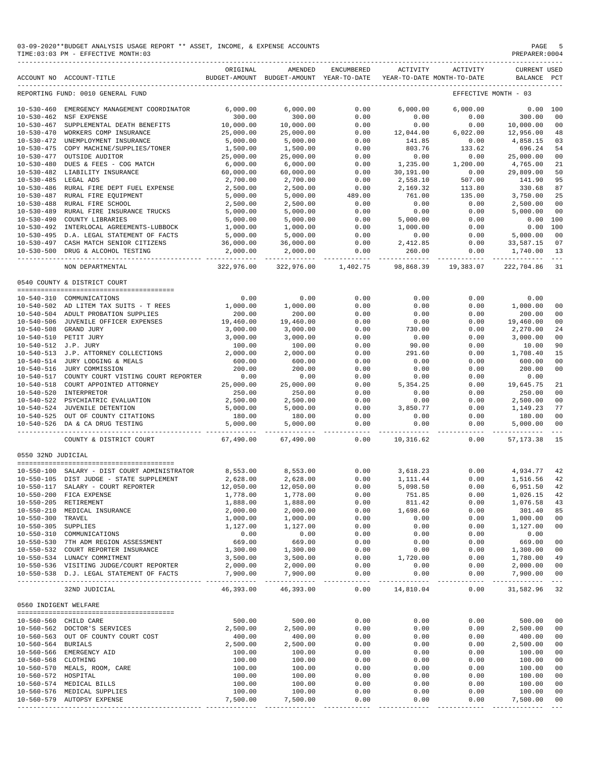03-09-2020**BUDGET ANALYSIS USAGE REPORT ** ASSET, INCOME, & EXPENSE ACCOUNTS
TIME:03:03 PM - EFFECTIVE MONTH:03
PREPARER:0004

| ACCOUNT NO | ACCOUNT-TITLE | ORIGINAL BUDGET-AMOUNT | AMENDED BUDGET-AMOUNT | ENCUMBERED YEAR-TO-DATE | ACTIVITY YEAR-TO-DATE | ACTIVITY MONTH-TO-DATE | CURRENT BALANCE | USED PCT |
|---|---|---|---|---|---|---|---|---|
| REPORTING FUND: 0010 GENERAL FUND | | | | | | EFFECTIVE MONTH - 03 | | |
| 10-530-460 | EMERGENCY MANAGEMENT COORDINATOR | 6,000.00 | 6,000.00 | 0.00 | 6,000.00 | 6,000.00 | 0.00 | 100 |
| 10-530-462 | NSF EXPENSE | 300.00 | 300.00 | 0.00 | 0.00 | 0.00 | 300.00 | 00 |
| 10-530-467 | SUPPLEMENTAL DEATH BENEFITS | 10,000.00 | 10,000.00 | 0.00 | 0.00 | 0.00 | 10,000.00 | 00 |
| 10-530-470 | WORKERS COMP INSURANCE | 25,000.00 | 25,000.00 | 0.00 | 12,044.00 | 6,022.00 | 12,956.00 | 48 |
| 10-530-472 | UNEMPLOYMENT INSURANCE | 5,000.00 | 5,000.00 | 0.00 | 141.85 | 0.00 | 4,858.15 | 03 |
| 10-530-475 | COPY MACHINE/SUPPLIES/TONER | 1,500.00 | 1,500.00 | 0.00 | 803.76 | 133.62 | 696.24 | 54 |
| 10-530-477 | OUTSIDE AUDITOR | 25,000.00 | 25,000.00 | 0.00 | 0.00 | 0.00 | 25,000.00 | 00 |
| 10-530-480 | DUES & FEES - COG MATCH | 6,000.00 | 6,000.00 | 0.00 | 1,235.00 | 1,200.00 | 4,765.00 | 21 |
| 10-530-482 | LIABILITY INSURANCE | 60,000.00 | 60,000.00 | 0.00 | 30,191.00 | 0.00 | 29,809.00 | 50 |
| 10-530-485 | LEGAL ADS | 2,700.00 | 2,700.00 | 0.00 | 2,558.10 | 507.00 | 141.90 | 95 |
| 10-530-486 | RURAL FIRE DEPT FUEL EXPENSE | 2,500.00 | 2,500.00 | 0.00 | 2,169.32 | 113.80 | 330.68 | 87 |
| 10-530-487 | RURAL FIRE EQUIPMENT | 5,000.00 | 5,000.00 | 489.00 | 761.00 | 135.00 | 3,750.00 | 25 |
| 10-530-488 | RURAL FIRE SCHOOL | 2,500.00 | 2,500.00 | 0.00 | 0.00 | 0.00 | 2,500.00 | 00 |
| 10-530-489 | RURAL FIRE INSURANCE TRUCKS | 5,000.00 | 5,000.00 | 0.00 | 0.00 | 0.00 | 5,000.00 | 00 |
| 10-530-490 | COUNTY LIBRARIES | 5,000.00 | 5,000.00 | 0.00 | 5,000.00 | 0.00 | 0.00 | 100 |
| 10-530-492 | INTERLOCAL AGREEMENTS-LUBBOCK | 1,000.00 | 1,000.00 | 0.00 | 1,000.00 | 0.00 | 0.00 | 100 |
| 10-530-495 | D.A. LEGAL STATEMENT OF FACTS | 5,000.00 | 5,000.00 | 0.00 | 0.00 | 0.00 | 5,000.00 | 00 |
| 10-530-497 | CASH MATCH SENIOR CITIZENS | 36,000.00 | 36,000.00 | 0.00 | 2,412.85 | 0.00 | 33,587.15 | 07 |
| 10-530-500 | DRUG & ALCOHOL TESTING | 2,000.00 | 2,000.00 | 0.00 | 260.00 | 0.00 | 1,740.00 | 13 |
| | NON DEPARTMENTAL | 322,976.00 | 322,976.00 | 1,402.75 | 98,868.39 | 19,383.07 | 222,704.86 | 31 |
| 0540 COUNTY & DISTRICT COURT | | | | | | | | |
| 10-540-310 | COMMUNICATIONS | 0.00 | 0.00 | 0.00 | 0.00 | 0.00 | 0.00 | |
| 10-540-502 | AD LITEM TAX SUITS - T REES | 1,000.00 | 1,000.00 | 0.00 | 0.00 | 0.00 | 1,000.00 | 00 |
| 10-540-504 | ADULT PROBATION SUPPLIES | 200.00 | 200.00 | 0.00 | 0.00 | 0.00 | 200.00 | 00 |
| 10-540-506 | JUVENILE OFFICER EXPENSES | 19,460.00 | 19,460.00 | 0.00 | 0.00 | 0.00 | 19,460.00 | 00 |
| 10-540-508 | GRAND JURY | 3,000.00 | 3,000.00 | 0.00 | 730.00 | 0.00 | 2,270.00 | 24 |
| 10-540-510 | PETIT JURY | 3,000.00 | 3,000.00 | 0.00 | 0.00 | 0.00 | 3,000.00 | 00 |
| 10-540-512 | J.P. JURY | 100.00 | 100.00 | 0.00 | 90.00 | 0.00 | 10.00 | 90 |
| 10-540-513 | J.P. ATTORNEY COLLECTIONS | 2,000.00 | 2,000.00 | 0.00 | 291.60 | 0.00 | 1,708.40 | 15 |
| 10-540-514 | JURY LODGING & MEALS | 600.00 | 600.00 | 0.00 | 0.00 | 0.00 | 600.00 | 00 |
| 10-540-516 | JURY COMMISSION | 200.00 | 200.00 | 0.00 | 0.00 | 0.00 | 200.00 | 00 |
| 10-540-517 | COUNTY COURT VISTING COURT REPORTER | 0.00 | 0.00 | 0.00 | 0.00 | 0.00 | 0.00 | |
| 10-540-518 | COURT APPOINTED ATTORNEY | 25,000.00 | 25,000.00 | 0.00 | 5,354.25 | 0.00 | 19,645.75 | 21 |
| 10-540-520 | INTERPRETOR | 250.00 | 250.00 | 0.00 | 0.00 | 0.00 | 250.00 | 00 |
| 10-540-522 | PSYCHIATRIC EVALUATION | 2,500.00 | 2,500.00 | 0.00 | 0.00 | 0.00 | 2,500.00 | 00 |
| 10-540-524 | JUVENILE DETENTION | 5,000.00 | 5,000.00 | 0.00 | 3,850.77 | 0.00 | 1,149.23 | 77 |
| 10-540-525 | OUT OF COUNTY CITATIONS | 180.00 | 180.00 | 0.00 | 0.00 | 0.00 | 180.00 | 00 |
| 10-540-526 | DA & CA DRUG TESTING | 5,000.00 | 5,000.00 | 0.00 | 0.00 | 0.00 | 5,000.00 | 00 |
| | COUNTY & DISTRICT COURT | 67,490.00 | 67,490.00 | 0.00 | 10,316.62 | 0.00 | 57,173.38 | 15 |
| 0550 32ND JUDICIAL | | | | | | | | |
| 10-550-100 | SALARY - DIST COURT ADMINISTRATOR | 8,553.00 | 8,553.00 | 0.00 | 3,618.23 | 0.00 | 4,934.77 | 42 |
| 10-550-105 | DIST JUDGE - STATE SUPPLEMENT | 2,628.00 | 2,628.00 | 0.00 | 1,111.44 | 0.00 | 1,516.56 | 42 |
| 10-550-117 | SALARY - COURT REPORTER | 12,050.00 | 12,050.00 | 0.00 | 5,098.50 | 0.00 | 6,951.50 | 42 |
| 10-550-200 | FICA EXPENSE | 1,778.00 | 1,778.00 | 0.00 | 751.85 | 0.00 | 1,026.15 | 42 |
| 10-550-205 | RETIREMENT | 1,888.00 | 1,888.00 | 0.00 | 811.42 | 0.00 | 1,076.58 | 43 |
| 10-550-210 | MEDICAL INSURANCE | 2,000.00 | 2,000.00 | 0.00 | 1,698.60 | 0.00 | 301.40 | 85 |
| 10-550-300 | TRAVEL | 1,000.00 | 1,000.00 | 0.00 | 0.00 | 0.00 | 1,000.00 | 00 |
| 10-550-305 | SUPPLIES | 1,127.00 | 1,127.00 | 0.00 | 0.00 | 0.00 | 1,127.00 | 00 |
| 10-550-310 | COMMUNICATIONS | 0.00 | 0.00 | 0.00 | 0.00 | 0.00 | 0.00 | |
| 10-550-530 | 7TH ADM REGION ASSESSMENT | 669.00 | 669.00 | 0.00 | 0.00 | 0.00 | 669.00 | 00 |
| 10-550-532 | COURT REPORTER INSURANCE | 1,300.00 | 1,300.00 | 0.00 | 0.00 | 0.00 | 1,300.00 | 00 |
| 10-550-534 | LUNACY COMMITMENT | 3,500.00 | 3,500.00 | 0.00 | 1,720.00 | 0.00 | 1,780.00 | 49 |
| 10-550-536 | VISITING JUDGE/COURT REPORTER | 2,000.00 | 2,000.00 | 0.00 | 0.00 | 0.00 | 2,000.00 | 00 |
| 10-550-538 | D.J. LEGAL STATEMENT OF FACTS | 7,900.00 | 7,900.00 | 0.00 | 0.00 | 0.00 | 7,900.00 | 00 |
| | 32ND JUDICIAL | 46,393.00 | 46,393.00 | 0.00 | 14,810.04 | 0.00 | 31,582.96 | 32 |
| 0560 INDIGENT WELFARE | | | | | | | | |
| 10-560-560 | CHILD CARE | 500.00 | 500.00 | 0.00 | 0.00 | 0.00 | 500.00 | 00 |
| 10-560-562 | DOCTOR'S SERVICES | 2,500.00 | 2,500.00 | 0.00 | 0.00 | 0.00 | 2,500.00 | 00 |
| 10-560-563 | OUT OF COUNTY COURT COST | 400.00 | 400.00 | 0.00 | 0.00 | 0.00 | 400.00 | 00 |
| 10-560-564 | BURIALS | 2,500.00 | 2,500.00 | 0.00 | 0.00 | 0.00 | 2,500.00 | 00 |
| 10-560-566 | EMERGENCY AID | 100.00 | 100.00 | 0.00 | 0.00 | 0.00 | 100.00 | 00 |
| 10-560-568 | CLOTHING | 100.00 | 100.00 | 0.00 | 0.00 | 0.00 | 100.00 | 00 |
| 10-560-570 | MEALS, ROOM, CARE | 100.00 | 100.00 | 0.00 | 0.00 | 0.00 | 100.00 | 00 |
| 10-560-572 | HOSPITAL | 100.00 | 100.00 | 0.00 | 0.00 | 0.00 | 100.00 | 00 |
| 10-560-574 | MEDICAL BILLS | 100.00 | 100.00 | 0.00 | 0.00 | 0.00 | 100.00 | 00 |
| 10-560-576 | MEDICAL SUPPLIES | 100.00 | 100.00 | 0.00 | 0.00 | 0.00 | 100.00 | 00 |
| 10-560-579 | AUTOPSY EXPENSE | 7,500.00 | 7,500.00 | 0.00 | 0.00 | 0.00 | 7,500.00 | 00 |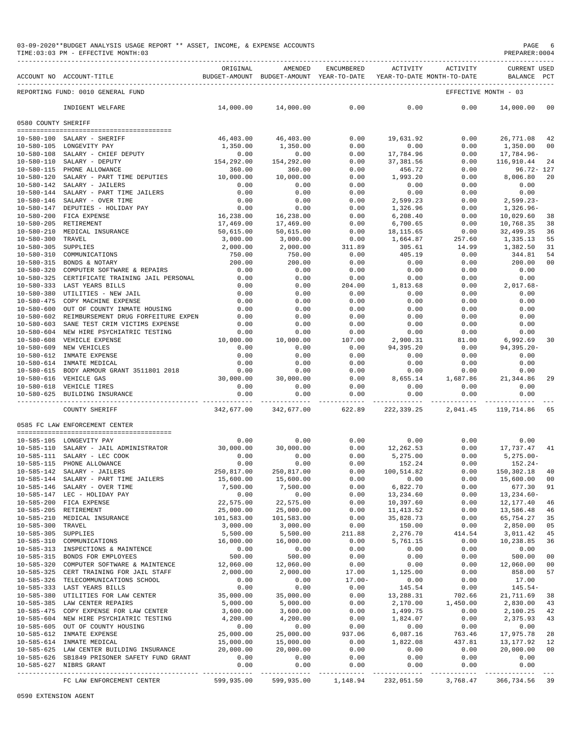03-09-2020**BUDGET ANALYSIS USAGE REPORT ** ASSET, INCOME, & EXPENSE ACCOUNTS
TIME:03:03 PM - EFFECTIVE MONTH:03

PREPARER:0004

| ACCOUNT NO | ACCOUNT-TITLE | ORIGINAL BUDGET-AMOUNT | AMENDED BUDGET-AMOUNT | ENCUMBERED YEAR-TO-DATE | ACTIVITY YEAR-TO-DATE | ACTIVITY MONTH-TO-DATE | CURRENT BALANCE | USED PCT |
|---|---|---|---|---|---|---|---|---|
| REPORTING FUND: 0010 GENERAL FUND | | | | | | EFFECTIVE MONTH - 03 | | |
| | INDIGENT WELFARE | 14,000.00 | 14,000.00 | 0.00 | 0.00 | 0.00 | 14,000.00 | 00 |
| 0580 COUNTY SHERIFF | | | | | | | | |
| 10-580-100 | SALARY - SHERIFF | 46,403.00 | 46,403.00 | 0.00 | 19,631.92 | 0.00 | 26,771.08 | 42 |
| 10-580-105 | LONGEVITY PAY | 1,350.00 | 1,350.00 | 0.00 | 0.00 | 0.00 | 1,350.00 | 00 |
| 10-580-108 | SALARY - CHIEF DEPUTY | 0.00 | 0.00 | 0.00 | 17,784.96 | 0.00 | 17,784.96- | |
| 10-580-110 | SALARY - DEPUTY | 154,292.00 | 154,292.00 | 0.00 | 37,381.56 | 0.00 | 116,910.44 | 24 |
| 10-580-115 | PHONE ALLOWANCE | 360.00 | 360.00 | 0.00 | 456.72 | 0.00 | 96.72- | 127 |
| 10-580-120 | SALARY - PART TIME DEPUTIES | 10,000.00 | 10,000.00 | 0.00 | 1,993.20 | 0.00 | 8,006.80 | 20 |
| 10-580-142 | SALARY - JAILERS | 0.00 | 0.00 | 0.00 | 0.00 | 0.00 | 0.00 | |
| 10-580-144 | SALARY - PART TIME JAILERS | 0.00 | 0.00 | 0.00 | 0.00 | 0.00 | 0.00 | |
| 10-580-146 | SALARY - OVER TIME | 0.00 | 0.00 | 0.00 | 2,599.23 | 0.00 | 2,599.23- | |
| 10-580-147 | DEPUTIES - HOLIDAY PAY | 0.00 | 0.00 | 0.00 | 1,326.96 | 0.00 | 1,326.96- | |
| 10-580-200 | FICA EXPENSE | 16,238.00 | 16,238.00 | 0.00 | 6,208.40 | 0.00 | 10,029.60 | 38 |
| 10-580-205 | RETIREMENT | 17,469.00 | 17,469.00 | 0.00 | 6,700.65 | 0.00 | 10,768.35 | 38 |
| 10-580-210 | MEDICAL INSURANCE | 50,615.00 | 50,615.00 | 0.00 | 18,115.65 | 0.00 | 32,499.35 | 36 |
| 10-580-300 | TRAVEL | 3,000.00 | 3,000.00 | 0.00 | 1,664.87 | 257.60 | 1,335.13 | 55 |
| 10-580-305 | SUPPLIES | 2,000.00 | 2,000.00 | 311.89 | 305.61 | 14.99 | 1,382.50 | 31 |
| 10-580-310 | COMMUNICATIONS | 750.00 | 750.00 | 0.00 | 405.19 | 0.00 | 344.81 | 54 |
| 10-580-315 | BONDS & NOTARY | 200.00 | 200.00 | 0.00 | 0.00 | 0.00 | 200.00 | 00 |
| 10-580-320 | COMPUTER SOFTWARE & REPAIRS | 0.00 | 0.00 | 0.00 | 0.00 | 0.00 | 0.00 | |
| 10-580-325 | CERTIFICATE TRAINING JAIL PERSONAL | 0.00 | 0.00 | 0.00 | 0.00 | 0.00 | 0.00 | |
| 10-580-333 | LAST YEARS BILLS | 0.00 | 0.00 | 204.00 | 1,813.68 | 0.00 | 2,017.68- | |
| 10-580-380 | UTILITIES - NEW JAIL | 0.00 | 0.00 | 0.00 | 0.00 | 0.00 | 0.00 | |
| 10-580-475 | COPY MACHINE EXPENSE | 0.00 | 0.00 | 0.00 | 0.00 | 0.00 | 0.00 | |
| 10-580-600 | OUT OF COUNTY INMATE HOUSING | 0.00 | 0.00 | 0.00 | 0.00 | 0.00 | 0.00 | |
| 10-580-602 | REIMBURSEMENT DRUG FORFEITURE EXPEN | 0.00 | 0.00 | 0.00 | 0.00 | 0.00 | 0.00 | |
| 10-580-603 | SANE TEST CRIM VICTIMS EXPENSE | 0.00 | 0.00 | 0.00 | 0.00 | 0.00 | 0.00 | |
| 10-580-604 | NEW HIRE PSYCHIATRIC TESTING | 0.00 | 0.00 | 0.00 | 0.00 | 0.00 | 0.00 | |
| 10-580-608 | VEHICLE EXPENSE | 10,000.00 | 10,000.00 | 107.00 | 2,900.31 | 81.00 | 6,992.69 | 30 |
| 10-580-609 | NEW VEHICLES | 0.00 | 0.00 | 0.00 | 94,395.20 | 0.00 | 94,395.20- | |
| 10-580-612 | INMATE EXPENSE | 0.00 | 0.00 | 0.00 | 0.00 | 0.00 | 0.00 | |
| 10-580-614 | INMATE MEDICAL | 0.00 | 0.00 | 0.00 | 0.00 | 0.00 | 0.00 | |
| 10-580-615 | BODY ARMOUR GRANT 3511801 2018 | 0.00 | 0.00 | 0.00 | 0.00 | 0.00 | 0.00 | |
| 10-580-616 | VEHICLE GAS | 30,000.00 | 30,000.00 | 0.00 | 8,655.14 | 1,687.86 | 21,344.86 | 29 |
| 10-580-618 | VEHICLE TIRES | 0.00 | 0.00 | 0.00 | 0.00 | 0.00 | 0.00 | |
| 10-580-625 | BUILDING INSURANCE | 0.00 | 0.00 | 0.00 | 0.00 | 0.00 | 0.00 | |
| | COUNTY SHERIFF | 342,677.00 | 342,677.00 | 622.89 | 222,339.25 | 2,041.45 | 119,714.86 | 65 |
| 0585 FC LAW ENFORCEMENT CENTER | | | | | | | | |
| 10-585-105 | LONGEVITY PAY | 0.00 | 0.00 | 0.00 | 0.00 | 0.00 | 0.00 | |
| 10-585-110 | SALARY - JAIL ADMINISTRATOR | 30,000.00 | 30,000.00 | 0.00 | 12,262.53 | 0.00 | 17,737.47 | 41 |
| 10-585-111 | SALARY - LEC COOK | 0.00 | 0.00 | 0.00 | 5,275.00 | 0.00 | 5,275.00- | |
| 10-585-115 | PHONE ALLOWANCE | 0.00 | 0.00 | 0.00 | 152.24 | 0.00 | 152.24- | |
| 10-585-142 | SALARY - JAILERS | 250,817.00 | 250,817.00 | 0.00 | 100,514.82 | 0.00 | 150,302.18 | 40 |
| 10-585-144 | SALARY - PART TIME JAILERS | 15,600.00 | 15,600.00 | 0.00 | 0.00 | 0.00 | 15,600.00 | 00 |
| 10-585-146 | SALARY - OVER TIME | 7,500.00 | 7,500.00 | 0.00 | 6,822.70 | 0.00 | 677.30 | 91 |
| 10-585-147 | LEC - HOLIDAY PAY | 0.00 | 0.00 | 0.00 | 13,234.60 | 0.00 | 13,234.60- | |
| 10-585-200 | FICA EXPENSE | 22,575.00 | 22,575.00 | 0.00 | 10,397.60 | 0.00 | 12,177.40 | 46 |
| 10-585-205 | RETIREMENT | 25,000.00 | 25,000.00 | 0.00 | 11,413.52 | 0.00 | 13,586.48 | 46 |
| 10-585-210 | MEDICAL INSURANCE | 101,583.00 | 101,583.00 | 0.00 | 35,828.73 | 0.00 | 65,754.27 | 35 |
| 10-585-300 | TRAVEL | 3,000.00 | 3,000.00 | 0.00 | 150.00 | 0.00 | 2,850.00 | 05 |
| 10-585-305 | SUPPLIES | 5,500.00 | 5,500.00 | 211.88 | 2,276.70 | 414.54 | 3,011.42 | 45 |
| 10-585-310 | COMMUNICATIONS | 16,000.00 | 16,000.00 | 0.00 | 5,761.15 | 0.00 | 10,238.85 | 36 |
| 10-585-313 | INSPECTIONS & MAINTENCE | 0.00 | 0.00 | 0.00 | 0.00 | 0.00 | 0.00 | |
| 10-585-315 | BONDS FOR EMPLOYEES | 500.00 | 500.00 | 0.00 | 0.00 | 0.00 | 500.00 | 00 |
| 10-585-320 | COMPUTER SOFTWARE & MAINTENCE | 12,060.00 | 12,060.00 | 0.00 | 0.00 | 0.00 | 12,060.00 | 00 |
| 10-585-325 | CERT TRAINING FOR JAIL STAFF | 2,000.00 | 2,000.00 | 17.00 | 1,125.00 | 0.00 | 858.00 | 57 |
| 10-585-326 | TELECOMMUNICATIONS SCHOOL | 0.00 | 0.00 | 17.00- | 0.00 | 0.00 | 17.00 | |
| 10-585-333 | LAST YEARS BILLS | 0.00 | 0.00 | 0.00 | 145.54 | 0.00 | 145.54- | |
| 10-585-380 | UTILITIES FOR LAW CENTER | 35,000.00 | 35,000.00 | 0.00 | 13,288.31 | 702.66 | 21,711.69 | 38 |
| 10-585-385 | LAW CENTER REPAIRS | 5,000.00 | 5,000.00 | 0.00 | 2,170.00 | 1,450.00 | 2,830.00 | 43 |
| 10-585-475 | COPY EXPENSE FOR LAW CENTER | 3,600.00 | 3,600.00 | 0.00 | 1,499.75 | 0.00 | 2,100.25 | 42 |
| 10-585-604 | NEW HIRE PSYCHIATRIC TESTING | 4,200.00 | 4,200.00 | 0.00 | 1,824.07 | 0.00 | 2,375.93 | 43 |
| 10-585-605 | OUT OF COUNTY HOUSING | 0.00 | 0.00 | 0.00 | 0.00 | 0.00 | 0.00 | |
| 10-585-612 | INMATE EXPENSE | 25,000.00 | 25,000.00 | 937.06 | 6,087.16 | 763.46 | 17,975.78 | 28 |
| 10-585-614 | INMATE MEDICAL | 15,000.00 | 15,000.00 | 0.00 | 1,822.08 | 437.81 | 13,177.92 | 12 |
| 10-585-625 | LAW CENTER BUILDING INSURANCE | 20,000.00 | 20,000.00 | 0.00 | 0.00 | 0.00 | 20,000.00 | 00 |
| 10-585-626 | SB1849 PRISONER SAFETY FUND GRANT | 0.00 | 0.00 | 0.00 | 0.00 | 0.00 | 0.00 | |
| 10-585-627 | NIBRS GRANT | 0.00 | 0.00 | 0.00 | 0.00 | 0.00 | 0.00 | |
| | FC LAW ENFORCEMENT CENTER | 599,935.00 | 599,935.00 | 1,148.94 | 232,051.50 | 3,768.47 | 366,734.56 | 39 |

0590 EXTENSION AGENT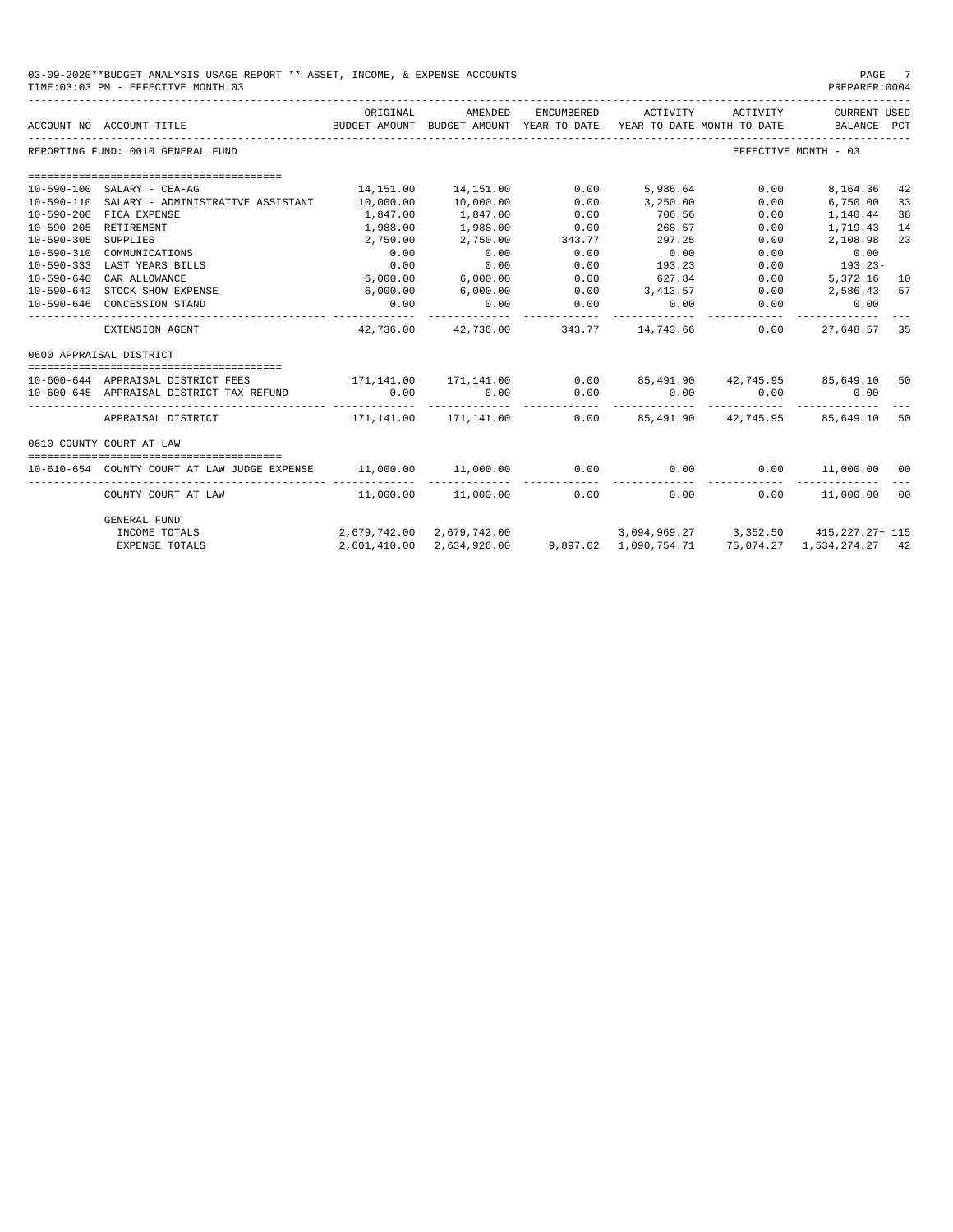03-09-2020**BUDGET ANALYSIS USAGE REPORT ** ASSET, INCOME, & EXPENSE ACCOUNTS

TIME:03:03 PM - EFFECTIVE MONTH:03

PREPARER:0004

REPORTING FUND: 0010 GENERAL FUND — EFFECTIVE MONTH - 03

| ACCOUNT NO | ACCOUNT-TITLE | ORIGINAL BUDGET-AMOUNT | AMENDED BUDGET-AMOUNT | ENCUMBERED YEAR-TO-DATE | ACTIVITY YEAR-TO-DATE | ACTIVITY MONTH-TO-DATE | CURRENT USED BALANCE | PCT |
|---|---|---|---|---|---|---|---|---|
| 10-590-100 | SALARY - CEA-AG | 14,151.00 | 14,151.00 | 0.00 | 5,986.64 | 0.00 | 8,164.36 | 42 |
| 10-590-110 | SALARY - ADMINISTRATIVE ASSISTANT | 10,000.00 | 10,000.00 | 0.00 | 3,250.00 | 0.00 | 6,750.00 | 33 |
| 10-590-200 | FICA EXPENSE | 1,847.00 | 1,847.00 | 0.00 | 706.56 | 0.00 | 1,140.44 | 38 |
| 10-590-205 | RETIREMENT | 1,988.00 | 1,988.00 | 0.00 | 268.57 | 0.00 | 1,719.43 | 14 |
| 10-590-305 | SUPPLIES | 2,750.00 | 2,750.00 | 343.77 | 297.25 | 0.00 | 2,108.98 | 23 |
| 10-590-310 | COMMUNICATIONS | 0.00 | 0.00 | 0.00 | 0.00 | 0.00 | 0.00 | |
| 10-590-333 | LAST YEARS BILLS | 0.00 | 0.00 | 0.00 | 193.23 | 0.00 | 193.23- | |
| 10-590-640 | CAR ALLOWANCE | 6,000.00 | 6,000.00 | 0.00 | 627.84 | 0.00 | 5,372.16 | 10 |
| 10-590-642 | STOCK SHOW EXPENSE | 6,000.00 | 6,000.00 | 0.00 | 3,413.57 | 0.00 | 2,586.43 | 57 |
| 10-590-646 | CONCESSION STAND | 0.00 | 0.00 | 0.00 | 0.00 | 0.00 | 0.00 | |
| | EXTENSION AGENT | 42,736.00 | 42,736.00 | 343.77 | 14,743.66 | 0.00 | 27,648.57 | 35 |
| | **0600 APPRAISAL DISTRICT** | | | | | | | |
| 10-600-644 | APPRAISAL DISTRICT FEES | 171,141.00 | 171,141.00 | 0.00 | 85,491.90 | 42,745.95 | 85,649.10 | 50 |
| 10-600-645 | APPRAISAL DISTRICT TAX REFUND | 0.00 | 0.00 | 0.00 | 0.00 | 0.00 | 0.00 | |
| | APPRAISAL DISTRICT | 171,141.00 | 171,141.00 | 0.00 | 85,491.90 | 42,745.95 | 85,649.10 | 50 |
| | **0610 COUNTY COURT AT LAW** | | | | | | | |
| 10-610-654 | COUNTY COURT AT LAW JUDGE EXPENSE | 11,000.00 | 11,000.00 | 0.00 | 0.00 | 0.00 | 11,000.00 | 00 |
| | COUNTY COURT AT LAW | 11,000.00 | 11,000.00 | 0.00 | 0.00 | 0.00 | 11,000.00 | 00 |
| | **GENERAL FUND** | | | | | | | |
| | INCOME TOTALS | 2,679,742.00 | 2,679,742.00 | | 3,094,969.27 | 3,352.50 | 415,227.27+ | 115 |
| | EXPENSE TOTALS | 2,601,410.00 | 2,634,926.00 | 9,897.02 | 1,090,754.71 | 75,074.27 | 1,534,274.27 | 42 |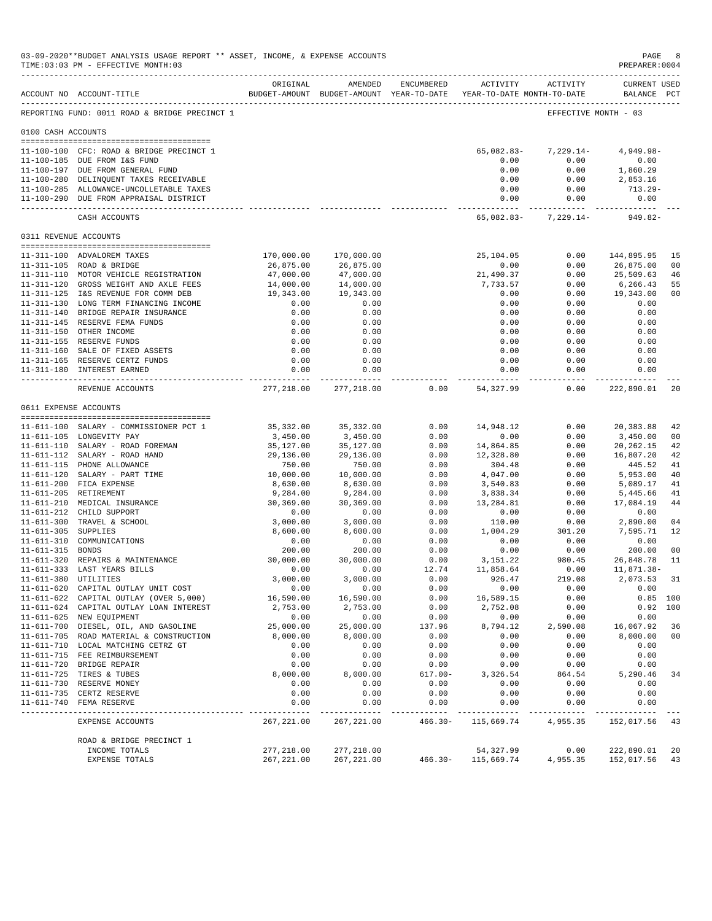03-09-2020**BUDGET ANALYSIS USAGE REPORT ** ASSET, INCOME, & EXPENSE ACCOUNTS
TIME:03:03 PM - EFFECTIVE MONTH:03

REPORTING FUND: 0011 ROAD & BRIDGE PRECINCT 1 — EFFECTIVE MONTH - 03

| ACCOUNT NO | ACCOUNT-TITLE | ORIGINAL BUDGET-AMOUNT | AMENDED BUDGET-AMOUNT | ENCUMBERED YEAR-TO-DATE | ACTIVITY YEAR-TO-DATE | ACTIVITY MONTH-TO-DATE | CURRENT USED BALANCE | PCT |
|---|---|---|---|---|---|---|---|---|
| **0100 CASH ACCOUNTS** | | | | | | | | |
| 11-100-100 | CFC: ROAD & BRIDGE PRECINCT 1 | | | | 65,082.83- | 7,229.14- | 4,949.98- | |
| 11-100-185 | DUE FROM I&S FUND | | | | 0.00 | 0.00 | 0.00 | |
| 11-100-197 | DUE FROM GENERAL FUND | | | | 0.00 | 0.00 | 1,860.29 | |
| 11-100-280 | DELINQUENT TAXES RECEIVABLE | | | | 0.00 | 0.00 | 2,853.16 | |
| 11-100-285 | ALLOWANCE-UNCOLLETABLE TAXES | | | | 0.00 | 0.00 | 713.29- | |
| 11-100-290 | DUE FROM APPRAISAL DISTRICT | | | | 0.00 | 0.00 | 0.00 | |
| | CASH ACCOUNTS | | | | 65,082.83- | 7,229.14- | 949.82- | |
| **0311 REVENUE ACCOUNTS** | | | | | | | | |
| 11-311-100 | ADVALOREM TAXES | 170,000.00 | 170,000.00 | | 25,104.05 | 0.00 | 144,895.95 | 15 |
| 11-311-105 | ROAD & BRIDGE | 26,875.00 | 26,875.00 | | 0.00 | 0.00 | 26,875.00 | 00 |
| 11-311-110 | MOTOR VEHICLE REGISTRATION | 47,000.00 | 47,000.00 | | 21,490.37 | 0.00 | 25,509.63 | 46 |
| 11-311-120 | GROSS WEIGHT AND AXLE FEES | 14,000.00 | 14,000.00 | | 7,733.57 | 0.00 | 6,266.43 | 55 |
| 11-311-125 | I&S REVENUE FOR COMM DEB | 19,343.00 | 19,343.00 | | 0.00 | 0.00 | 19,343.00 | 00 |
| 11-311-130 | LONG TERM FINANCING INCOME | 0.00 | 0.00 | | 0.00 | 0.00 | 0.00 | |
| 11-311-140 | BRIDGE REPAIR INSURANCE | 0.00 | 0.00 | | 0.00 | 0.00 | 0.00 | |
| 11-311-145 | RESERVE FEMA FUNDS | 0.00 | 0.00 | | 0.00 | 0.00 | 0.00 | |
| 11-311-150 | OTHER INCOME | 0.00 | 0.00 | | 0.00 | 0.00 | 0.00 | |
| 11-311-155 | RESERVE FUNDS | 0.00 | 0.00 | | 0.00 | 0.00 | 0.00 | |
| 11-311-160 | SALE OF FIXED ASSETS | 0.00 | 0.00 | | 0.00 | 0.00 | 0.00 | |
| 11-311-165 | RESERVE CERTZ FUNDS | 0.00 | 0.00 | | 0.00 | 0.00 | 0.00 | |
| 11-311-180 | INTEREST EARNED | 0.00 | 0.00 | | 0.00 | 0.00 | 0.00 | |
| | REVENUE ACCOUNTS | 277,218.00 | 277,218.00 | 0.00 | 54,327.99 | 0.00 | 222,890.01 | 20 |
| **0611 EXPENSE ACCOUNTS** | | | | | | | | |
| 11-611-100 | SALARY - COMMISSIONER PCT 1 | 35,332.00 | 35,332.00 | 0.00 | 14,948.12 | 0.00 | 20,383.88 | 42 |
| 11-611-105 | LONGEVITY PAY | 3,450.00 | 3,450.00 | 0.00 | 0.00 | 0.00 | 3,450.00 | 00 |
| 11-611-110 | SALARY - ROAD FOREMAN | 35,127.00 | 35,127.00 | 0.00 | 14,864.85 | 0.00 | 20,262.15 | 42 |
| 11-611-112 | SALARY - ROAD HAND | 29,136.00 | 29,136.00 | 0.00 | 12,328.80 | 0.00 | 16,807.20 | 42 |
| 11-611-115 | PHONE ALLOWANCE | 750.00 | 750.00 | 0.00 | 304.48 | 0.00 | 445.52 | 41 |
| 11-611-120 | SALARY - PART TIME | 10,000.00 | 10,000.00 | 0.00 | 4,047.00 | 0.00 | 5,953.00 | 40 |
| 11-611-200 | FICA EXPENSE | 8,630.00 | 8,630.00 | 0.00 | 3,540.83 | 0.00 | 5,089.17 | 41 |
| 11-611-205 | RETIREMENT | 9,284.00 | 9,284.00 | 0.00 | 3,838.34 | 0.00 | 5,445.66 | 41 |
| 11-611-210 | MEDICAL INSURANCE | 30,369.00 | 30,369.00 | 0.00 | 13,284.81 | 0.00 | 17,084.19 | 44 |
| 11-611-212 | CHILD SUPPORT | 0.00 | 0.00 | 0.00 | 0.00 | 0.00 | 0.00 | |
| 11-611-300 | TRAVEL & SCHOOL | 3,000.00 | 3,000.00 | 0.00 | 110.00 | 0.00 | 2,890.00 | 04 |
| 11-611-305 | SUPPLIES | 8,600.00 | 8,600.00 | 0.00 | 1,004.29 | 301.20 | 7,595.71 | 12 |
| 11-611-310 | COMMUNICATIONS | 0.00 | 0.00 | 0.00 | 0.00 | 0.00 | 0.00 | |
| 11-611-315 | BONDS | 200.00 | 200.00 | 0.00 | 0.00 | 0.00 | 200.00 | 00 |
| 11-611-320 | REPAIRS & MAINTENANCE | 30,000.00 | 30,000.00 | 0.00 | 3,151.22 | 980.45 | 26,848.78 | 11 |
| 11-611-333 | LAST YEARS BILLS | 0.00 | 0.00 | 12.74 | 11,858.64 | 0.00 | 11,871.38- | |
| 11-611-380 | UTILITIES | 3,000.00 | 3,000.00 | 0.00 | 926.47 | 219.08 | 2,073.53 | 31 |
| 11-611-620 | CAPITAL OUTLAY UNIT COST | 0.00 | 0.00 | 0.00 | 0.00 | 0.00 | 0.00 | |
| 11-611-622 | CAPITAL OUTLAY (OVER 5,000) | 16,590.00 | 16,590.00 | 0.00 | 16,589.15 | 0.00 | 0.85 | 100 |
| 11-611-624 | CAPITAL OUTLAY LOAN INTEREST | 2,753.00 | 2,753.00 | 0.00 | 2,752.08 | 0.00 | 0.92 | 100 |
| 11-611-625 | NEW EQUIPMENT | 0.00 | 0.00 | 0.00 | 0.00 | 0.00 | 0.00 | |
| 11-611-700 | DIESEL, OIL, AND GASOLINE | 25,000.00 | 25,000.00 | 137.96 | 8,794.12 | 2,590.08 | 16,067.92 | 36 |
| 11-611-705 | ROAD MATERIAL & CONSTRUCTION | 8,000.00 | 8,000.00 | 0.00 | 0.00 | 0.00 | 8,000.00 | 00 |
| 11-611-710 | LOCAL MATCHING CETRZ GT | 0.00 | 0.00 | 0.00 | 0.00 | 0.00 | 0.00 | |
| 11-611-715 | FEE REIMBURSEMENT | 0.00 | 0.00 | 0.00 | 0.00 | 0.00 | 0.00 | |
| 11-611-720 | BRIDGE REPAIR | 0.00 | 0.00 | 0.00 | 0.00 | 0.00 | 0.00 | |
| 11-611-725 | TIRES & TUBES | 8,000.00 | 8,000.00 | 617.00- | 3,326.54 | 864.54 | 5,290.46 | 34 |
| 11-611-730 | RESERVE MONEY | 0.00 | 0.00 | 0.00 | 0.00 | 0.00 | 0.00 | |
| 11-611-735 | CERTZ RESERVE | 0.00 | 0.00 | 0.00 | 0.00 | 0.00 | 0.00 | |
| 11-611-740 | FEMA RESERVE | 0.00 | 0.00 | 0.00 | 0.00 | 0.00 | 0.00 | |
| | EXPENSE ACCOUNTS | 267,221.00 | 267,221.00 | 466.30- | 115,669.74 | 4,955.35 | 152,017.56 | 43 |
| | ROAD & BRIDGE PRECINCT 1 | | | | | | | |
| | INCOME TOTALS | 277,218.00 | 277,218.00 | | 54,327.99 | 0.00 | 222,890.01 | 20 |
| | EXPENSE TOTALS | 267,221.00 | 267,221.00 | 466.30- | 115,669.74 | 4,955.35 | 152,017.56 | 43 |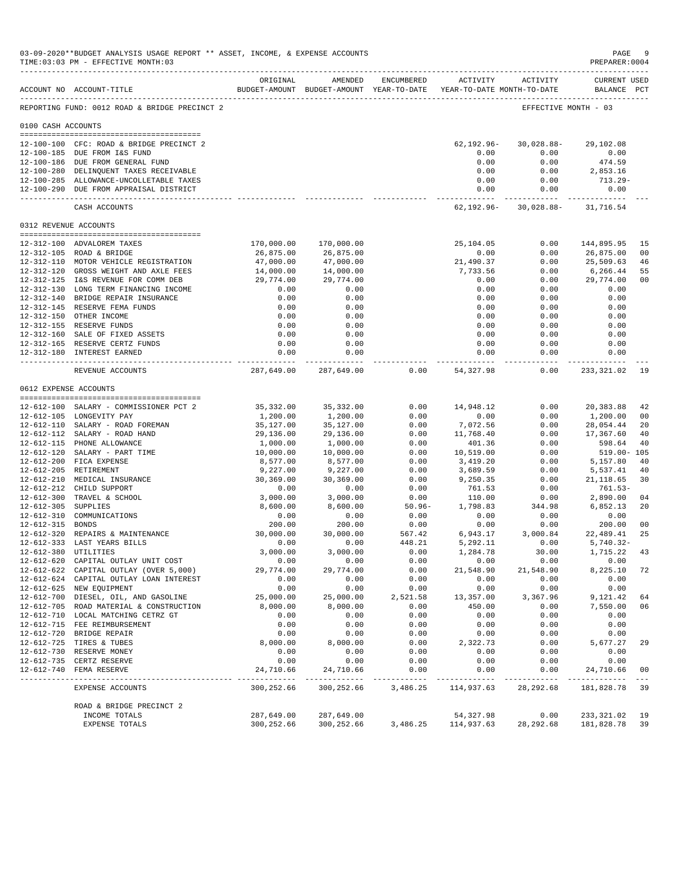03-09-2020**BUDGET ANALYSIS USAGE REPORT ** ASSET, INCOME, & EXPENSE ACCOUNTS
TIME:03:03 PM - EFFECTIVE MONTH:03

PREPARER:0004

| ACCOUNT NO | ACCOUNT-TITLE | ORIGINAL BUDGET-AMOUNT | AMENDED BUDGET-AMOUNT | ENCUMBERED YEAR-TO-DATE | ACTIVITY YEAR-TO-DATE | ACTIVITY MONTH-TO-DATE | CURRENT USED BALANCE | PCT |
|---|---|---|---|---|---|---|---|---|
| REPORTING FUND: 0012 ROAD & BRIDGE PRECINCT 2 | | | | | | | EFFECTIVE MONTH - 03 | |
| 0100 CASH ACCOUNTS | | | | | | | | |
| 12-100-100 | CFC: ROAD & BRIDGE PRECINCT 2 | | | | 62,192.96- | 30,028.88- | 29,102.08 | |
| 12-100-185 | DUE FROM I&S FUND | | | | 0.00 | 0.00 | 0.00 | |
| 12-100-186 | DUE FROM GENERAL FUND | | | | 0.00 | 0.00 | 474.59 | |
| 12-100-280 | DELINQUENT TAXES RECEIVABLE | | | | 0.00 | 0.00 | 2,853.16 | |
| 12-100-285 | ALLOWANCE-UNCOLLETABLE TAXES | | | | 0.00 | 0.00 | 713.29- | |
| 12-100-290 | DUE FROM APPRAISAL DISTRICT | | | | 0.00 | 0.00 | 0.00 | |
| | CASH ACCOUNTS | | | | 62,192.96- | 30,028.88- | 31,716.54 | |
| 0312 REVENUE ACCOUNTS | | | | | | | | |
| 12-312-100 | ADVALOREM TAXES | 170,000.00 | 170,000.00 | | 25,104.05 | 0.00 | 144,895.95 | 15 |
| 12-312-105 | ROAD & BRIDGE | 26,875.00 | 26,875.00 | | 0.00 | 0.00 | 26,875.00 | 00 |
| 12-312-110 | MOTOR VEHICLE REGISTRATION | 47,000.00 | 47,000.00 | | 21,490.37 | 0.00 | 25,509.63 | 46 |
| 12-312-120 | GROSS WEIGHT AND AXLE FEES | 14,000.00 | 14,000.00 | | 7,733.56 | 0.00 | 6,266.44 | 55 |
| 12-312-125 | I&S REVENUE FOR COMM DEB | 29,774.00 | 29,774.00 | | 0.00 | 0.00 | 29,774.00 | 00 |
| 12-312-130 | LONG TERM FINANCING INCOME | 0.00 | 0.00 | | 0.00 | 0.00 | 0.00 | |
| 12-312-140 | BRIDGE REPAIR INSURANCE | 0.00 | 0.00 | | 0.00 | 0.00 | 0.00 | |
| 12-312-145 | RESERVE FEMA FUNDS | 0.00 | 0.00 | | 0.00 | 0.00 | 0.00 | |
| 12-312-150 | OTHER INCOME | 0.00 | 0.00 | | 0.00 | 0.00 | 0.00 | |
| 12-312-155 | RESERVE FUNDS | 0.00 | 0.00 | | 0.00 | 0.00 | 0.00 | |
| 12-312-160 | SALE OF FIXED ASSETS | 0.00 | 0.00 | | 0.00 | 0.00 | 0.00 | |
| 12-312-165 | RESERVE CERTZ FUNDS | 0.00 | 0.00 | | 0.00 | 0.00 | 0.00 | |
| 12-312-180 | INTEREST EARNED | 0.00 | 0.00 | | 0.00 | 0.00 | 0.00 | |
| | REVENUE ACCOUNTS | 287,649.00 | 287,649.00 | 0.00 | 54,327.98 | 0.00 | 233,321.02 | 19 |
| 0612 EXPENSE ACCOUNTS | | | | | | | | |
| 12-612-100 | SALARY - COMMISSIONER PCT 2 | 35,332.00 | 35,332.00 | 0.00 | 14,948.12 | 0.00 | 20,383.88 | 42 |
| 12-612-105 | LONGEVITY PAY | 1,200.00 | 1,200.00 | 0.00 | 0.00 | 0.00 | 1,200.00 | 00 |
| 12-612-110 | SALARY - ROAD FOREMAN | 35,127.00 | 35,127.00 | 0.00 | 7,072.56 | 0.00 | 28,054.44 | 20 |
| 12-612-112 | SALARY - ROAD HAND | 29,136.00 | 29,136.00 | 0.00 | 11,768.40 | 0.00 | 17,367.60 | 40 |
| 12-612-115 | PHONE ALLOWANCE | 1,000.00 | 1,000.00 | 0.00 | 401.36 | 0.00 | 598.64 | 40 |
| 12-612-120 | SALARY - PART TIME | 10,000.00 | 10,000.00 | 0.00 | 10,519.00 | 0.00 | 519.00- | 105 |
| 12-612-200 | FICA EXPENSE | 8,577.00 | 8,577.00 | 0.00 | 3,419.20 | 0.00 | 5,157.80 | 40 |
| 12-612-205 | RETIREMENT | 9,227.00 | 9,227.00 | 0.00 | 3,689.59 | 0.00 | 5,537.41 | 40 |
| 12-612-210 | MEDICAL INSURANCE | 30,369.00 | 30,369.00 | 0.00 | 9,250.35 | 0.00 | 21,118.65 | 30 |
| 12-612-212 | CHILD SUPPORT | 0.00 | 0.00 | 0.00 | 761.53 | 0.00 | 761.53- | |
| 12-612-300 | TRAVEL & SCHOOL | 3,000.00 | 3,000.00 | 0.00 | 110.00 | 0.00 | 2,890.00 | 04 |
| 12-612-305 | SUPPLIES | 8,600.00 | 8,600.00 | 50.96- | 1,798.83 | 344.98 | 6,852.13 | 20 |
| 12-612-310 | COMMUNICATIONS | 0.00 | 0.00 | 0.00 | 0.00 | 0.00 | 0.00 | |
| 12-612-315 | BONDS | 200.00 | 200.00 | 0.00 | 0.00 | 0.00 | 200.00 | 00 |
| 12-612-320 | REPAIRS & MAINTENANCE | 30,000.00 | 30,000.00 | 567.42 | 6,943.17 | 3,000.84 | 22,489.41 | 25 |
| 12-612-333 | LAST YEARS BILLS | 0.00 | 0.00 | 448.21 | 5,292.11 | 0.00 | 5,740.32- | |
| 12-612-380 | UTILITIES | 3,000.00 | 3,000.00 | 0.00 | 1,284.78 | 30.00 | 1,715.22 | 43 |
| 12-612-620 | CAPITAL OUTLAY UNIT COST | 0.00 | 0.00 | 0.00 | 0.00 | 0.00 | 0.00 | |
| 12-612-622 | CAPITAL OUTLAY (OVER 5,000) | 29,774.00 | 29,774.00 | 0.00 | 21,548.90 | 21,548.90 | 8,225.10 | 72 |
| 12-612-624 | CAPITAL OUTLAY LOAN INTEREST | 0.00 | 0.00 | 0.00 | 0.00 | 0.00 | 0.00 | |
| 12-612-625 | NEW EQUIPMENT | 0.00 | 0.00 | 0.00 | 0.00 | 0.00 | 0.00 | |
| 12-612-700 | DIESEL, OIL, AND GASOLINE | 25,000.00 | 25,000.00 | 2,521.58 | 13,357.00 | 3,367.96 | 9,121.42 | 64 |
| 12-612-705 | ROAD MATERIAL & CONSTRUCTION | 8,000.00 | 8,000.00 | 0.00 | 450.00 | 0.00 | 7,550.00 | 06 |
| 12-612-710 | LOCAL MATCHING CETRZ GT | 0.00 | 0.00 | 0.00 | 0.00 | 0.00 | 0.00 | |
| 12-612-715 | FEE REIMBURSEMENT | 0.00 | 0.00 | 0.00 | 0.00 | 0.00 | 0.00 | |
| 12-612-720 | BRIDGE REPAIR | 0.00 | 0.00 | 0.00 | 0.00 | 0.00 | 0.00 | |
| 12-612-725 | TIRES & TUBES | 8,000.00 | 8,000.00 | 0.00 | 2,322.73 | 0.00 | 5,677.27 | 29 |
| 12-612-730 | RESERVE MONEY | 0.00 | 0.00 | 0.00 | 0.00 | 0.00 | 0.00 | |
| 12-612-735 | CERTZ RESERVE | 0.00 | 0.00 | 0.00 | 0.00 | 0.00 | 0.00 | |
| 12-612-740 | FEMA RESERVE | 24,710.66 | 24,710.66 | 0.00 | 0.00 | 0.00 | 24,710.66 | 00 |
| | EXPENSE ACCOUNTS | 300,252.66 | 300,252.66 | 3,486.25 | 114,937.63 | 28,292.68 | 181,828.78 | 39 |
| | ROAD & BRIDGE PRECINCT 2 | | | | | | | |
| | INCOME TOTALS | 287,649.00 | 287,649.00 | | 54,327.98 | 0.00 | 233,321.02 | 19 |
| | EXPENSE TOTALS | 300,252.66 | 300,252.66 | 3,486.25 | 114,937.63 | 28,292.68 | 181,828.78 | 39 |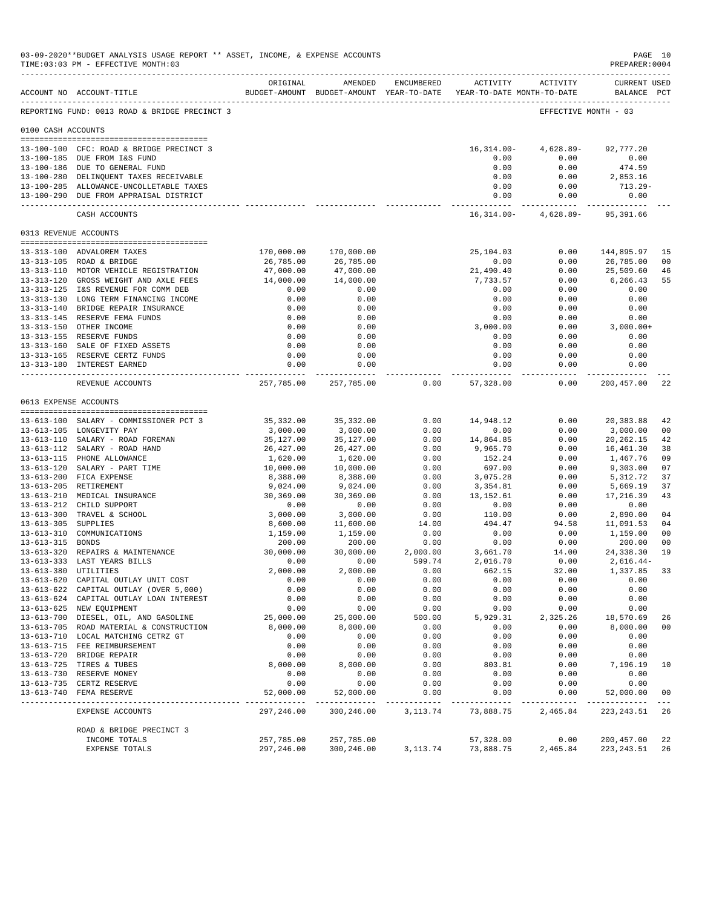03-09-2020**BUDGET ANALYSIS USAGE REPORT ** ASSET, INCOME, & EXPENSE ACCOUNTS

TIME:03:03 PM - EFFECTIVE MONTH:03

PREPARER:0004

| ACCOUNT NO | ACCOUNT-TITLE | ORIGINAL BUDGET-AMOUNT | AMENDED BUDGET-AMOUNT | ENCUMBERED YEAR-TO-DATE | ACTIVITY YEAR-TO-DATE | ACTIVITY MONTH-TO-DATE | CURRENT USED BALANCE | PCT |
|---|---|---|---|---|---|---|---|---|
| REPORTING FUND: 0013 ROAD & BRIDGE PRECINCT 3 | | | | | | EFFECTIVE MONTH - 03 | | |
| 0100 CASH ACCOUNTS | | | | | | | | |
| 13-100-100 | CFC: ROAD & BRIDGE PRECINCT 3 | | | | 16,314.00- | 4,628.89- | 92,777.20 | |
| 13-100-185 | DUE FROM I&S FUND | | | | 0.00 | 0.00 | 0.00 | |
| 13-100-186 | DUE TO GENERAL FUND | | | | 0.00 | 0.00 | 474.59 | |
| 13-100-280 | DELINQUENT TAXES RECEIVABLE | | | | 0.00 | 0.00 | 2,853.16 | |
| 13-100-285 | ALLOWANCE-UNCOLLETABLE TAXES | | | | 0.00 | 0.00 | 713.29- | |
| 13-100-290 | DUE FROM APPRAISAL DISTRICT | | | | 0.00 | 0.00 | 0.00 | |
| | CASH ACCOUNTS | | | | 16,314.00- | 4,628.89- | 95,391.66 | |
| 0313 REVENUE ACCOUNTS | | | | | | | | |
| 13-313-100 | ADVALOREM TAXES | 170,000.00 | 170,000.00 | | 25,104.03 | 0.00 | 144,895.97 | 15 |
| 13-313-105 | ROAD & BRIDGE | 26,785.00 | 26,785.00 | | 0.00 | 0.00 | 26,785.00 | 00 |
| 13-313-110 | MOTOR VEHICLE REGISTRATION | 47,000.00 | 47,000.00 | | 21,490.40 | 0.00 | 25,509.60 | 46 |
| 13-313-120 | GROSS WEIGHT AND AXLE FEES | 14,000.00 | 14,000.00 | | 7,733.57 | 0.00 | 6,266.43 | 55 |
| 13-313-125 | I&S REVENUE FOR COMM DEB | 0.00 | 0.00 | | 0.00 | 0.00 | 0.00 | |
| 13-313-130 | LONG TERM FINANCING INCOME | 0.00 | 0.00 | | 0.00 | 0.00 | 0.00 | |
| 13-313-140 | BRIDGE REPAIR INSURANCE | 0.00 | 0.00 | | 0.00 | 0.00 | 0.00 | |
| 13-313-145 | RESERVE FEMA FUNDS | 0.00 | 0.00 | | 0.00 | 0.00 | 0.00 | |
| 13-313-150 | OTHER INCOME | 0.00 | 0.00 | | 3,000.00 | 0.00 | 3,000.00+ | |
| 13-313-155 | RESERVE FUNDS | 0.00 | 0.00 | | 0.00 | 0.00 | 0.00 | |
| 13-313-160 | SALE OF FIXED ASSETS | 0.00 | 0.00 | | 0.00 | 0.00 | 0.00 | |
| 13-313-165 | RESERVE CERTZ FUNDS | 0.00 | 0.00 | | 0.00 | 0.00 | 0.00 | |
| 13-313-180 | INTEREST EARNED | 0.00 | 0.00 | | 0.00 | 0.00 | 0.00 | |
| | REVENUE ACCOUNTS | 257,785.00 | 257,785.00 | 0.00 | 57,328.00 | 0.00 | 200,457.00 | 22 |
| 0613 EXPENSE ACCOUNTS | | | | | | | | |
| 13-613-100 | SALARY - COMMISSIONER PCT 3 | 35,332.00 | 35,332.00 | 0.00 | 14,948.12 | 0.00 | 20,383.88 | 42 |
| 13-613-105 | LONGEVITY PAY | 3,000.00 | 3,000.00 | 0.00 | 0.00 | 0.00 | 3,000.00 | 00 |
| 13-613-110 | SALARY - ROAD FOREMAN | 35,127.00 | 35,127.00 | 0.00 | 14,864.85 | 0.00 | 20,262.15 | 42 |
| 13-613-112 | SALARY - ROAD HAND | 26,427.00 | 26,427.00 | 0.00 | 9,965.70 | 0.00 | 16,461.30 | 38 |
| 13-613-115 | PHONE ALLOWANCE | 1,620.00 | 1,620.00 | 0.00 | 152.24 | 0.00 | 1,467.76 | 09 |
| 13-613-120 | SALARY - PART TIME | 10,000.00 | 10,000.00 | 0.00 | 697.00 | 0.00 | 9,303.00 | 07 |
| 13-613-200 | FICA EXPENSE | 8,388.00 | 8,388.00 | 0.00 | 3,075.28 | 0.00 | 5,312.72 | 37 |
| 13-613-205 | RETIREMENT | 9,024.00 | 9,024.00 | 0.00 | 3,354.81 | 0.00 | 5,669.19 | 37 |
| 13-613-210 | MEDICAL INSURANCE | 30,369.00 | 30,369.00 | 0.00 | 13,152.61 | 0.00 | 17,216.39 | 43 |
| 13-613-212 | CHILD SUPPORT | 0.00 | 0.00 | 0.00 | 0.00 | 0.00 | 0.00 | |
| 13-613-300 | TRAVEL & SCHOOL | 3,000.00 | 3,000.00 | 0.00 | 110.00 | 0.00 | 2,890.00 | 04 |
| 13-613-305 | SUPPLIES | 8,600.00 | 11,600.00 | 14.00 | 494.47 | 94.58 | 11,091.53 | 04 |
| 13-613-310 | COMMUNICATIONS | 1,159.00 | 1,159.00 | 0.00 | 0.00 | 0.00 | 1,159.00 | 00 |
| 13-613-315 | BONDS | 200.00 | 200.00 | 0.00 | 0.00 | 0.00 | 200.00 | 00 |
| 13-613-320 | REPAIRS & MAINTENANCE | 30,000.00 | 30,000.00 | 2,000.00 | 3,661.70 | 14.00 | 24,338.30 | 19 |
| 13-613-333 | LAST YEARS BILLS | 0.00 | 0.00 | 599.74 | 2,016.70 | 0.00 | 2,616.44- | |
| 13-613-380 | UTILITIES | 2,000.00 | 2,000.00 | 0.00 | 662.15 | 32.00 | 1,337.85 | 33 |
| 13-613-620 | CAPITAL OUTLAY UNIT COST | 0.00 | 0.00 | 0.00 | 0.00 | 0.00 | 0.00 | |
| 13-613-622 | CAPITAL OUTLAY (OVER 5,000) | 0.00 | 0.00 | 0.00 | 0.00 | 0.00 | 0.00 | |
| 13-613-624 | CAPITAL OUTLAY LOAN INTEREST | 0.00 | 0.00 | 0.00 | 0.00 | 0.00 | 0.00 | |
| 13-613-625 | NEW EQUIPMENT | 0.00 | 0.00 | 0.00 | 0.00 | 0.00 | 0.00 | |
| 13-613-700 | DIESEL, OIL, AND GASOLINE | 25,000.00 | 25,000.00 | 500.00 | 5,929.31 | 2,325.26 | 18,570.69 | 26 |
| 13-613-705 | ROAD MATERIAL & CONSTRUCTION | 8,000.00 | 8,000.00 | 0.00 | 0.00 | 0.00 | 8,000.00 | 00 |
| 13-613-710 | LOCAL MATCHING CETRZ GT | 0.00 | 0.00 | 0.00 | 0.00 | 0.00 | 0.00 | |
| 13-613-715 | FEE REIMBURSEMENT | 0.00 | 0.00 | 0.00 | 0.00 | 0.00 | 0.00 | |
| 13-613-720 | BRIDGE REPAIR | 0.00 | 0.00 | 0.00 | 0.00 | 0.00 | 0.00 | |
| 13-613-725 | TIRES & TUBES | 8,000.00 | 8,000.00 | 0.00 | 803.81 | 0.00 | 7,196.19 | 10 |
| 13-613-730 | RESERVE MONEY | 0.00 | 0.00 | 0.00 | 0.00 | 0.00 | 0.00 | |
| 13-613-735 | CERTZ RESERVE | 0.00 | 0.00 | 0.00 | 0.00 | 0.00 | 0.00 | |
| 13-613-740 | FEMA RESERVE | 52,000.00 | 52,000.00 | 0.00 | 0.00 | 0.00 | 52,000.00 | 00 |
| | EXPENSE ACCOUNTS | 297,246.00 | 300,246.00 | 3,113.74 | 73,888.75 | 2,465.84 | 223,243.51 | 26 |
| | ROAD & BRIDGE PRECINCT 3 | | | | | | | |
| | INCOME TOTALS | 257,785.00 | 257,785.00 | | 57,328.00 | 0.00 | 200,457.00 | 22 |
| | EXPENSE TOTALS | 297,246.00 | 300,246.00 | 3,113.74 | 73,888.75 | 2,465.84 | 223,243.51 | 26 |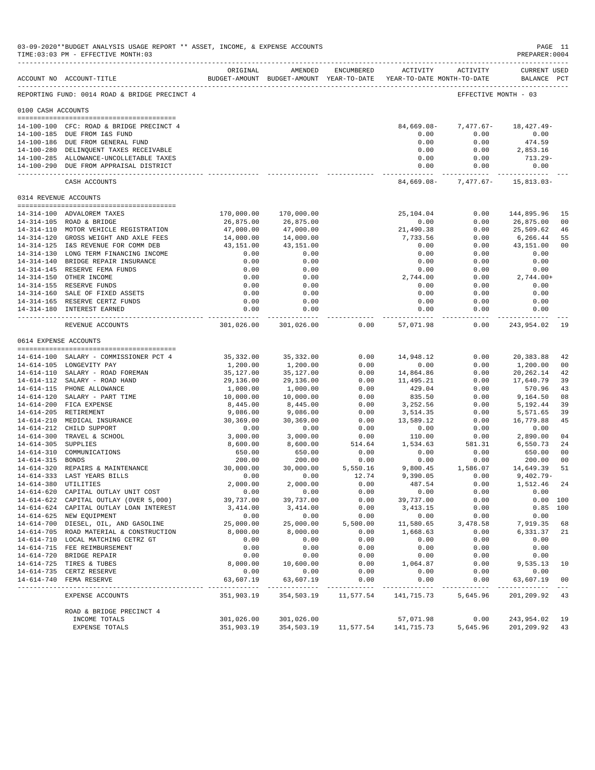03-09-2020**BUDGET ANALYSIS USAGE REPORT ** ASSET, INCOME, & EXPENSE ACCOUNTS

TIME:03:03 PM - EFFECTIVE MONTH:03

PREPARER:0004

| ACCOUNT NO | ACCOUNT-TITLE | ORIGINAL BUDGET-AMOUNT | AMENDED BUDGET-AMOUNT | ENCUMBERED YEAR-TO-DATE | ACTIVITY YEAR-TO-DATE | ACTIVITY MONTH-TO-DATE | CURRENT USED BALANCE | PCT |
|---|---|---|---|---|---|---|---|---|
| REPORTING FUND: 0014 ROAD & BRIDGE PRECINCT 4 | | | | | | EFFECTIVE MONTH - 03 | | |
| **0100 CASH ACCOUNTS** | | | | | | | | |
| 14-100-100 | CFC: ROAD & BRIDGE PRECINCT 4 | | | | 84,669.08- | 7,477.67- | 18,427.49- | |
| 14-100-185 | DUE FROM I&S FUND | | | | 0.00 | 0.00 | 0.00 | |
| 14-100-186 | DUE FROM GENERAL FUND | | | | 0.00 | 0.00 | 474.59 | |
| 14-100-280 | DELINQUENT TAXES RECEIVABLE | | | | 0.00 | 0.00 | 2,853.16 | |
| 14-100-285 | ALLOWANCE-UNCOLLETABLE TAXES | | | | 0.00 | 0.00 | 713.29- | |
| 14-100-290 | DUE FROM APPRAISAL DISTRICT | | | | 0.00 | 0.00 | 0.00 | |
| | CASH ACCOUNTS | | | | 84,669.08- | 7,477.67- | 15,813.03- | |
| **0314 REVENUE ACCOUNTS** | | | | | | | | |
| 14-314-100 | ADVALOREM TAXES | 170,000.00 | 170,000.00 | | 25,104.04 | 0.00 | 144,895.96 | 15 |
| 14-314-105 | ROAD & BRIDGE | 26,875.00 | 26,875.00 | | 0.00 | 0.00 | 26,875.00 | 00 |
| 14-314-110 | MOTOR VEHICLE REGISTRATION | 47,000.00 | 47,000.00 | | 21,490.38 | 0.00 | 25,509.62 | 46 |
| 14-314-120 | GROSS WEIGHT AND AXLE FEES | 14,000.00 | 14,000.00 | | 7,733.56 | 0.00 | 6,266.44 | 55 |
| 14-314-125 | I&S REVENUE FOR COMM DEB | 43,151.00 | 43,151.00 | | 0.00 | 0.00 | 43,151.00 | 00 |
| 14-314-130 | LONG TERM FINANCING INCOME | 0.00 | 0.00 | | 0.00 | 0.00 | 0.00 | |
| 14-314-140 | BRIDGE REPAIR INSURANCE | 0.00 | 0.00 | | 0.00 | 0.00 | 0.00 | |
| 14-314-145 | RESERVE FEMA FUNDS | 0.00 | 0.00 | | 0.00 | 0.00 | 0.00 | |
| 14-314-150 | OTHER INCOME | 0.00 | 0.00 | | 2,744.00 | 0.00 | 2,744.00+ | |
| 14-314-155 | RESERVE FUNDS | 0.00 | 0.00 | | 0.00 | 0.00 | 0.00 | |
| 14-314-160 | SALE OF FIXED ASSETS | 0.00 | 0.00 | | 0.00 | 0.00 | 0.00 | |
| 14-314-165 | RESERVE CERTZ FUNDS | 0.00 | 0.00 | | 0.00 | 0.00 | 0.00 | |
| 14-314-180 | INTEREST EARNED | 0.00 | 0.00 | | 0.00 | 0.00 | 0.00 | |
| | REVENUE ACCOUNTS | 301,026.00 | 301,026.00 | 0.00 | 57,071.98 | 0.00 | 243,954.02 | 19 |
| **0614 EXPENSE ACCOUNTS** | | | | | | | | |
| 14-614-100 | SALARY - COMMISSIONER PCT 4 | 35,332.00 | 35,332.00 | 0.00 | 14,948.12 | 0.00 | 20,383.88 | 42 |
| 14-614-105 | LONGEVITY PAY | 1,200.00 | 1,200.00 | 0.00 | 0.00 | 0.00 | 1,200.00 | 00 |
| 14-614-110 | SALARY - ROAD FOREMAN | 35,127.00 | 35,127.00 | 0.00 | 14,864.86 | 0.00 | 20,262.14 | 42 |
| 14-614-112 | SALARY - ROAD HAND | 29,136.00 | 29,136.00 | 0.00 | 11,495.21 | 0.00 | 17,640.79 | 39 |
| 14-614-115 | PHONE ALLOWANCE | 1,000.00 | 1,000.00 | 0.00 | 429.04 | 0.00 | 570.96 | 43 |
| 14-614-120 | SALARY - PART TIME | 10,000.00 | 10,000.00 | 0.00 | 835.50 | 0.00 | 9,164.50 | 08 |
| 14-614-200 | FICA EXPENSE | 8,445.00 | 8,445.00 | 0.00 | 3,252.56 | 0.00 | 5,192.44 | 39 |
| 14-614-205 | RETIREMENT | 9,086.00 | 9,086.00 | 0.00 | 3,514.35 | 0.00 | 5,571.65 | 39 |
| 14-614-210 | MEDICAL INSURANCE | 30,369.00 | 30,369.00 | 0.00 | 13,589.12 | 0.00 | 16,779.88 | 45 |
| 14-614-212 | CHILD SUPPORT | 0.00 | 0.00 | 0.00 | 0.00 | 0.00 | 0.00 | |
| 14-614-300 | TRAVEL & SCHOOL | 3,000.00 | 3,000.00 | 0.00 | 110.00 | 0.00 | 2,890.00 | 04 |
| 14-614-305 | SUPPLIES | 8,600.00 | 8,600.00 | 514.64 | 1,534.63 | 581.31 | 6,550.73 | 24 |
| 14-614-310 | COMMUNICATIONS | 650.00 | 650.00 | 0.00 | 0.00 | 0.00 | 650.00 | 00 |
| 14-614-315 | BONDS | 200.00 | 200.00 | 0.00 | 0.00 | 0.00 | 200.00 | 00 |
| 14-614-320 | REPAIRS & MAINTENANCE | 30,000.00 | 30,000.00 | 5,550.16 | 9,800.45 | 1,586.07 | 14,649.39 | 51 |
| 14-614-333 | LAST YEARS BILLS | 0.00 | 0.00 | 12.74 | 9,390.05 | 0.00 | 9,402.79- | |
| 14-614-380 | UTILITIES | 2,000.00 | 2,000.00 | 0.00 | 487.54 | 0.00 | 1,512.46 | 24 |
| 14-614-620 | CAPITAL OUTLAY UNIT COST | 0.00 | 0.00 | 0.00 | 0.00 | 0.00 | 0.00 | |
| 14-614-622 | CAPITAL OUTLAY (OVER 5,000) | 39,737.00 | 39,737.00 | 0.00 | 39,737.00 | 0.00 | 0.00 | 100 |
| 14-614-624 | CAPITAL OUTLAY LOAN INTEREST | 3,414.00 | 3,414.00 | 0.00 | 3,413.15 | 0.00 | 0.85 | 100 |
| 14-614-625 | NEW EQUIPMENT | 0.00 | 0.00 | 0.00 | 0.00 | 0.00 | 0.00 | |
| 14-614-700 | DIESEL, OIL, AND GASOLINE | 25,000.00 | 25,000.00 | 5,500.00 | 11,580.65 | 3,478.58 | 7,919.35 | 68 |
| 14-614-705 | ROAD MATERIAL & CONSTRUCTION | 8,000.00 | 8,000.00 | 0.00 | 1,668.63 | 0.00 | 6,331.37 | 21 |
| 14-614-710 | LOCAL MATCHING CETRZ GT | 0.00 | 0.00 | 0.00 | 0.00 | 0.00 | 0.00 | |
| 14-614-715 | FEE REIMBURSEMENT | 0.00 | 0.00 | 0.00 | 0.00 | 0.00 | 0.00 | |
| 14-614-720 | BRIDGE REPAIR | 0.00 | 0.00 | 0.00 | 0.00 | 0.00 | 0.00 | |
| 14-614-725 | TIRES & TUBES | 8,000.00 | 10,600.00 | 0.00 | 1,064.87 | 0.00 | 9,535.13 | 10 |
| 14-614-735 | CERTZ RESERVE | 0.00 | 0.00 | 0.00 | 0.00 | 0.00 | 0.00 | |
| 14-614-740 | FEMA RESERVE | 63,607.19 | 63,607.19 | 0.00 | 0.00 | 0.00 | 63,607.19 | 00 |
| | EXPENSE ACCOUNTS | 351,903.19 | 354,503.19 | 11,577.54 | 141,715.73 | 5,645.96 | 201,209.92 | 43 |
| | ROAD & BRIDGE PRECINCT 4 | | | | | | | |
| | INCOME TOTALS | 301,026.00 | 301,026.00 | | 57,071.98 | 0.00 | 243,954.02 | 19 |
| | EXPENSE TOTALS | 351,903.19 | 354,503.19 | 11,577.54 | 141,715.73 | 5,645.96 | 201,209.92 | 43 |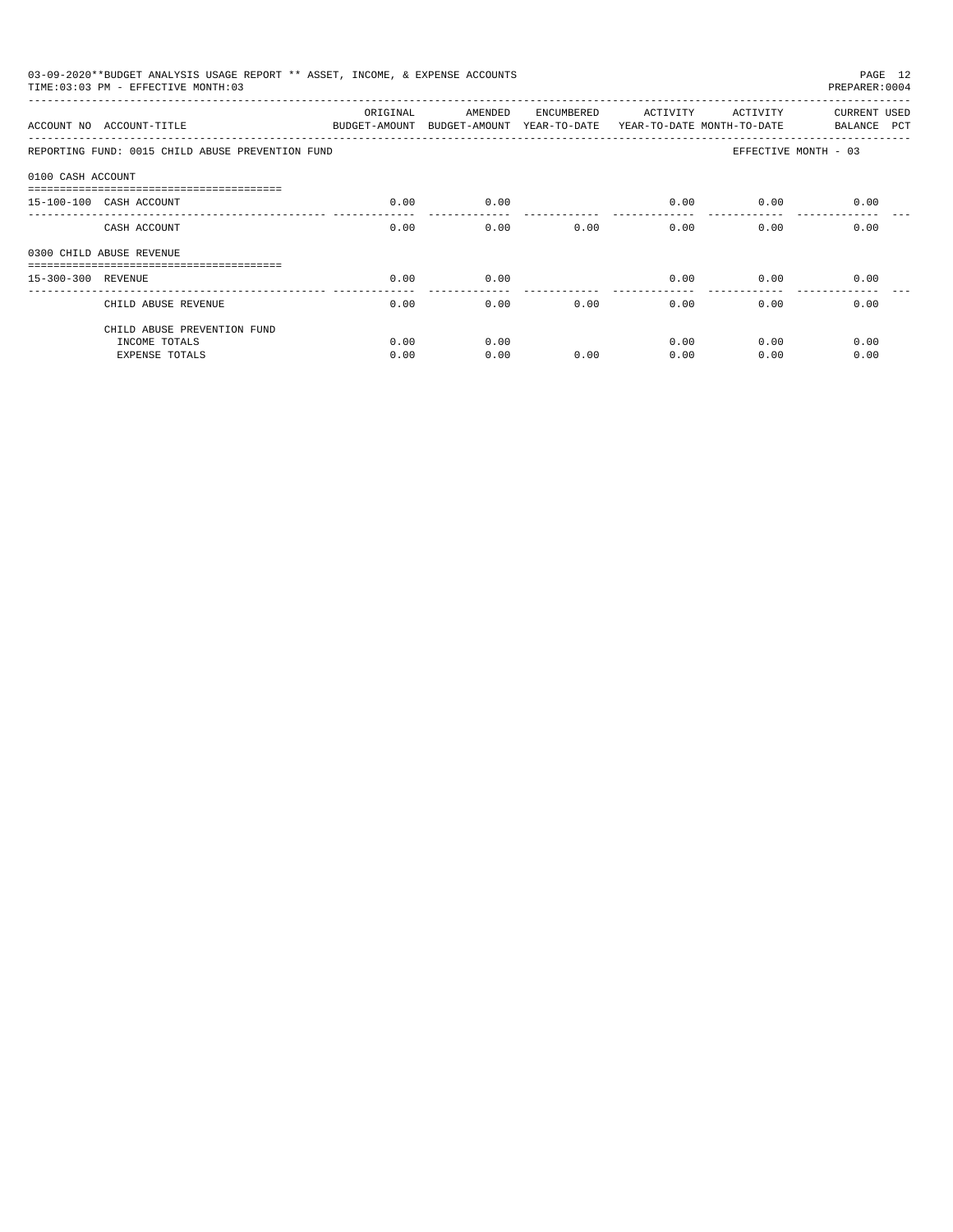03-09-2020**BUDGET ANALYSIS USAGE REPORT ** ASSET, INCOME, & EXPENSE ACCOUNTS

TIME:03:03 PM - EFFECTIVE MONTH:03

PREPARER:0004

| ACCOUNT NO | ACCOUNT-TITLE | ORIGINAL BUDGET-AMOUNT | AMENDED BUDGET-AMOUNT | ENCUMBERED YEAR-TO-DATE | ACTIVITY YEAR-TO-DATE | ACTIVITY MONTH-TO-DATE | CURRENT BALANCE | USED PCT |
|---|---|---|---|---|---|---|---|---|
| REPORTING FUND: 0015 CHILD ABUSE PREVENTION FUND | | | | | | EFFECTIVE MONTH - 03 | | |
| 0100 CASH ACCOUNT | | | | | | | | |
| 15-100-100 | CASH ACCOUNT | 0.00 | 0.00 | | 0.00 | 0.00 | 0.00 | |
| | CASH ACCOUNT | 0.00 | 0.00 | 0.00 | 0.00 | 0.00 | 0.00 | |
| 0300 CHILD ABUSE REVENUE | | | | | | | | |
| 15-300-300 | REVENUE | 0.00 | 0.00 | | 0.00 | 0.00 | 0.00 | |
| | CHILD ABUSE REVENUE | 0.00 | 0.00 | 0.00 | 0.00 | 0.00 | 0.00 | |
| | CHILD ABUSE PREVENTION FUND | | | | | | | |
| | INCOME TOTALS | 0.00 | 0.00 | | 0.00 | 0.00 | 0.00 | |
| | EXPENSE TOTALS | 0.00 | 0.00 | 0.00 | 0.00 | 0.00 | 0.00 | |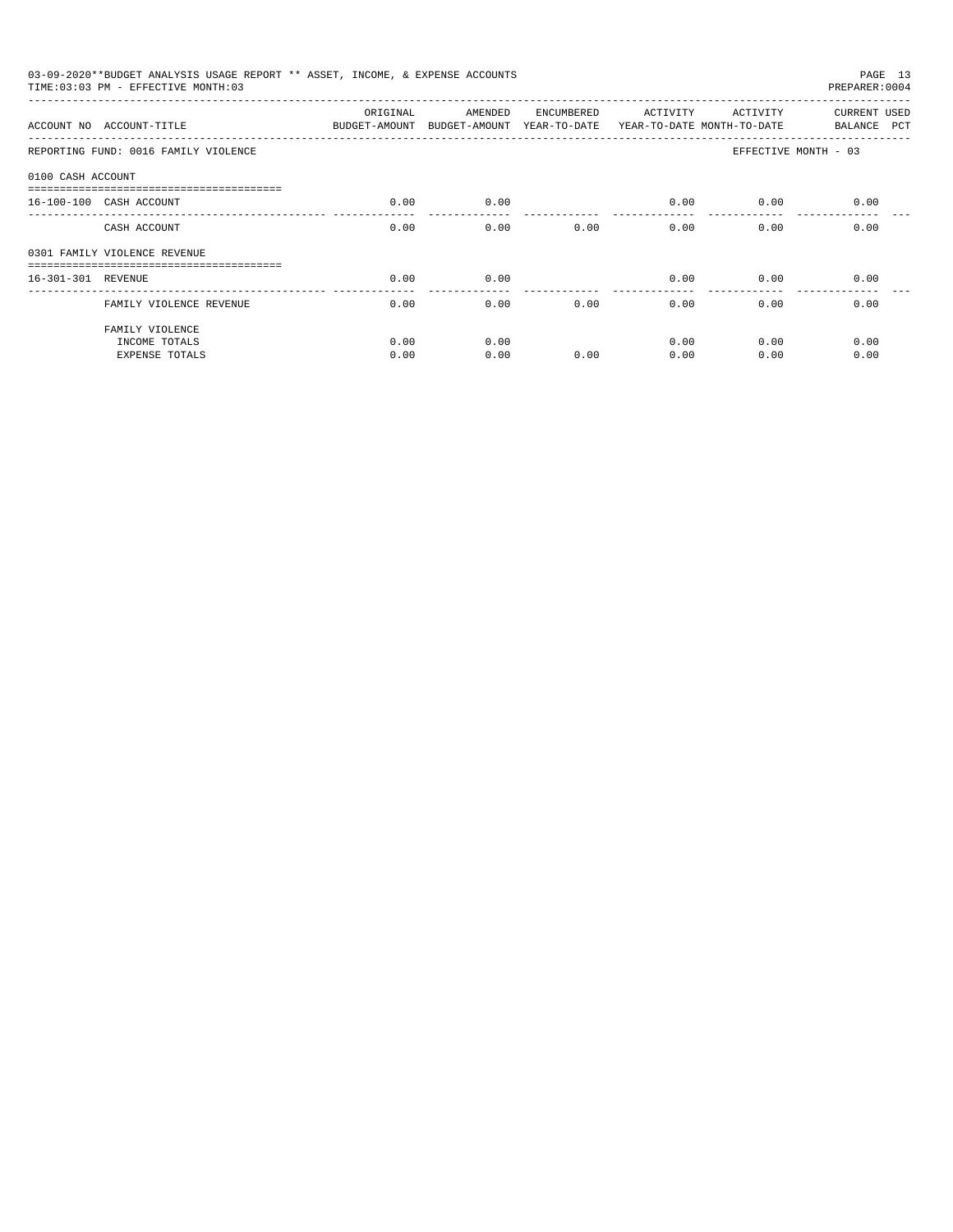03-09-2020**BUDGET ANALYSIS USAGE REPORT ** ASSET, INCOME, & EXPENSE ACCOUNTS

TIME:03:03 PM - EFFECTIVE MONTH:03

PREPARER:0004

| ACCOUNT NO | ACCOUNT-TITLE | ORIGINAL BUDGET-AMOUNT | AMENDED BUDGET-AMOUNT | ENCUMBERED YEAR-TO-DATE | ACTIVITY YEAR-TO-DATE | ACTIVITY MONTH-TO-DATE | CURRENT BALANCE | USED PCT |
|---|---|---|---|---|---|---|---|---|
| REPORTING FUND: 0016 FAMILY VIOLENCE | | | | | | EFFECTIVE MONTH - 03 | | |
| 0100 CASH ACCOUNT | | | | | | | | |
| 16-100-100 | CASH ACCOUNT | 0.00 | 0.00 | | 0.00 | 0.00 | 0.00 | |
| | CASH ACCOUNT | 0.00 | 0.00 | 0.00 | 0.00 | 0.00 | 0.00 | |
| 0301 FAMILY VIOLENCE REVENUE | | | | | | | | |
| 16-301-301 | REVENUE | 0.00 | 0.00 | | 0.00 | 0.00 | 0.00 | |
| | FAMILY VIOLENCE REVENUE | 0.00 | 0.00 | 0.00 | 0.00 | 0.00 | 0.00 | |
| | FAMILY VIOLENCE | | | | | | | |
| | INCOME TOTALS | 0.00 | 0.00 | | 0.00 | 0.00 | 0.00 | |
| | EXPENSE TOTALS | 0.00 | 0.00 | 0.00 | 0.00 | 0.00 | 0.00 | |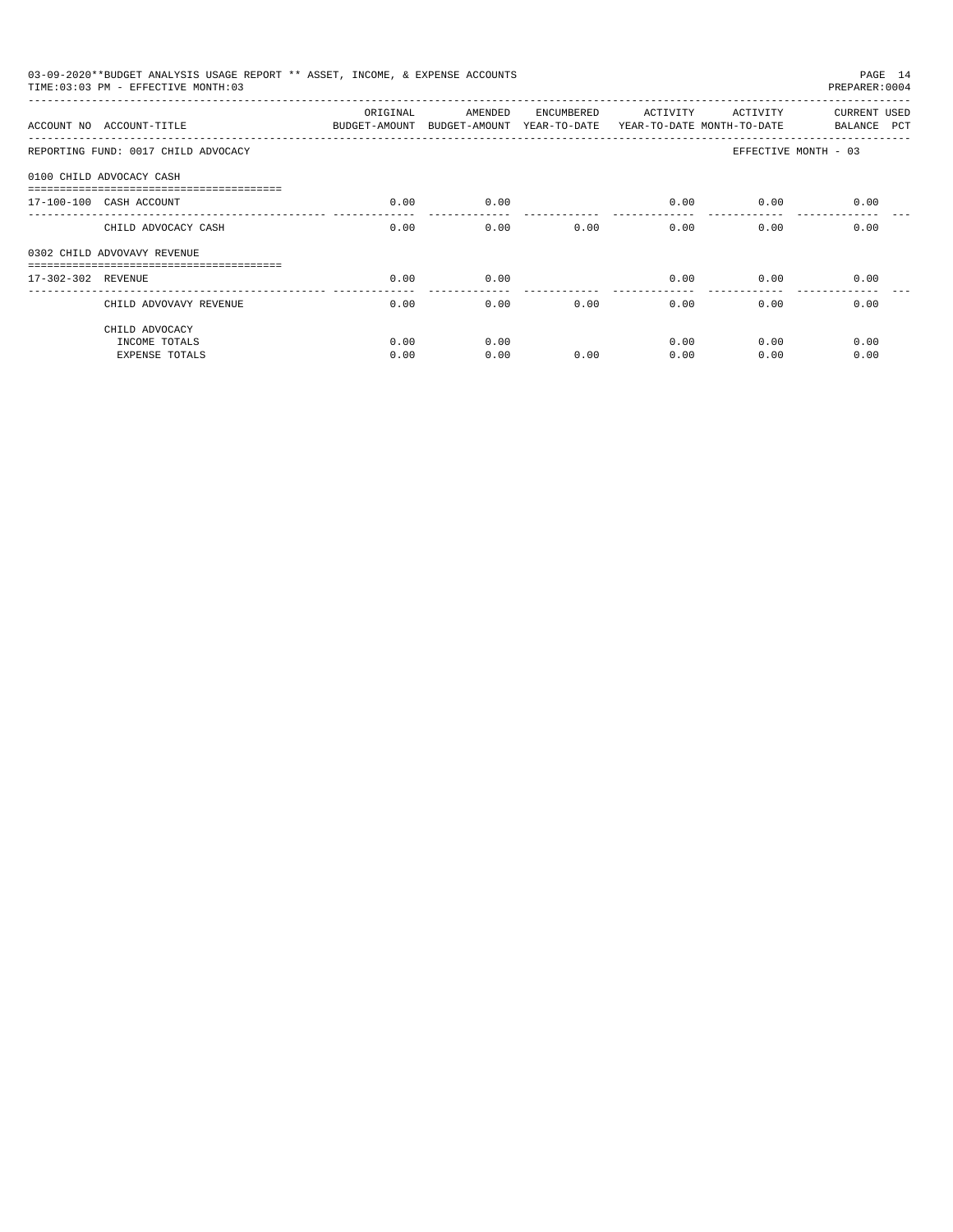03-09-2020**BUDGET ANALYSIS USAGE REPORT ** ASSET, INCOME, & EXPENSE ACCOUNTS

TIME:03:03 PM - EFFECTIVE MONTH:03

PREPARER:0004

| ACCOUNT NO | ACCOUNT-TITLE | ORIGINAL BUDGET-AMOUNT | AMENDED BUDGET-AMOUNT | ENCUMBERED YEAR-TO-DATE | ACTIVITY YEAR-TO-DATE | ACTIVITY MONTH-TO-DATE | CURRENT BALANCE | USED PCT |
|---|---|---|---|---|---|---|---|---|
| REPORTING FUND: 0017 CHILD ADVOCACY | | | | | | | EFFECTIVE MONTH - 03 | |
| 0100 CHILD ADVOCACY CASH | | | | | | | | |
| 17-100-100 | CASH ACCOUNT | 0.00 | 0.00 | | 0.00 | 0.00 | 0.00 | |
| | CHILD ADVOCACY CASH | 0.00 | 0.00 | 0.00 | 0.00 | 0.00 | 0.00 | |
| 0302 CHILD ADVOVAVY REVENUE | | | | | | | | |
| 17-302-302 | REVENUE | 0.00 | 0.00 | | 0.00 | 0.00 | 0.00 | |
| | CHILD ADVOVAVY REVENUE | 0.00 | 0.00 | 0.00 | 0.00 | 0.00 | 0.00 | |
| | CHILD ADVOCACY | | | | | | | |
| | INCOME TOTALS | 0.00 | 0.00 | | 0.00 | 0.00 | 0.00 | |
| | EXPENSE TOTALS | 0.00 | 0.00 | 0.00 | 0.00 | 0.00 | 0.00 | |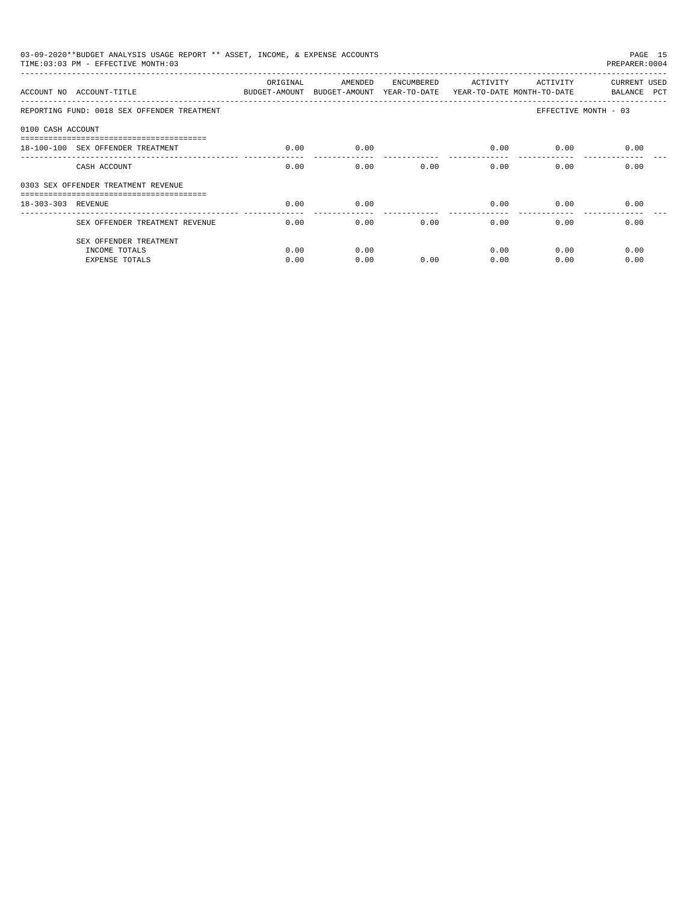03-09-2020**BUDGET ANALYSIS USAGE REPORT ** ASSET, INCOME, & EXPENSE ACCOUNTS

TIME:03:03 PM - EFFECTIVE MONTH:03

PREPARER:0004

| ACCOUNT NO | ACCOUNT-TITLE | ORIGINAL BUDGET-AMOUNT | AMENDED BUDGET-AMOUNT | ENCUMBERED YEAR-TO-DATE | ACTIVITY YEAR-TO-DATE | ACTIVITY MONTH-TO-DATE | CURRENT BALANCE | USED PCT |
|---|---|---|---|---|---|---|---|---|
| REPORTING FUND: 0018 SEX OFFENDER TREATMENT | | | | | | EFFECTIVE MONTH - 03 | | |
| 0100 CASH ACCOUNT | | | | | | | | |
| 18-100-100 | SEX OFFENDER TREATMENT | 0.00 | 0.00 | | 0.00 | 0.00 | 0.00 | |
| | CASH ACCOUNT | 0.00 | 0.00 | 0.00 | 0.00 | 0.00 | 0.00 | |
| 0303 SEX OFFENDER TREATMENT REVENUE | | | | | | | | |
| 18-303-303 | REVENUE | 0.00 | 0.00 | | 0.00 | 0.00 | 0.00 | |
| | SEX OFFENDER TREATMENT REVENUE | 0.00 | 0.00 | 0.00 | 0.00 | 0.00 | 0.00 | |
| | SEX OFFENDER TREATMENT | | | | | | | |
| | INCOME TOTALS | 0.00 | 0.00 | | 0.00 | 0.00 | 0.00 | |
| | EXPENSE TOTALS | 0.00 | 0.00 | 0.00 | 0.00 | 0.00 | 0.00 | |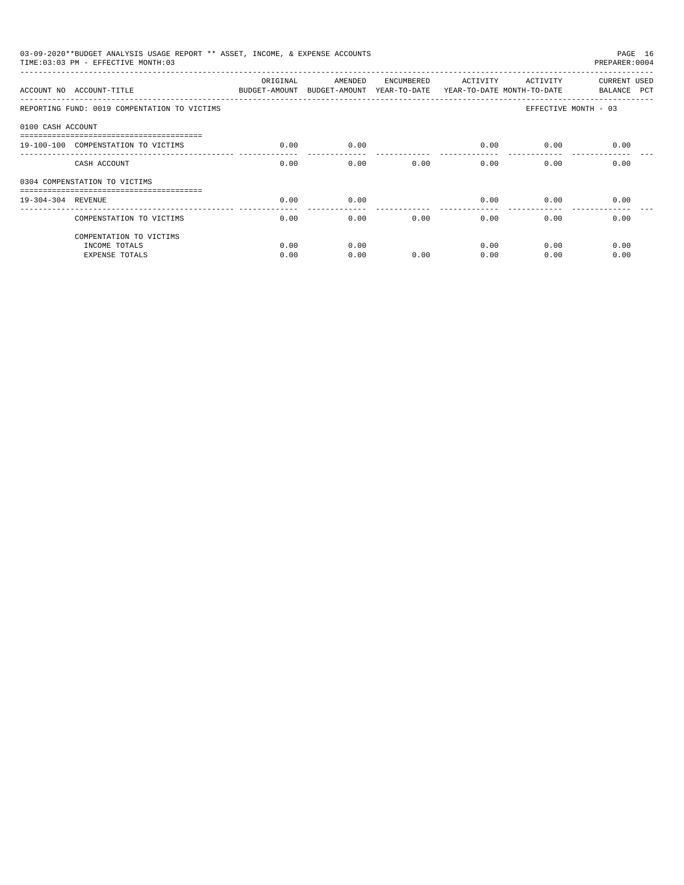03-09-2020**BUDGET ANALYSIS USAGE REPORT ** ASSET, INCOME, & EXPENSE ACCOUNTS

TIME:03:03 PM - EFFECTIVE MONTH:03

PREPARER:0004

| ACCOUNT NO | ACCOUNT-TITLE | ORIGINAL BUDGET-AMOUNT | AMENDED BUDGET-AMOUNT | ENCUMBERED YEAR-TO-DATE | ACTIVITY YEAR-TO-DATE | ACTIVITY MONTH-TO-DATE | CURRENT BALANCE | USED PCT |
|---|---|---|---|---|---|---|---|---|
| REPORTING FUND: 0019 COMPENSATION TO VICTIMS | | | | | | EFFECTIVE MONTH - 03 | | |
| 0100 CASH ACCOUNT | | | | | | | | |
| 19-100-100 | COMPENSATION TO VICTIMS | 0.00 | 0.00 | | 0.00 | 0.00 | 0.00 | |
| | CASH ACCOUNT | 0.00 | 0.00 | 0.00 | 0.00 | 0.00 | 0.00 | |
| 0304 COMPENSATION TO VICTIMS | | | | | | | | |
| 19-304-304 | REVENUE | 0.00 | 0.00 | | 0.00 | 0.00 | 0.00 | |
| | COMPENSATION TO VICTIMS | 0.00 | 0.00 | 0.00 | 0.00 | 0.00 | 0.00 | |
| | COMPENTATION TO VICTIMS | | | | | | | |
| | INCOME TOTALS | 0.00 | 0.00 | | 0.00 | 0.00 | 0.00 | |
| | EXPENSE TOTALS | 0.00 | 0.00 | 0.00 | 0.00 | 0.00 | 0.00 | |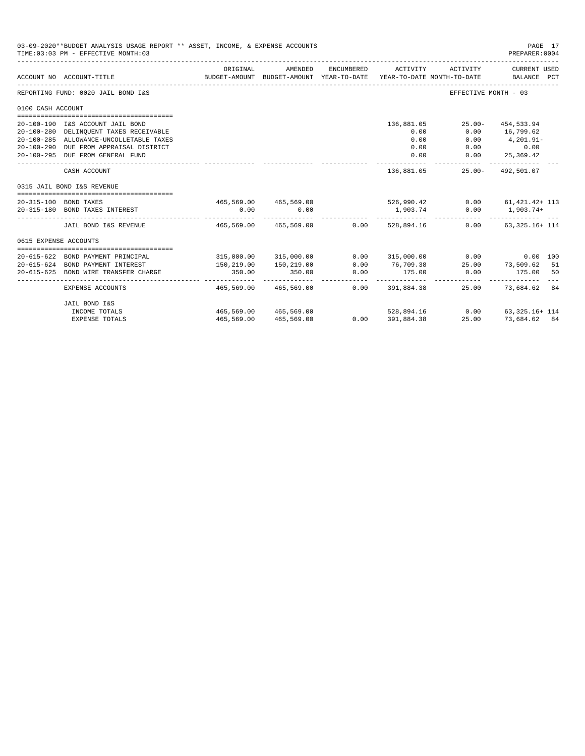03-09-2020**BUDGET ANALYSIS USAGE REPORT ** ASSET, INCOME, & EXPENSE ACCOUNTS

TIME:03:03 PM - EFFECTIVE MONTH:03

PREPARER:0004

| ACCOUNT NO | ACCOUNT-TITLE | ORIGINAL BUDGET-AMOUNT | AMENDED BUDGET-AMOUNT | ENCUMBERED YEAR-TO-DATE | ACTIVITY YEAR-TO-DATE | ACTIVITY MONTH-TO-DATE | CURRENT USED BALANCE | PCT |
|---|---|---|---|---|---|---|---|---|
| REPORTING FUND: 0020 JAIL BOND I&S | | | | | | EFFECTIVE MONTH - 03 | | |
| 0100 CASH ACCOUNT | | | | | | | | |
| 20-100-190 | I&S ACCOUNT JAIL BOND | | | | 136,881.05 | 25.00- | 454,533.94 | |
| 20-100-280 | DELINQUENT TAXES RECEIVABLE | | | | 0.00 | 0.00 | 16,799.62 | |
| 20-100-285 | ALLOWANCE-UNCOLLETABLE TAXES | | | | 0.00 | 0.00 | 4,201.91- | |
| 20-100-290 | DUE FROM APPRAISAL DISTRICT | | | | 0.00 | 0.00 | 0.00 | |
| 20-100-295 | DUE FROM GENERAL FUND | | | | 0.00 | 0.00 | 25,369.42 | |
| | CASH ACCOUNT | | | | 136,881.05 | 25.00- | 492,501.07 | |
| 0315 JAIL BOND I&S REVENUE | | | | | | | | |
| 20-315-100 | BOND TAXES | 465,569.00 | 465,569.00 | | 526,990.42 | 0.00 | 61,421.42+ | 113 |
| 20-315-180 | BOND TAXES INTEREST | 0.00 | 0.00 | | 1,903.74 | 0.00 | 1,903.74+ | |
| | JAIL BOND I&S REVENUE | 465,569.00 | 465,569.00 | 0.00 | 528,894.16 | 0.00 | 63,325.16+ | 114 |
| 0615 EXPENSE ACCOUNTS | | | | | | | | |
| 20-615-622 | BOND PAYMENT PRINCIPAL | 315,000.00 | 315,000.00 | 0.00 | 315,000.00 | 0.00 | 0.00 | 100 |
| 20-615-624 | BOND PAYMENT INTEREST | 150,219.00 | 150,219.00 | 0.00 | 76,709.38 | 25.00 | 73,509.62 | 51 |
| 20-615-625 | BOND WIRE TRANSFER CHARGE | 350.00 | 350.00 | 0.00 | 175.00 | 0.00 | 175.00 | 50 |
| | EXPENSE ACCOUNTS | 465,569.00 | 465,569.00 | 0.00 | 391,884.38 | 25.00 | 73,684.62 | 84 |
| | JAIL BOND I&S | | | | | | | |
| | INCOME TOTALS | 465,569.00 | 465,569.00 | | 528,894.16 | 0.00 | 63,325.16+ | 114 |
| | EXPENSE TOTALS | 465,569.00 | 465,569.00 | 0.00 | 391,884.38 | 25.00 | 73,684.62 | 84 |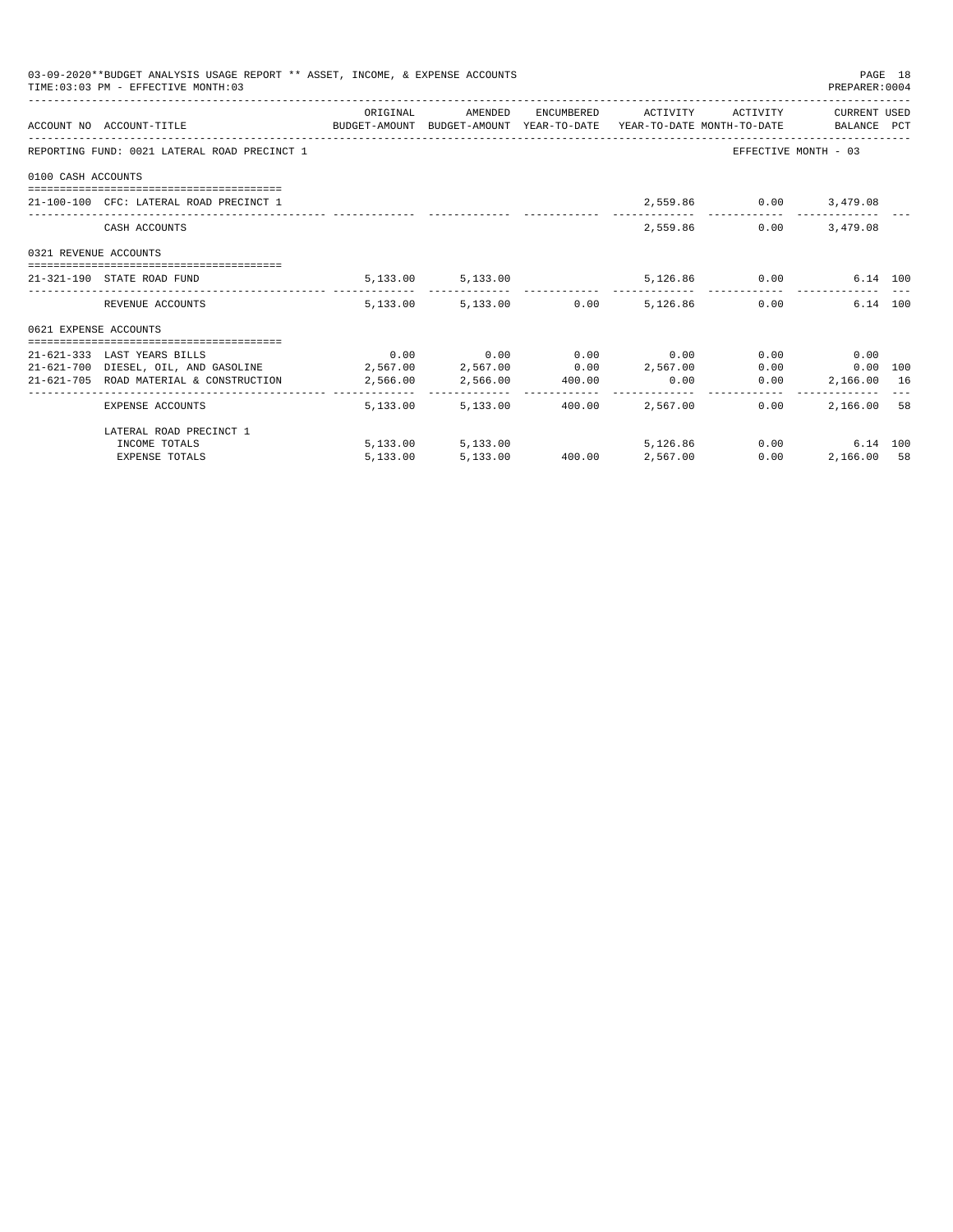03-09-2020**BUDGET ANALYSIS USAGE REPORT ** ASSET, INCOME, & EXPENSE ACCOUNTS

TIME:03:03 PM - EFFECTIVE MONTH:03

PREPARER:0004

| ACCOUNT NO | ACCOUNT-TITLE | ORIGINAL BUDGET-AMOUNT | AMENDED BUDGET-AMOUNT | ENCUMBERED YEAR-TO-DATE | ACTIVITY YEAR-TO-DATE | ACTIVITY MONTH-TO-DATE | CURRENT USED BALANCE | PCT |
|---|---|---|---|---|---|---|---|---|
| REPORTING FUND: 0021 LATERAL ROAD PRECINCT 1 | | | | | | EFFECTIVE MONTH - 03 | | |
| 0100 CASH ACCOUNTS | | | | | | | | |
| 21-100-100 | CFC: LATERAL ROAD PRECINCT 1 | | | | 2,559.86 | 0.00 | 3,479.08 | |
| | CASH ACCOUNTS | | | | 2,559.86 | 0.00 | 3,479.08 | |
| 0321 REVENUE ACCOUNTS | | | | | | | | |
| 21-321-190 | STATE ROAD FUND | 5,133.00 | 5,133.00 | | 5,126.86 | 0.00 | 6.14 | 100 |
| | REVENUE ACCOUNTS | 5,133.00 | 5,133.00 | 0.00 | 5,126.86 | 0.00 | 6.14 | 100 |
| 0621 EXPENSE ACCOUNTS | | | | | | | | |
| 21-621-333 | LAST YEARS BILLS | 0.00 | 0.00 | 0.00 | 0.00 | 0.00 | 0.00 | |
| 21-621-700 | DIESEL, OIL, AND GASOLINE | 2,567.00 | 2,567.00 | 0.00 | 2,567.00 | 0.00 | 0.00 | 100 |
| 21-621-705 | ROAD MATERIAL & CONSTRUCTION | 2,566.00 | 2,566.00 | 400.00 | 0.00 | 0.00 | 2,166.00 | 16 |
| | EXPENSE ACCOUNTS | 5,133.00 | 5,133.00 | 400.00 | 2,567.00 | 0.00 | 2,166.00 | 58 |
| | LATERAL ROAD PRECINCT 1 | | | | | | | |
| | INCOME TOTALS | 5,133.00 | 5,133.00 | | 5,126.86 | 0.00 | 6.14 | 100 |
| | EXPENSE TOTALS | 5,133.00 | 5,133.00 | 400.00 | 2,567.00 | 0.00 | 2,166.00 | 58 |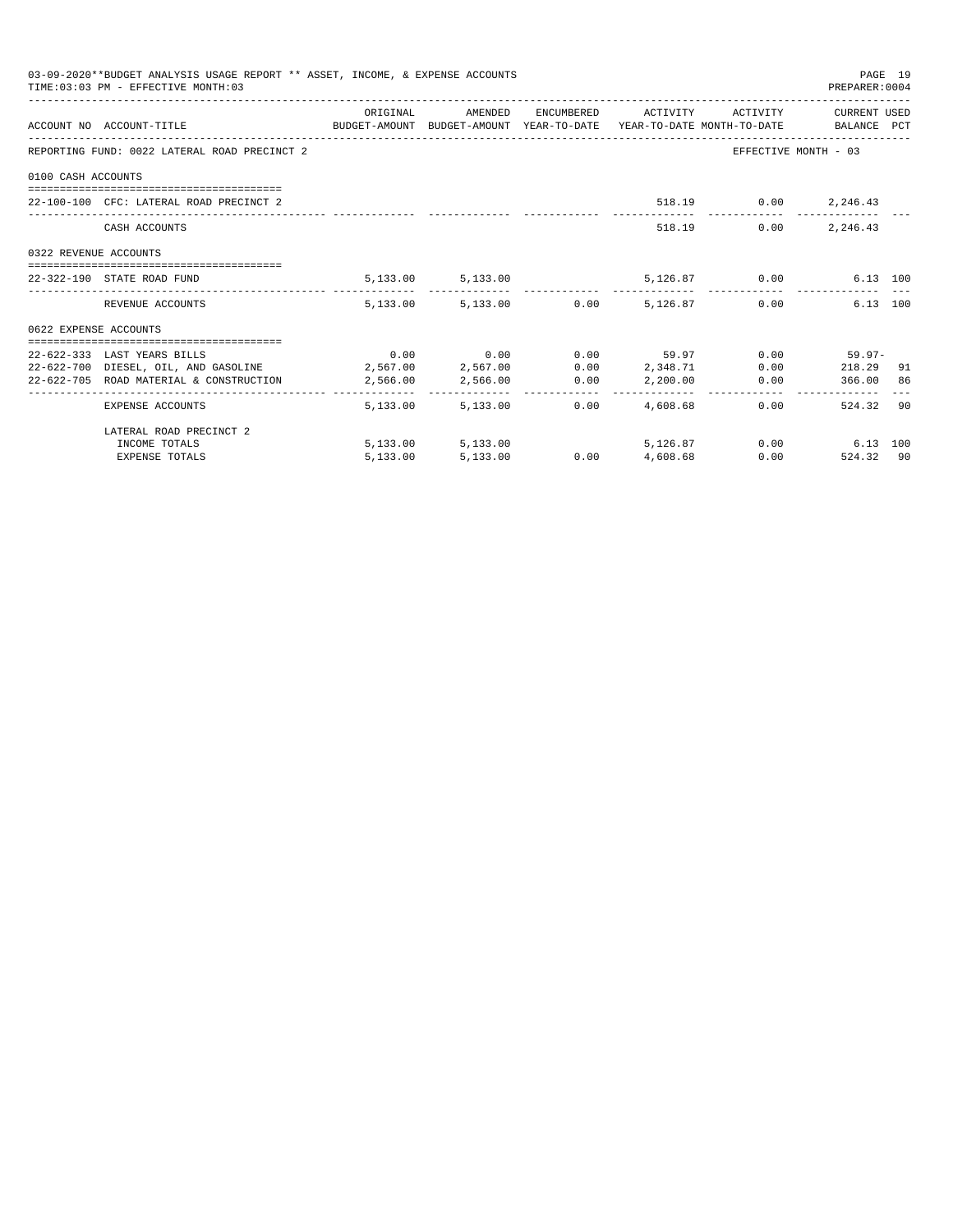03-09-2020**BUDGET ANALYSIS USAGE REPORT ** ASSET, INCOME, & EXPENSE ACCOUNTS

TIME:03:03 PM - EFFECTIVE MONTH:03

PREPARER:0004

| ACCOUNT NO | ACCOUNT-TITLE | ORIGINAL BUDGET-AMOUNT | AMENDED BUDGET-AMOUNT | ENCUMBERED YEAR-TO-DATE | ACTIVITY YEAR-TO-DATE | ACTIVITY MONTH-TO-DATE | CURRENT USED BALANCE | PCT |
|---|---|---|---|---|---|---|---|---|
| REPORTING FUND: 0022 LATERAL ROAD PRECINCT 2 | | | | | | EFFECTIVE MONTH - 03 | | |
| 0100 CASH ACCOUNTS | | | | | | | | |
| 22-100-100 | CFC: LATERAL ROAD PRECINCT 2 | | | | 518.19 | 0.00 | 2,246.43 | |
| | CASH ACCOUNTS | | | | 518.19 | 0.00 | 2,246.43 | |
| 0322 REVENUE ACCOUNTS | | | | | | | | |
| 22-322-190 | STATE ROAD FUND | 5,133.00 | 5,133.00 | | 5,126.87 | 0.00 | 6.13 | 100 |
| | REVENUE ACCOUNTS | 5,133.00 | 5,133.00 | 0.00 | 5,126.87 | 0.00 | 6.13 | 100 |
| 0622 EXPENSE ACCOUNTS | | | | | | | | |
| 22-622-333 | LAST YEARS BILLS | 0.00 | 0.00 | 0.00 | 59.97 | 0.00 | 59.97- | |
| 22-622-700 | DIESEL, OIL, AND GASOLINE | 2,567.00 | 2,567.00 | 0.00 | 2,348.71 | 0.00 | 218.29 | 91 |
| 22-622-705 | ROAD MATERIAL & CONSTRUCTION | 2,566.00 | 2,566.00 | 0.00 | 2,200.00 | 0.00 | 366.00 | 86 |
| | EXPENSE ACCOUNTS | 5,133.00 | 5,133.00 | 0.00 | 4,608.68 | 0.00 | 524.32 | 90 |
| | LATERAL ROAD PRECINCT 2 | | | | | | | |
| | INCOME TOTALS | 5,133.00 | 5,133.00 | | 5,126.87 | 0.00 | 6.13 | 100 |
| | EXPENSE TOTALS | 5,133.00 | 5,133.00 | 0.00 | 4,608.68 | 0.00 | 524.32 | 90 |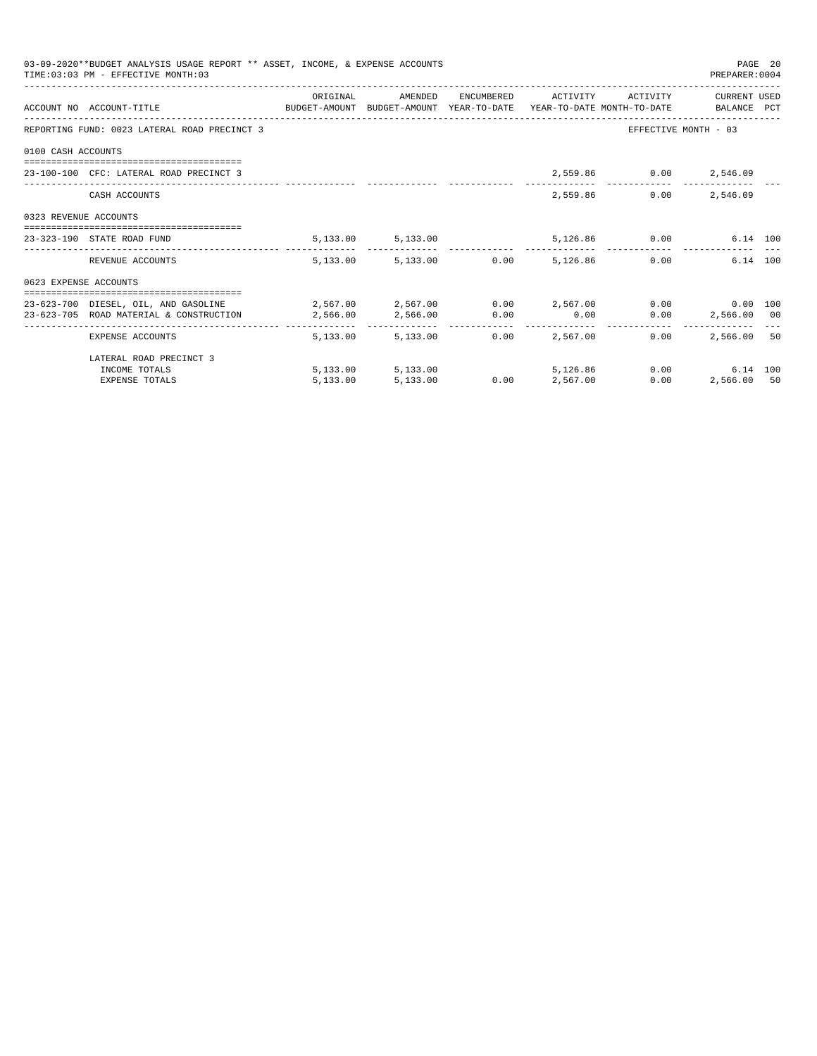03-09-2020**BUDGET ANALYSIS USAGE REPORT ** ASSET, INCOME, & EXPENSE ACCOUNTS
TIME:03:03 PM - EFFECTIVE MONTH:03

PREPARER:0004

| ACCOUNT NO | ACCOUNT-TITLE | ORIGINAL BUDGET-AMOUNT | AMENDED BUDGET-AMOUNT | ENCUMBERED YEAR-TO-DATE | ACTIVITY YEAR-TO-DATE | ACTIVITY MONTH-TO-DATE | CURRENT USED BALANCE | PCT |
|---|---|---|---|---|---|---|---|---|
| REPORTING FUND: 0023 LATERAL ROAD PRECINCT 3 | | | | | | EFFECTIVE MONTH - 03 | | |
| 0100 CASH ACCOUNTS | | | | | | | | |
| 23-100-100 | CFC: LATERAL ROAD PRECINCT 3 | | | | 2,559.86 | 0.00 | 2,546.09 | |
| | CASH ACCOUNTS | | | | 2,559.86 | 0.00 | 2,546.09 | |
| 0323 REVENUE ACCOUNTS | | | | | | | | |
| 23-323-190 | STATE ROAD FUND | 5,133.00 | 5,133.00 | | 5,126.86 | 0.00 | 6.14 | 100 |
| | REVENUE ACCOUNTS | 5,133.00 | 5,133.00 | 0.00 | 5,126.86 | 0.00 | 6.14 | 100 |
| 0623 EXPENSE ACCOUNTS | | | | | | | | |
| 23-623-700 | DIESEL, OIL, AND GASOLINE | 2,567.00 | 2,567.00 | 0.00 | 2,567.00 | 0.00 | 0.00 | 100 |
| 23-623-705 | ROAD MATERIAL & CONSTRUCTION | 2,566.00 | 2,566.00 | 0.00 | 0.00 | 0.00 | 2,566.00 | 00 |
| | EXPENSE ACCOUNTS | 5,133.00 | 5,133.00 | 0.00 | 2,567.00 | 0.00 | 2,566.00 | 50 |
| | LATERAL ROAD PRECINCT 3 | | | | | | | |
| | INCOME TOTALS | 5,133.00 | 5,133.00 | | 5,126.86 | 0.00 | 6.14 | 100 |
| | EXPENSE TOTALS | 5,133.00 | 5,133.00 | 0.00 | 2,567.00 | 0.00 | 2,566.00 | 50 |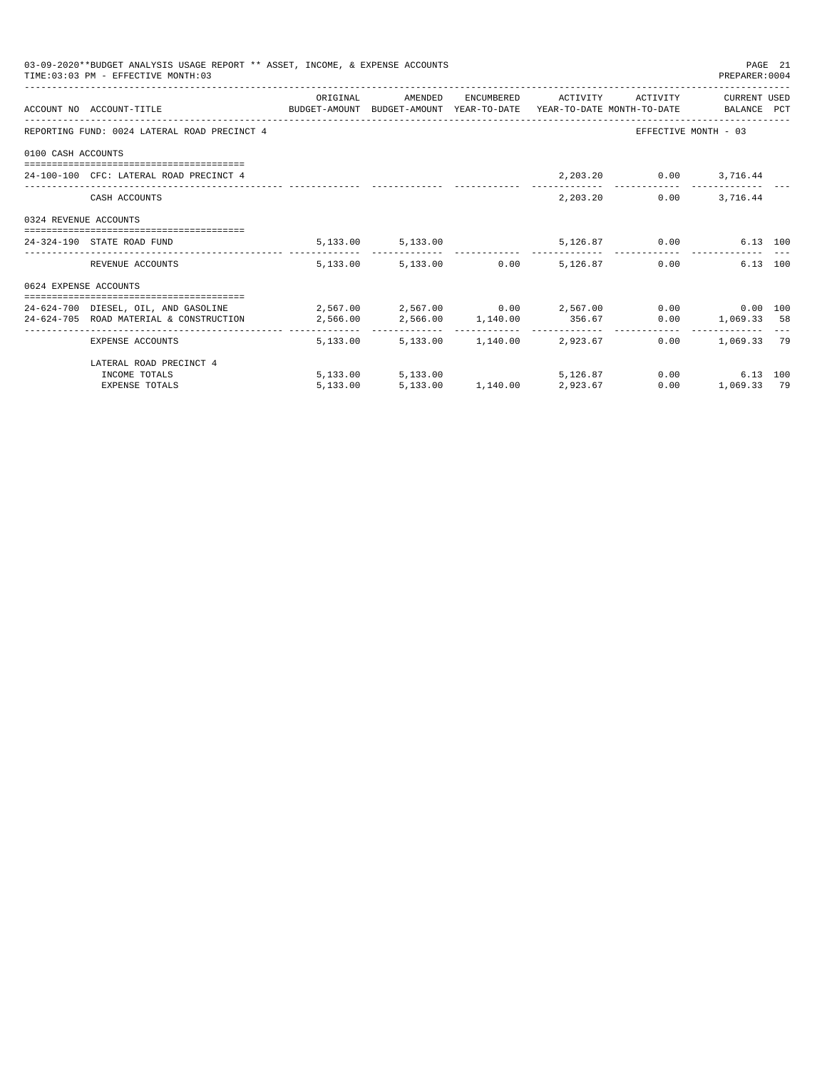03-09-2020**BUDGET ANALYSIS USAGE REPORT ** ASSET, INCOME, & EXPENSE ACCOUNTS

TIME:03:03 PM - EFFECTIVE MONTH:03

PREPARER:0004

| ACCOUNT NO | ACCOUNT-TITLE | ORIGINAL BUDGET-AMOUNT | AMENDED BUDGET-AMOUNT | ENCUMBERED YEAR-TO-DATE | ACTIVITY YEAR-TO-DATE | ACTIVITY MONTH-TO-DATE | CURRENT BALANCE | USED PCT |
|---|---|---|---|---|---|---|---|---|
| REPORTING FUND: 0024 LATERAL ROAD PRECINCT 4 | | | | | | EFFECTIVE MONTH - 03 | | |
| 0100 CASH ACCOUNTS | | | | | | | | |
| 24-100-100 | CFC: LATERAL ROAD PRECINCT 4 | | | | 2,203.20 | 0.00 | 3,716.44 | |
| | CASH ACCOUNTS | | | | 2,203.20 | 0.00 | 3,716.44 | |
| 0324 REVENUE ACCOUNTS | | | | | | | | |
| 24-324-190 | STATE ROAD FUND | 5,133.00 | 5,133.00 | | 5,126.87 | 0.00 | 6.13 | 100 |
| | REVENUE ACCOUNTS | 5,133.00 | 5,133.00 | 0.00 | 5,126.87 | 0.00 | 6.13 | 100 |
| 0624 EXPENSE ACCOUNTS | | | | | | | | |
| 24-624-700 | DIESEL, OIL, AND GASOLINE | 2,567.00 | 2,567.00 | 0.00 | 2,567.00 | 0.00 | 0.00 | 100 |
| 24-624-705 | ROAD MATERIAL & CONSTRUCTION | 2,566.00 | 2,566.00 | 1,140.00 | 356.67 | 0.00 | 1,069.33 | 58 |
| | EXPENSE ACCOUNTS | 5,133.00 | 5,133.00 | 1,140.00 | 2,923.67 | 0.00 | 1,069.33 | 79 |
| | LATERAL ROAD PRECINCT 4 | | | | | | | |
| | INCOME TOTALS | 5,133.00 | 5,133.00 | | 5,126.87 | 0.00 | 6.13 | 100 |
| | EXPENSE TOTALS | 5,133.00 | 5,133.00 | 1,140.00 | 2,923.67 | 0.00 | 1,069.33 | 79 |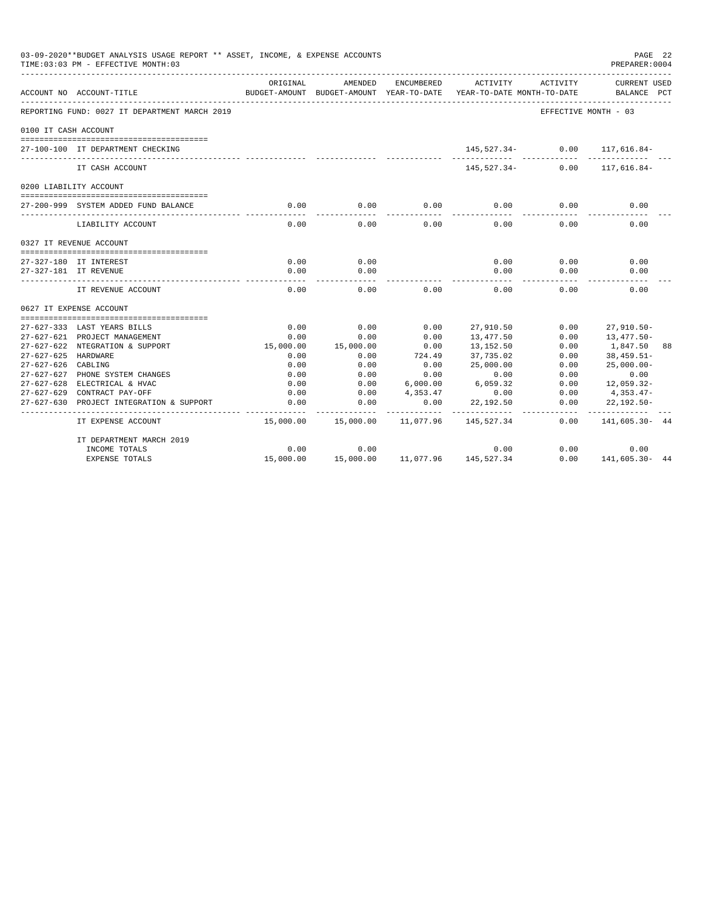03-09-2020**BUDGET ANALYSIS USAGE REPORT ** ASSET, INCOME, & EXPENSE ACCOUNTS
TIME:03:03 PM - EFFECTIVE MONTH:03
PREPARER:0004

| ACCOUNT NO | ACCOUNT-TITLE | ORIGINAL BUDGET-AMOUNT | AMENDED BUDGET-AMOUNT | ENCUMBERED YEAR-TO-DATE | ACTIVITY YEAR-TO-DATE | ACTIVITY MONTH-TO-DATE | CURRENT USED BALANCE | PCT |
|---|---|---|---|---|---|---|---|---|
| REPORTING FUND: 0027 IT DEPARTMENT MARCH 2019 | | | | | | EFFECTIVE MONTH - 03 | | |
| 0100 IT CASH ACCOUNT | | | | | | | | |
| 27-100-100 | IT DEPARTMENT CHECKING | | | | 145,527.34- | 0.00 | 117,616.84- | |
| | IT CASH ACCOUNT | | | | 145,527.34- | 0.00 | 117,616.84- | |
| 0200 LIABILITY ACCOUNT | | | | | | | | |
| 27-200-999 | SYSTEM ADDED FUND BALANCE | 0.00 | 0.00 | 0.00 | 0.00 | 0.00 | 0.00 | |
| | LIABILITY ACCOUNT | 0.00 | 0.00 | 0.00 | 0.00 | 0.00 | 0.00 | |
| 0327 IT REVENUE ACCOUNT | | | | | | | | |
| 27-327-180 | IT INTEREST | 0.00 | 0.00 | | 0.00 | 0.00 | 0.00 | |
| 27-327-181 | IT REVENUE | 0.00 | 0.00 | | 0.00 | 0.00 | 0.00 | |
| | IT REVENUE ACCOUNT | 0.00 | 0.00 | 0.00 | 0.00 | 0.00 | 0.00 | |
| 0627 IT EXPENSE ACCOUNT | | | | | | | | |
| 27-627-333 | LAST YEARS BILLS | 0.00 | 0.00 | 0.00 | 27,910.50 | 0.00 | 27,910.50- | |
| 27-627-621 | PROJECT MANAGEMENT | 0.00 | 0.00 | 0.00 | 13,477.50 | 0.00 | 13,477.50- | |
| 27-627-622 | NTEGRATION & SUPPORT | 15,000.00 | 15,000.00 | 0.00 | 13,152.50 | 0.00 | 1,847.50 | 88 |
| 27-627-625 | HARDWARE | 0.00 | 0.00 | 724.49 | 37,735.02 | 0.00 | 38,459.51- | |
| 27-627-626 | CABLING | 0.00 | 0.00 | 0.00 | 25,000.00 | 0.00 | 25,000.00- | |
| 27-627-627 | PHONE SYSTEM CHANGES | 0.00 | 0.00 | 0.00 | 0.00 | 0.00 | 0.00 | |
| 27-627-628 | ELECTRICAL & HVAC | 0.00 | 0.00 | 6,000.00 | 6,059.32 | 0.00 | 12,059.32- | |
| 27-627-629 | CONTRACT PAY-OFF | 0.00 | 0.00 | 4,353.47 | 0.00 | 0.00 | 4,353.47- | |
| 27-627-630 | PROJECT INTEGRATION & SUPPORT | 0.00 | 0.00 | 0.00 | 22,192.50 | 0.00 | 22,192.50- | |
| | IT EXPENSE ACCOUNT | 15,000.00 | 15,000.00 | 11,077.96 | 145,527.34 | 0.00 | 141,605.30- | 44 |
| | IT DEPARTMENT MARCH 2019 | | | | | | | |
| | INCOME TOTALS | 0.00 | 0.00 | | 0.00 | 0.00 | 0.00 | |
| | EXPENSE TOTALS | 15,000.00 | 15,000.00 | 11,077.96 | 145,527.34 | 0.00 | 141,605.30- | 44 |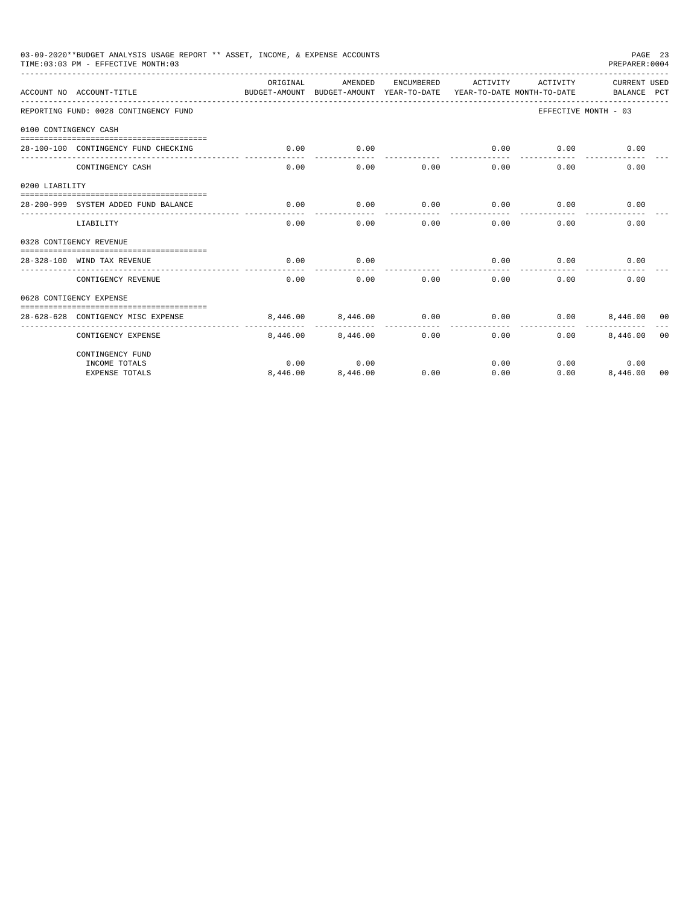03-09-2020**BUDGET ANALYSIS USAGE REPORT ** ASSET, INCOME, & EXPENSE ACCOUNTS
TIME:03:03 PM - EFFECTIVE MONTH:03
PREPARER:0004

| ACCOUNT NO | ACCOUNT-TITLE | ORIGINAL BUDGET-AMOUNT | AMENDED BUDGET-AMOUNT | ENCUMBERED YEAR-TO-DATE | ACTIVITY YEAR-TO-DATE | ACTIVITY MONTH-TO-DATE | CURRENT BALANCE | USED PCT |
|---|---|---|---|---|---|---|---|---|
| REPORTING FUND: 0028 CONTINGENCY FUND | | | | | | EFFECTIVE MONTH - 03 | | |
| 0100 CONTINGENCY CASH | | | | | | | | |
| 28-100-100 | CONTINGENCY FUND CHECKING | 0.00 | 0.00 | | 0.00 | 0.00 | 0.00 | |
| | CONTINGENCY CASH | 0.00 | 0.00 | 0.00 | 0.00 | 0.00 | 0.00 | |
| 0200 LIABILITY | | | | | | | | |
| 28-200-999 | SYSTEM ADDED FUND BALANCE | 0.00 | 0.00 | 0.00 | 0.00 | 0.00 | 0.00 | |
| | LIABILITY | 0.00 | 0.00 | 0.00 | 0.00 | 0.00 | 0.00 | |
| 0328 CONTIGENCY REVENUE | | | | | | | | |
| 28-328-100 | WIND TAX REVENUE | 0.00 | 0.00 | | 0.00 | 0.00 | 0.00 | |
| | CONTIGENCY REVENUE | 0.00 | 0.00 | 0.00 | 0.00 | 0.00 | 0.00 | |
| 0628 CONTIGENCY EXPENSE | | | | | | | | |
| 28-628-628 | CONTIGENCY MISC EXPENSE | 8,446.00 | 8,446.00 | 0.00 | 0.00 | 0.00 | 8,446.00 | 00 |
| | CONTIGENCY EXPENSE | 8,446.00 | 8,446.00 | 0.00 | 0.00 | 0.00 | 8,446.00 | 00 |
| | CONTINGENCY FUND | | | | | | | |
| | INCOME TOTALS | 0.00 | 0.00 | | 0.00 | 0.00 | 0.00 | |
| | EXPENSE TOTALS | 8,446.00 | 8,446.00 | 0.00 | 0.00 | 0.00 | 8,446.00 | 00 |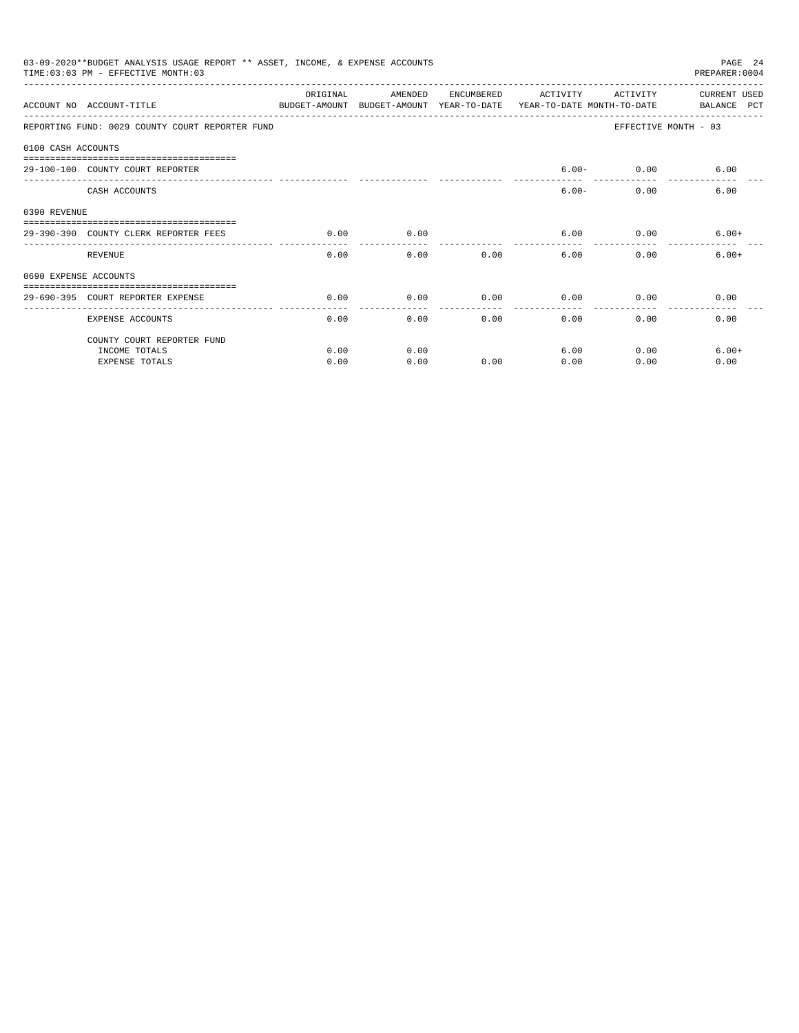03-09-2020**BUDGET ANALYSIS USAGE REPORT ** ASSET, INCOME, & EXPENSE ACCOUNTS
TIME:03:03 PM - EFFECTIVE MONTH:03

PREPARER:0004

| ACCOUNT NO | ACCOUNT-TITLE | ORIGINAL BUDGET-AMOUNT | AMENDED BUDGET-AMOUNT | ENCUMBERED YEAR-TO-DATE | ACTIVITY YEAR-TO-DATE | ACTIVITY MONTH-TO-DATE | CURRENT USED BALANCE PCT |
|---|---|---|---|---|---|---|---|
| REPORTING FUND: 0029 COUNTY COURT REPORTER FUND | | | | | | EFFECTIVE MONTH - 03 | |
| 0100 CASH ACCOUNTS | | | | | | | |
| 29-100-100 | COUNTY COURT REPORTER | | | | 6.00- | 0.00 | 6.00 |
| | CASH ACCOUNTS | | | | 6.00- | 0.00 | 6.00 |
| 0390 REVENUE | | | | | | | |
| 29-390-390 | COUNTY CLERK REPORTER FEES | 0.00 | 0.00 | | 6.00 | 0.00 | 6.00+ |
| | REVENUE | 0.00 | 0.00 | 0.00 | 6.00 | 0.00 | 6.00+ |
| 0690 EXPENSE ACCOUNTS | | | | | | | |
| 29-690-395 | COURT REPORTER EXPENSE | 0.00 | 0.00 | 0.00 | 0.00 | 0.00 | 0.00 |
| | EXPENSE ACCOUNTS | 0.00 | 0.00 | 0.00 | 0.00 | 0.00 | 0.00 |
| | COUNTY COURT REPORTER FUND | | | | | | |
| | INCOME TOTALS | 0.00 | 0.00 | | 6.00 | 0.00 | 6.00+ |
| | EXPENSE TOTALS | 0.00 | 0.00 | 0.00 | 0.00 | 0.00 | 0.00 |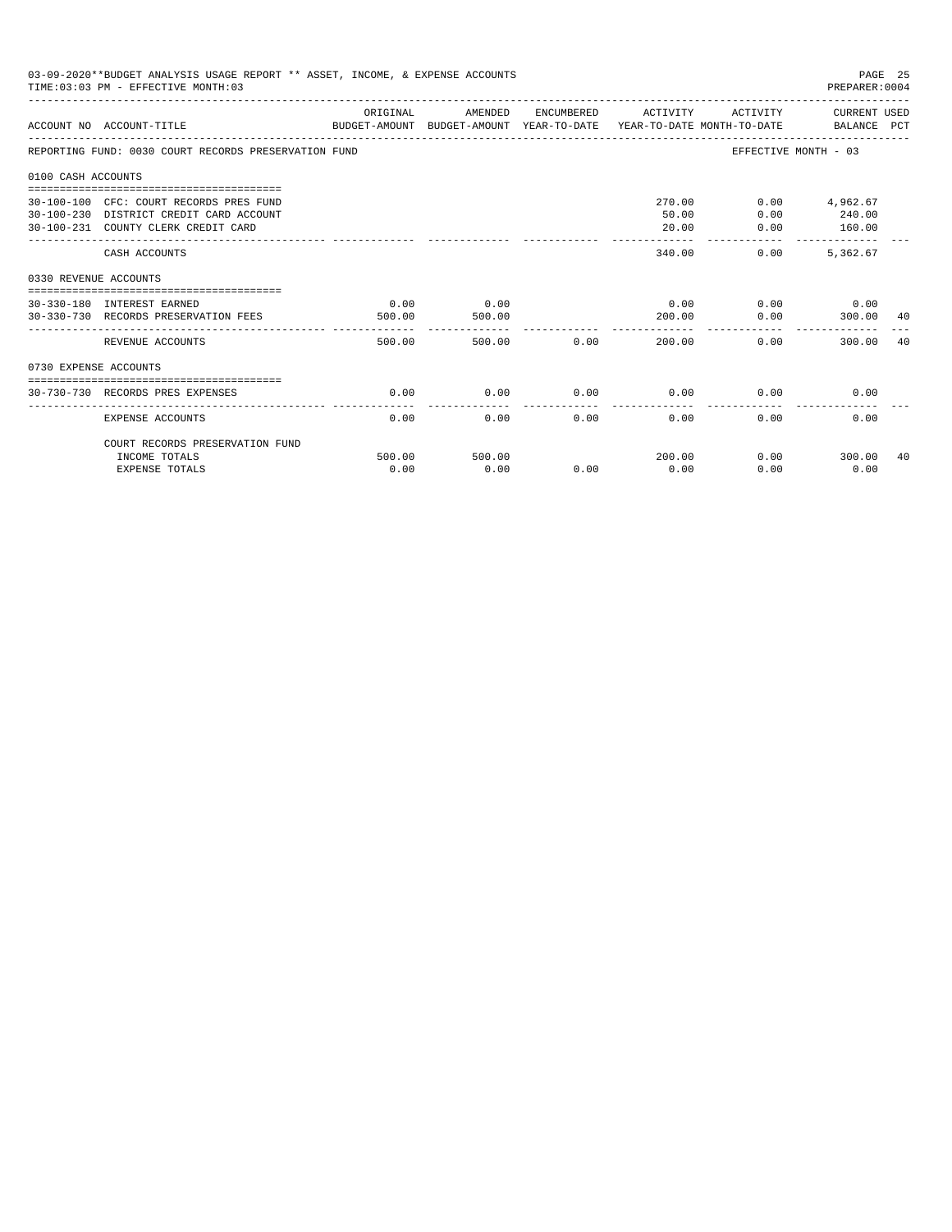03-09-2020**BUDGET ANALYSIS USAGE REPORT ** ASSET, INCOME, & EXPENSE ACCOUNTS
TIME:03:03 PM - EFFECTIVE MONTH:03

PREPARER:0004

| ACCOUNT NO | ACCOUNT-TITLE | ORIGINAL BUDGET-AMOUNT | AMENDED BUDGET-AMOUNT | ENCUMBERED YEAR-TO-DATE | ACTIVITY YEAR-TO-DATE | ACTIVITY MONTH-TO-DATE | CURRENT USED BALANCE | PCT |
|---|---|---|---|---|---|---|---|---|
| REPORTING FUND: 0030 COURT RECORDS PRESERVATION FUND | | | | | | EFFECTIVE MONTH - 03 | | |
| 0100 CASH ACCOUNTS | | | | | | | | |
| 30-100-100 | CFC: COURT RECORDS PRES FUND | | | | 270.00 | 0.00 | 4,962.67 | |
| 30-100-230 | DISTRICT CREDIT CARD ACCOUNT | | | | 50.00 | 0.00 | 240.00 | |
| 30-100-231 | COUNTY CLERK CREDIT CARD | | | | 20.00 | 0.00 | 160.00 | |
| | CASH ACCOUNTS | | | | 340.00 | 0.00 | 5,362.67 | |
| 0330 REVENUE ACCOUNTS | | | | | | | | |
| 30-330-180 | INTEREST EARNED | 0.00 | 0.00 | | 0.00 | 0.00 | 0.00 | |
| 30-330-730 | RECORDS PRESERVATION FEES | 500.00 | 500.00 | | 200.00 | 0.00 | 300.00 | 40 |
| | REVENUE ACCOUNTS | 500.00 | 500.00 | 0.00 | 200.00 | 0.00 | 300.00 | 40 |
| 0730 EXPENSE ACCOUNTS | | | | | | | | |
| 30-730-730 | RECORDS PRES EXPENSES | 0.00 | 0.00 | 0.00 | 0.00 | 0.00 | 0.00 | |
| | EXPENSE ACCOUNTS | 0.00 | 0.00 | 0.00 | 0.00 | 0.00 | 0.00 | |
| | COURT RECORDS PRESERVATION FUND | | | | | | | |
| | INCOME TOTALS | 500.00 | 500.00 | | 200.00 | 0.00 | 300.00 | 40 |
| | EXPENSE TOTALS | 0.00 | 0.00 | 0.00 | 0.00 | 0.00 | 0.00 | |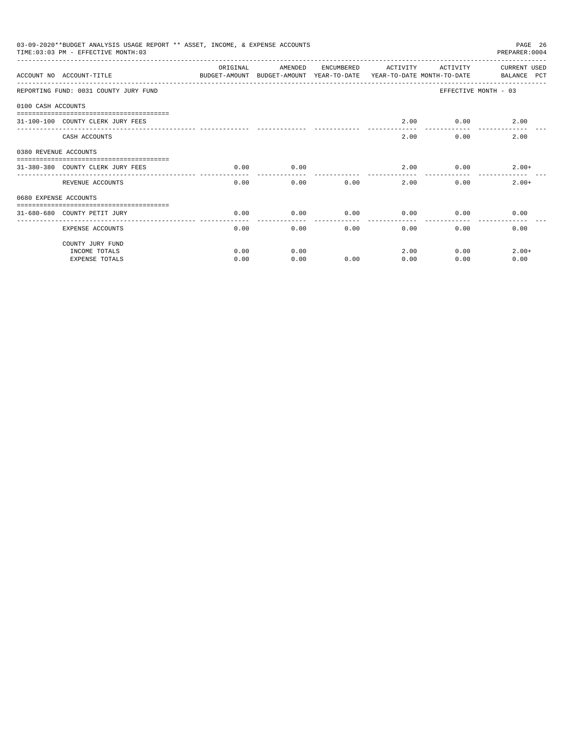03-09-2020**BUDGET ANALYSIS USAGE REPORT ** ASSET, INCOME, & EXPENSE ACCOUNTS

TIME:03:03 PM - EFFECTIVE MONTH:03

PREPARER:0004

| ACCOUNT NO | ACCOUNT-TITLE | ORIGINAL BUDGET-AMOUNT | AMENDED BUDGET-AMOUNT | ENCUMBERED YEAR-TO-DATE | ACTIVITY YEAR-TO-DATE | ACTIVITY MONTH-TO-DATE | CURRENT USED BALANCE PCT |
|---|---|---|---|---|---|---|---|
| REPORTING FUND: 0031 COUNTY JURY FUND | | | | | | | EFFECTIVE MONTH - 03 |
| 0100 CASH ACCOUNTS | | | | | | | |
| 31-100-100 | COUNTY CLERK JURY FEES | | | | 2.00 | 0.00 | 2.00 |
| | CASH ACCOUNTS | | | | 2.00 | 0.00 | 2.00 |
| 0380 REVENUE ACCOUNTS | | | | | | | |
| 31-380-380 | COUNTY CLERK JURY FEES | 0.00 | 0.00 | | 2.00 | 0.00 | 2.00+ |
| | REVENUE ACCOUNTS | 0.00 | 0.00 | 0.00 | 2.00 | 0.00 | 2.00+ |
| 0680 EXPENSE ACCOUNTS | | | | | | | |
| 31-680-680 | COUNTY PETIT JURY | 0.00 | 0.00 | 0.00 | 0.00 | 0.00 | 0.00 |
| | EXPENSE ACCOUNTS | 0.00 | 0.00 | 0.00 | 0.00 | 0.00 | 0.00 |
| | COUNTY JURY FUND | | | | | | |
| | INCOME TOTALS | 0.00 | 0.00 | | 2.00 | 0.00 | 2.00+ |
| | EXPENSE TOTALS | 0.00 | 0.00 | 0.00 | 0.00 | 0.00 | 0.00 |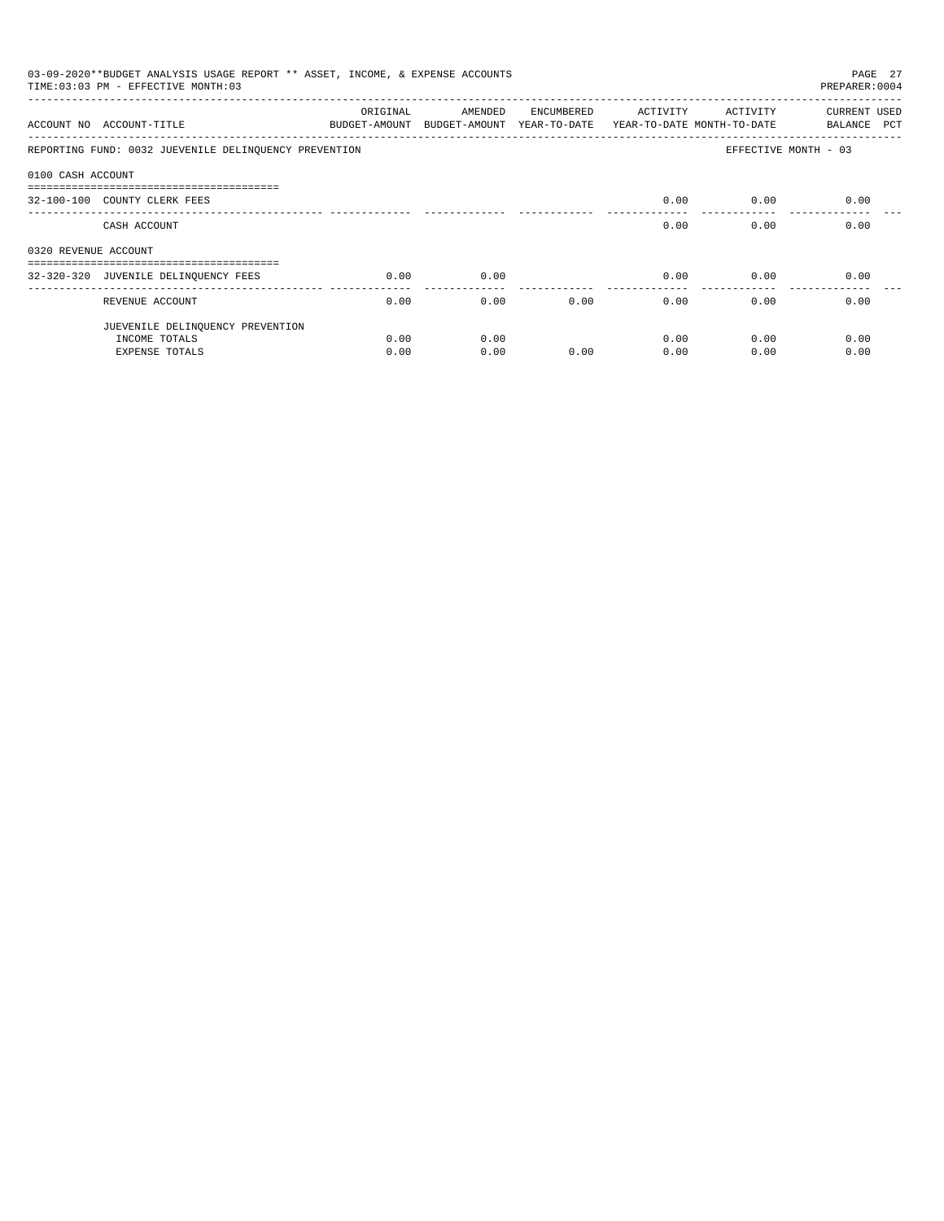03-09-2020**BUDGET ANALYSIS USAGE REPORT ** ASSET, INCOME, & EXPENSE ACCOUNTS

TIME:03:03 PM - EFFECTIVE MONTH:03

PREPARER:0004

| ACCOUNT NO | ACCOUNT-TITLE | ORIGINAL BUDGET-AMOUNT | AMENDED BUDGET-AMOUNT | ENCUMBERED YEAR-TO-DATE | ACTIVITY YEAR-TO-DATE | ACTIVITY MONTH-TO-DATE | CURRENT BALANCE | USED PCT |
|---|---|---|---|---|---|---|---|---|
| REPORTING FUND: 0032 JUEVENILE DELINQUENCY PREVENTION | | | | | | EFFECTIVE MONTH - 03 | | |
| 0100 CASH ACCOUNT | | | | | | | | |
| 32-100-100 | COUNTY CLERK FEES | | | | 0.00 | 0.00 | 0.00 | |
| | CASH ACCOUNT | | | | 0.00 | 0.00 | 0.00 | |
| 0320 REVENUE ACCOUNT | | | | | | | | |
| 32-320-320 | JUVENILE DELINQUENCY FEES | 0.00 | 0.00 | | 0.00 | 0.00 | 0.00 | |
| | REVENUE ACCOUNT | 0.00 | 0.00 | 0.00 | 0.00 | 0.00 | 0.00 | |
| | JUEVENILE DELINQUENCY PREVENTION | | | | | | | |
| | INCOME TOTALS | 0.00 | 0.00 | | 0.00 | 0.00 | 0.00 | |
| | EXPENSE TOTALS | 0.00 | 0.00 | 0.00 | 0.00 | 0.00 | 0.00 | |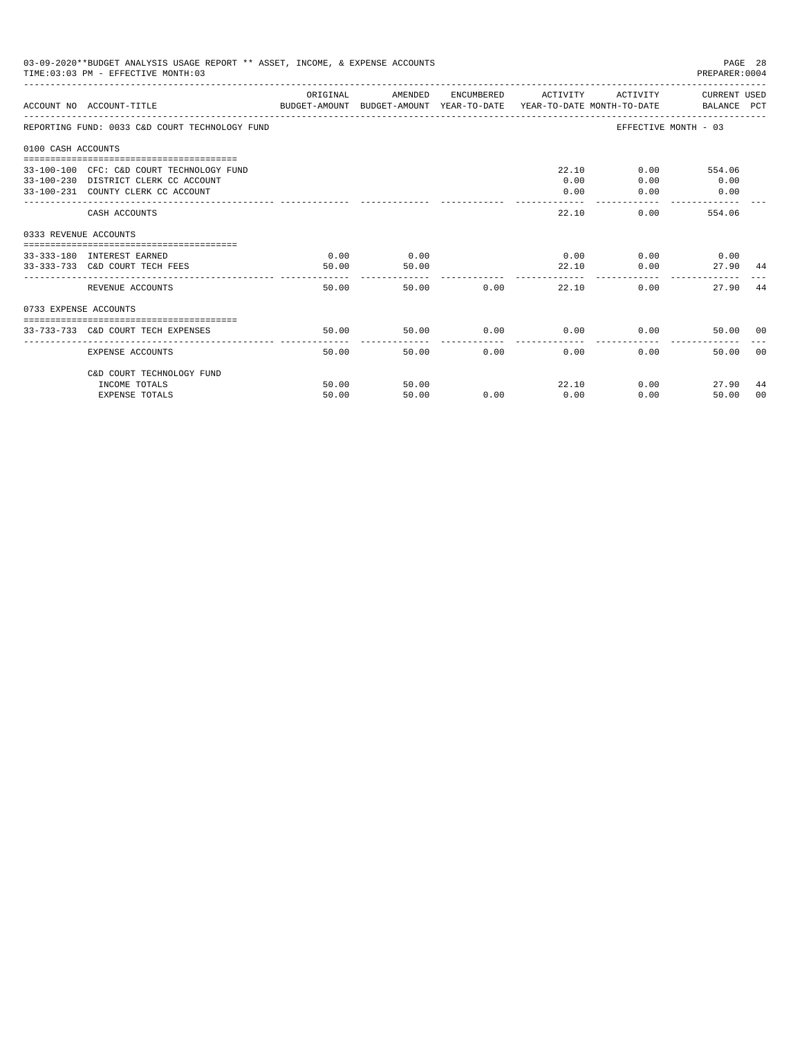03-09-2020**BUDGET ANALYSIS USAGE REPORT ** ASSET, INCOME, & EXPENSE ACCOUNTS

TIME:03:03 PM - EFFECTIVE MONTH:03

PREPARER:0004

| ACCOUNT NO | ACCOUNT-TITLE | ORIGINAL BUDGET-AMOUNT | AMENDED BUDGET-AMOUNT | ENCUMBERED YEAR-TO-DATE | ACTIVITY YEAR-TO-DATE | ACTIVITY MONTH-TO-DATE | CURRENT USED BALANCE | PCT |
|---|---|---|---|---|---|---|---|---|
| REPORTING FUND: 0033 C&D COURT TECHNOLOGY FUND | | | | | | EFFECTIVE MONTH - 03 | | |
| 0100 CASH ACCOUNTS | | | | | | | | |
| 33-100-100 | CFC: C&D COURT TECHNOLOGY FUND | | | | 22.10 | 0.00 | 554.06 | |
| 33-100-230 | DISTRICT CLERK CC ACCOUNT | | | | 0.00 | 0.00 | 0.00 | |
| 33-100-231 | COUNTY CLERK CC ACCOUNT | | | | 0.00 | 0.00 | 0.00 | |
| | CASH ACCOUNTS | | | | 22.10 | 0.00 | 554.06 | |
| 0333 REVENUE ACCOUNTS | | | | | | | | |
| 33-333-180 | INTEREST EARNED | 0.00 | 0.00 | | 0.00 | 0.00 | 0.00 | |
| 33-333-733 | C&D COURT TECH FEES | 50.00 | 50.00 | | 22.10 | 0.00 | 27.90 | 44 |
| | REVENUE ACCOUNTS | 50.00 | 50.00 | 0.00 | 22.10 | 0.00 | 27.90 | 44 |
| 0733 EXPENSE ACCOUNTS | | | | | | | | |
| 33-733-733 | C&D COURT TECH EXPENSES | 50.00 | 50.00 | 0.00 | 0.00 | 0.00 | 50.00 | 00 |
| | EXPENSE ACCOUNTS | 50.00 | 50.00 | 0.00 | 0.00 | 0.00 | 50.00 | 00 |
| | C&D COURT TECHNOLOGY FUND | | | | | | | |
| | INCOME TOTALS | 50.00 | 50.00 | | 22.10 | 0.00 | 27.90 | 44 |
| | EXPENSE TOTALS | 50.00 | 50.00 | 0.00 | 0.00 | 0.00 | 50.00 | 00 |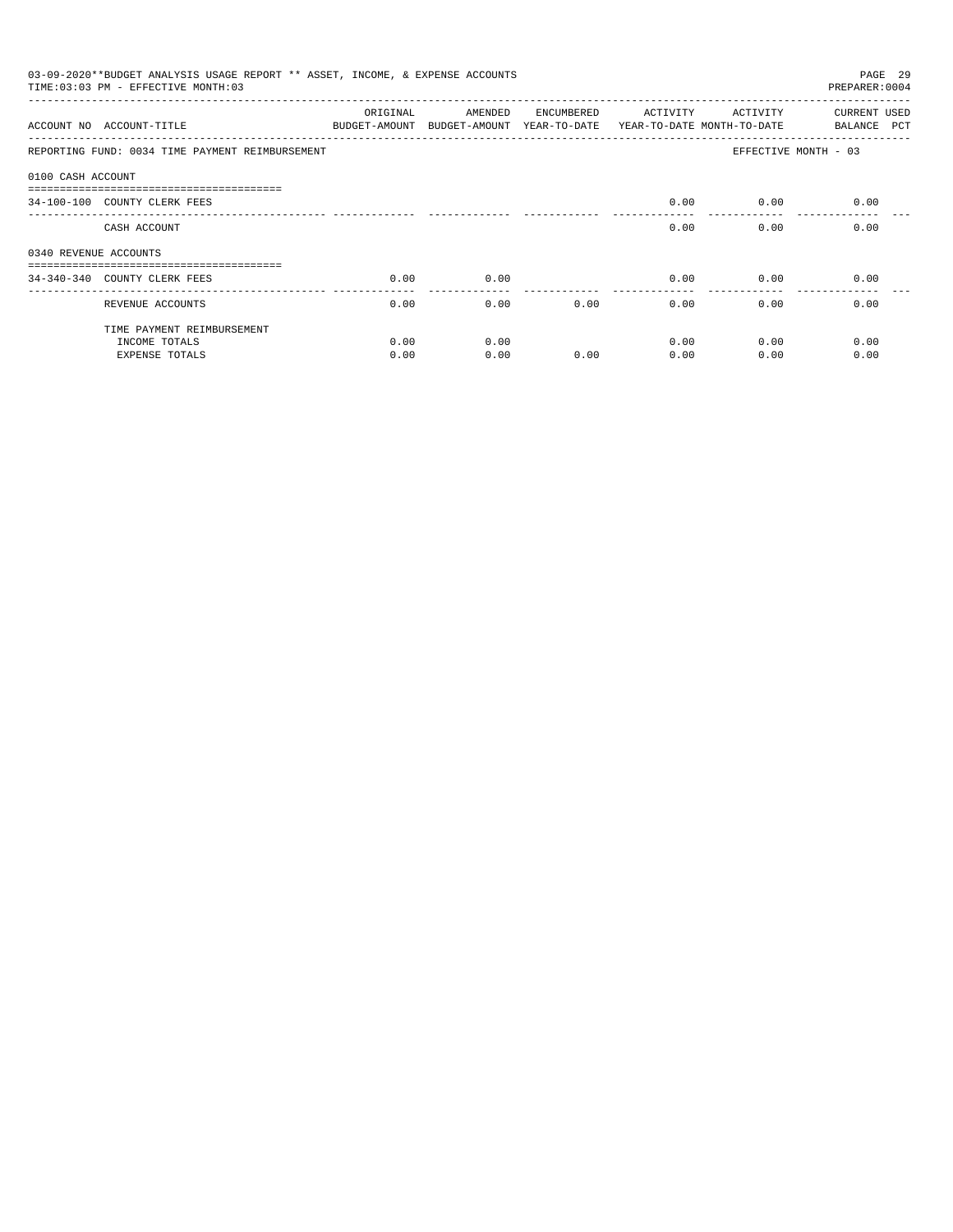03-09-2020**BUDGET ANALYSIS USAGE REPORT ** ASSET, INCOME, & EXPENSE ACCOUNTS

TIME:03:03 PM - EFFECTIVE MONTH:03

PREPARER:0004

| ACCOUNT NO | ACCOUNT-TITLE | ORIGINAL BUDGET-AMOUNT | AMENDED BUDGET-AMOUNT | ENCUMBERED YEAR-TO-DATE | ACTIVITY YEAR-TO-DATE | ACTIVITY MONTH-TO-DATE | CURRENT USED BALANCE | PCT |
|---|---|---|---|---|---|---|---|---|
| REPORTING FUND: 0034 TIME PAYMENT REIMBURSEMENT | | | | | | EFFECTIVE MONTH - 03 | | |
| 0100 CASH ACCOUNT | | | | | | | | |
| 34-100-100 | COUNTY CLERK FEES | | | | 0.00 | 0.00 | 0.00 | |
| | CASH ACCOUNT | | | | 0.00 | 0.00 | 0.00 | |
| 0340 REVENUE ACCOUNTS | | | | | | | | |
| 34-340-340 | COUNTY CLERK FEES | 0.00 | 0.00 | | 0.00 | 0.00 | 0.00 | |
| | REVENUE ACCOUNTS | 0.00 | 0.00 | 0.00 | 0.00 | 0.00 | 0.00 | |
| | TIME PAYMENT REIMBURSEMENT | | | | | | | |
| | INCOME TOTALS | 0.00 | 0.00 | | 0.00 | 0.00 | 0.00 | |
| | EXPENSE TOTALS | 0.00 | 0.00 | 0.00 | 0.00 | 0.00 | 0.00 | |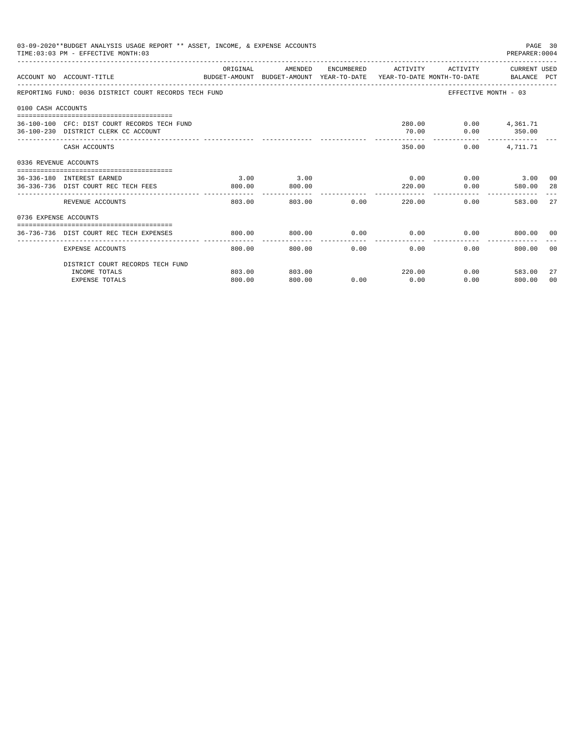03-09-2020**BUDGET ANALYSIS USAGE REPORT ** ASSET, INCOME, & EXPENSE ACCOUNTS

TIME:03:03 PM - EFFECTIVE MONTH:03

PREPARER:0004

| ACCOUNT NO | ACCOUNT-TITLE | ORIGINAL BUDGET-AMOUNT | AMENDED BUDGET-AMOUNT | ENCUMBERED YEAR-TO-DATE | ACTIVITY YEAR-TO-DATE | ACTIVITY MONTH-TO-DATE | CURRENT USED BALANCE | PCT |
|---|---|---|---|---|---|---|---|---|
| REPORTING FUND: 0036 DISTRICT COURT RECORDS TECH FUND | | | | | | | EFFECTIVE MONTH - 03 | |
| 0100 CASH ACCOUNTS | | | | | | | | |
| 36-100-100 | CFC: DIST COURT RECORDS TECH FUND | | | | 280.00 | 0.00 | 4,361.71 | |
| 36-100-230 | DISTRICT CLERK CC ACCOUNT | | | | 70.00 | 0.00 | 350.00 | |
| | CASH ACCOUNTS | | | | 350.00 | 0.00 | 4,711.71 | |
| 0336 REVENUE ACCOUNTS | | | | | | | | |
| 36-336-180 | INTEREST EARNED | 3.00 | 3.00 | | 0.00 | 0.00 | 3.00 | 00 |
| 36-336-736 | DIST COURT REC TECH FEES | 800.00 | 800.00 | | 220.00 | 0.00 | 580.00 | 28 |
| | REVENUE ACCOUNTS | 803.00 | 803.00 | 0.00 | 220.00 | 0.00 | 583.00 | 27 |
| 0736 EXPENSE ACCOUNTS | | | | | | | | |
| 36-736-736 | DIST COURT REC TECH EXPENSES | 800.00 | 800.00 | 0.00 | 0.00 | 0.00 | 800.00 | 00 |
| | EXPENSE ACCOUNTS | 800.00 | 800.00 | 0.00 | 0.00 | 0.00 | 800.00 | 00 |
| | DISTRICT COURT RECORDS TECH FUND | | | | | | | |
| | INCOME TOTALS | 803.00 | 803.00 | | 220.00 | 0.00 | 583.00 | 27 |
| | EXPENSE TOTALS | 800.00 | 800.00 | 0.00 | 0.00 | 0.00 | 800.00 | 00 |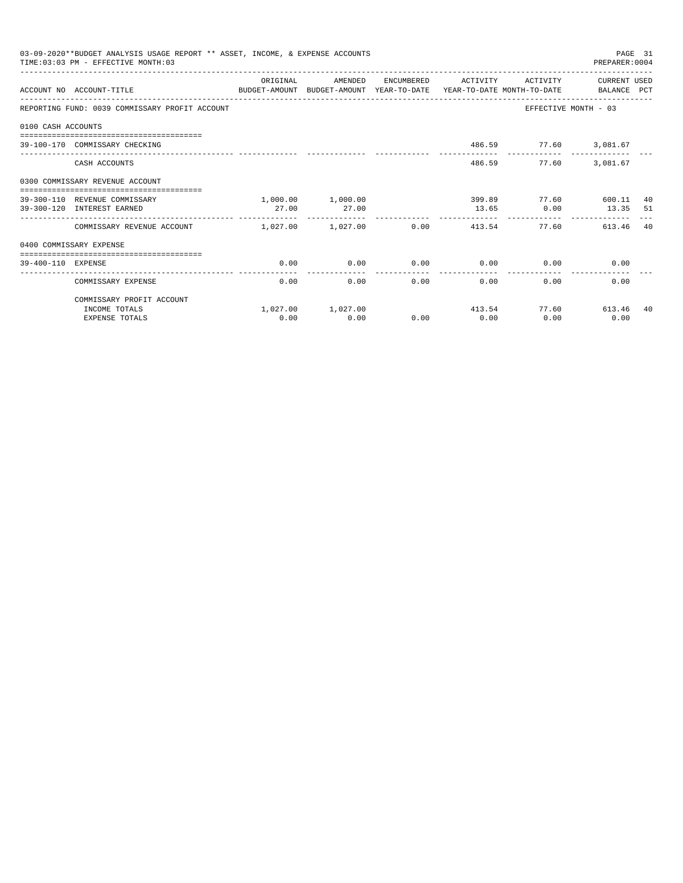03-09-2020**BUDGET ANALYSIS USAGE REPORT ** ASSET, INCOME, & EXPENSE ACCOUNTS

TIME:03:03 PM - EFFECTIVE MONTH:03

PREPARER:0004

| ACCOUNT NO | ACCOUNT-TITLE | ORIGINAL BUDGET-AMOUNT | AMENDED BUDGET-AMOUNT | ENCUMBERED YEAR-TO-DATE | ACTIVITY YEAR-TO-DATE | ACTIVITY MONTH-TO-DATE | CURRENT USED BALANCE | PCT |
|---|---|---|---|---|---|---|---|---|
| REPORTING FUND: 0039 COMMISSARY PROFIT ACCOUNT | | | | | | EFFECTIVE MONTH - 03 | | |
| 0100 CASH ACCOUNTS | | | | | | | | |
| 39-100-170 | COMMISSARY CHECKING | | | | 486.59 | 77.60 | 3,081.67 | |
| | CASH ACCOUNTS | | | | 486.59 | 77.60 | 3,081.67 | |
| 0300 COMMISSARY REVENUE ACCOUNT | | | | | | | | |
| 39-300-110 | REVENUE COMMISSARY | 1,000.00 | 1,000.00 | | 399.89 | 77.60 | 600.11 | 40 |
| 39-300-120 | INTEREST EARNED | 27.00 | 27.00 | | 13.65 | 0.00 | 13.35 | 51 |
| | COMMISSARY REVENUE ACCOUNT | 1,027.00 | 1,027.00 | 0.00 | 413.54 | 77.60 | 613.46 | 40 |
| 0400 COMMISSARY EXPENSE | | | | | | | | |
| 39-400-110 | EXPENSE | 0.00 | 0.00 | 0.00 | 0.00 | 0.00 | 0.00 | |
| | COMMISSARY EXPENSE | 0.00 | 0.00 | 0.00 | 0.00 | 0.00 | 0.00 | |
| | COMMISSARY PROFIT ACCOUNT | | | | | | | |
| | INCOME TOTALS | 1,027.00 | 1,027.00 | | 413.54 | 77.60 | 613.46 | 40 |
| | EXPENSE TOTALS | 0.00 | 0.00 | 0.00 | 0.00 | 0.00 | 0.00 | |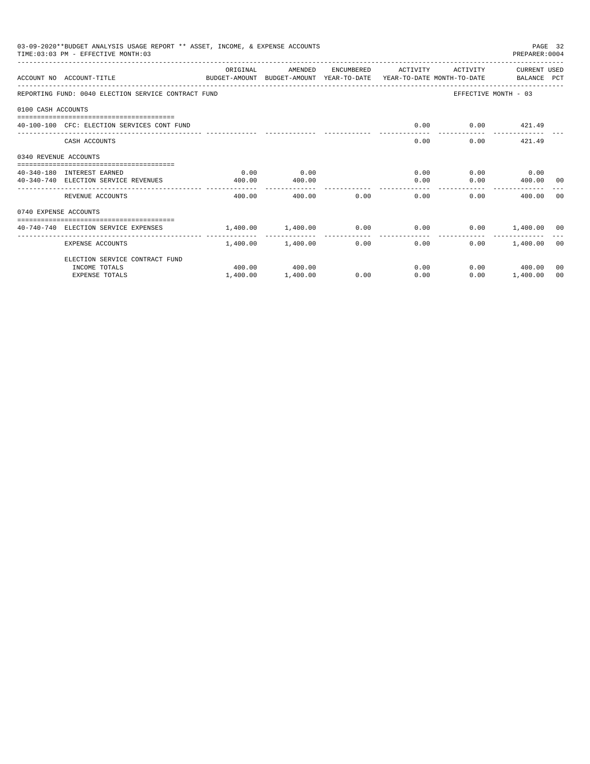03-09-2020**BUDGET ANALYSIS USAGE REPORT ** ASSET, INCOME, & EXPENSE ACCOUNTS

TIME:03:03 PM - EFFECTIVE MONTH:03

PREPARER:0004

| ACCOUNT NO | ACCOUNT-TITLE | ORIGINAL BUDGET-AMOUNT | AMENDED BUDGET-AMOUNT | ENCUMBERED YEAR-TO-DATE | ACTIVITY YEAR-TO-DATE | ACTIVITY MONTH-TO-DATE | CURRENT BALANCE | USED PCT |
|---|---|---|---|---|---|---|---|---|
| REPORTING FUND: 0040 ELECTION SERVICE CONTRACT FUND | | | | | | EFFECTIVE MONTH - 03 | | |
| 0100 CASH ACCOUNTS | | | | | | | | |
| 40-100-100 | CFC: ELECTION SERVICES CONT FUND | | | | 0.00 | 0.00 | 421.49 | |
| | CASH ACCOUNTS | | | | 0.00 | 0.00 | 421.49 | |
| 0340 REVENUE ACCOUNTS | | | | | | | | |
| 40-340-180 | INTEREST EARNED | 0.00 | 0.00 | | 0.00 | 0.00 | 0.00 | |
| 40-340-740 | ELECTION SERVICE REVENUES | 400.00 | 400.00 | | 0.00 | 0.00 | 400.00 | 00 |
| | REVENUE ACCOUNTS | 400.00 | 400.00 | 0.00 | 0.00 | 0.00 | 400.00 | 00 |
| 0740 EXPENSE ACCOUNTS | | | | | | | | |
| 40-740-740 | ELECTION SERVICE EXPENSES | 1,400.00 | 1,400.00 | 0.00 | 0.00 | 0.00 | 1,400.00 | 00 |
| | EXPENSE ACCOUNTS | 1,400.00 | 1,400.00 | 0.00 | 0.00 | 0.00 | 1,400.00 | 00 |
| | ELECTION SERVICE CONTRACT FUND | | | | | | | |
| | INCOME TOTALS | 400.00 | 400.00 | | 0.00 | 0.00 | 400.00 | 00 |
| | EXPENSE TOTALS | 1,400.00 | 1,400.00 | 0.00 | 0.00 | 0.00 | 1,400.00 | 00 |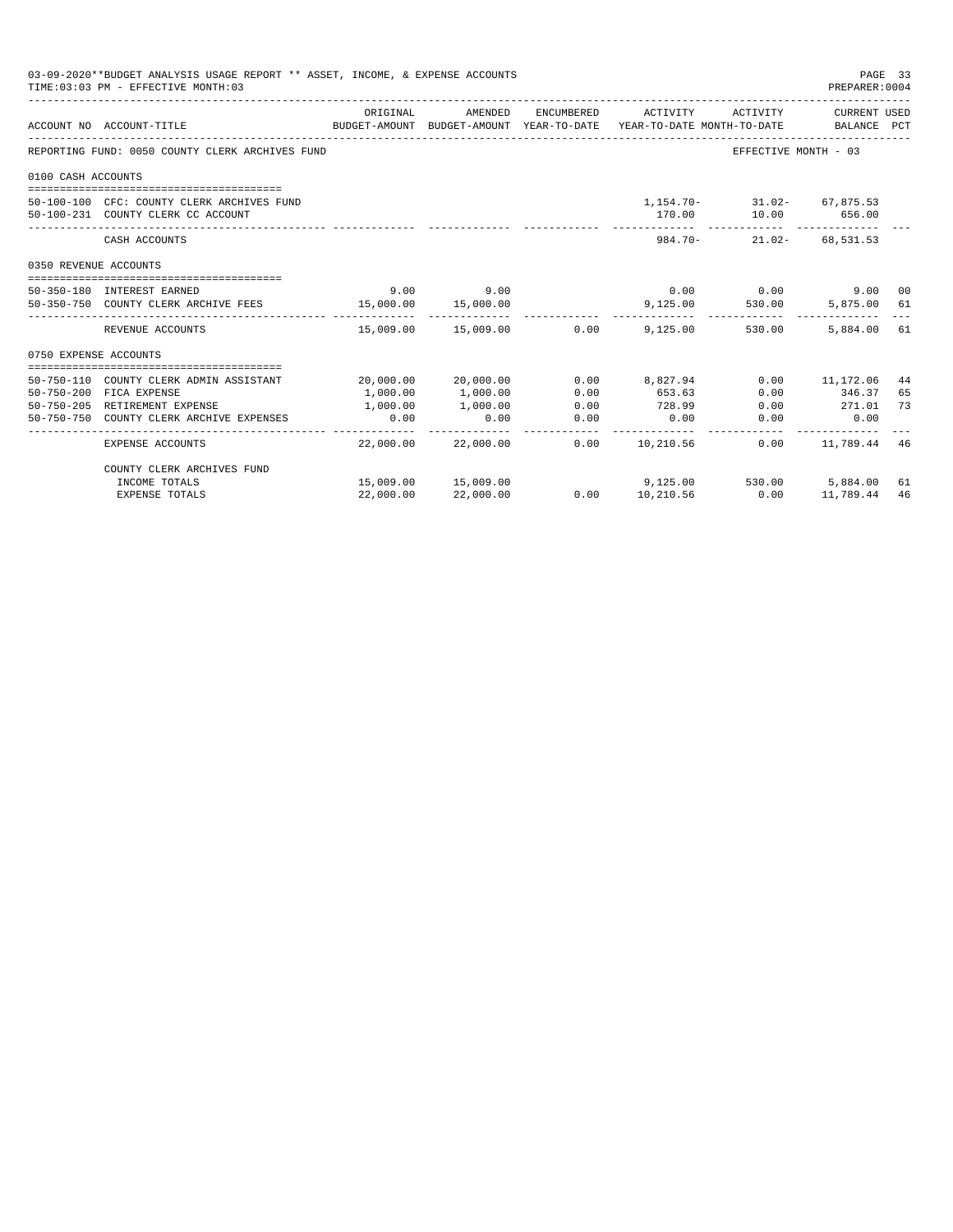03-09-2020**BUDGET ANALYSIS USAGE REPORT ** ASSET, INCOME, & EXPENSE ACCOUNTS
TIME:03:03 PM - EFFECTIVE MONTH:03
PREPARER:0004

| ACCOUNT NO | ACCOUNT-TITLE | ORIGINAL BUDGET-AMOUNT | AMENDED BUDGET-AMOUNT | ENCUMBERED YEAR-TO-DATE | ACTIVITY YEAR-TO-DATE | ACTIVITY MONTH-TO-DATE | CURRENT USED BALANCE | PCT |
|---|---|---|---|---|---|---|---|---|
| REPORTING FUND: 0050 COUNTY CLERK ARCHIVES FUND | | | | | | EFFECTIVE MONTH - 03 | | |
| 0100 CASH ACCOUNTS | | | | | | | | |
| 50-100-100 | CFC: COUNTY CLERK ARCHIVES FUND | | | | 1,154.70- | 31.02- | 67,875.53 | |
| 50-100-231 | COUNTY CLERK CC ACCOUNT | | | | 170.00 | 10.00 | 656.00 | |
| | CASH ACCOUNTS | | | | 984.70- | 21.02- | 68,531.53 | |
| 0350 REVENUE ACCOUNTS | | | | | | | | |
| 50-350-180 | INTEREST EARNED | 9.00 | 9.00 | | 0.00 | 0.00 | 9.00 | 00 |
| 50-350-750 | COUNTY CLERK ARCHIVE FEES | 15,000.00 | 15,000.00 | | 9,125.00 | 530.00 | 5,875.00 | 61 |
| | REVENUE ACCOUNTS | 15,009.00 | 15,009.00 | 0.00 | 9,125.00 | 530.00 | 5,884.00 | 61 |
| 0750 EXPENSE ACCOUNTS | | | | | | | | |
| 50-750-110 | COUNTY CLERK ADMIN ASSISTANT | 20,000.00 | 20,000.00 | 0.00 | 8,827.94 | 0.00 | 11,172.06 | 44 |
| 50-750-200 | FICA EXPENSE | 1,000.00 | 1,000.00 | 0.00 | 653.63 | 0.00 | 346.37 | 65 |
| 50-750-205 | RETIREMENT EXPENSE | 1,000.00 | 1,000.00 | 0.00 | 728.99 | 0.00 | 271.01 | 73 |
| 50-750-750 | COUNTY CLERK ARCHIVE EXPENSES | 0.00 | 0.00 | 0.00 | 0.00 | 0.00 | 0.00 | |
| | EXPENSE ACCOUNTS | 22,000.00 | 22,000.00 | 0.00 | 10,210.56 | 0.00 | 11,789.44 | 46 |
| | COUNTY CLERK ARCHIVES FUND | | | | | | | |
| | INCOME TOTALS | 15,009.00 | 15,009.00 | | 9,125.00 | 530.00 | 5,884.00 | 61 |
| | EXPENSE TOTALS | 22,000.00 | 22,000.00 | 0.00 | 10,210.56 | 0.00 | 11,789.44 | 46 |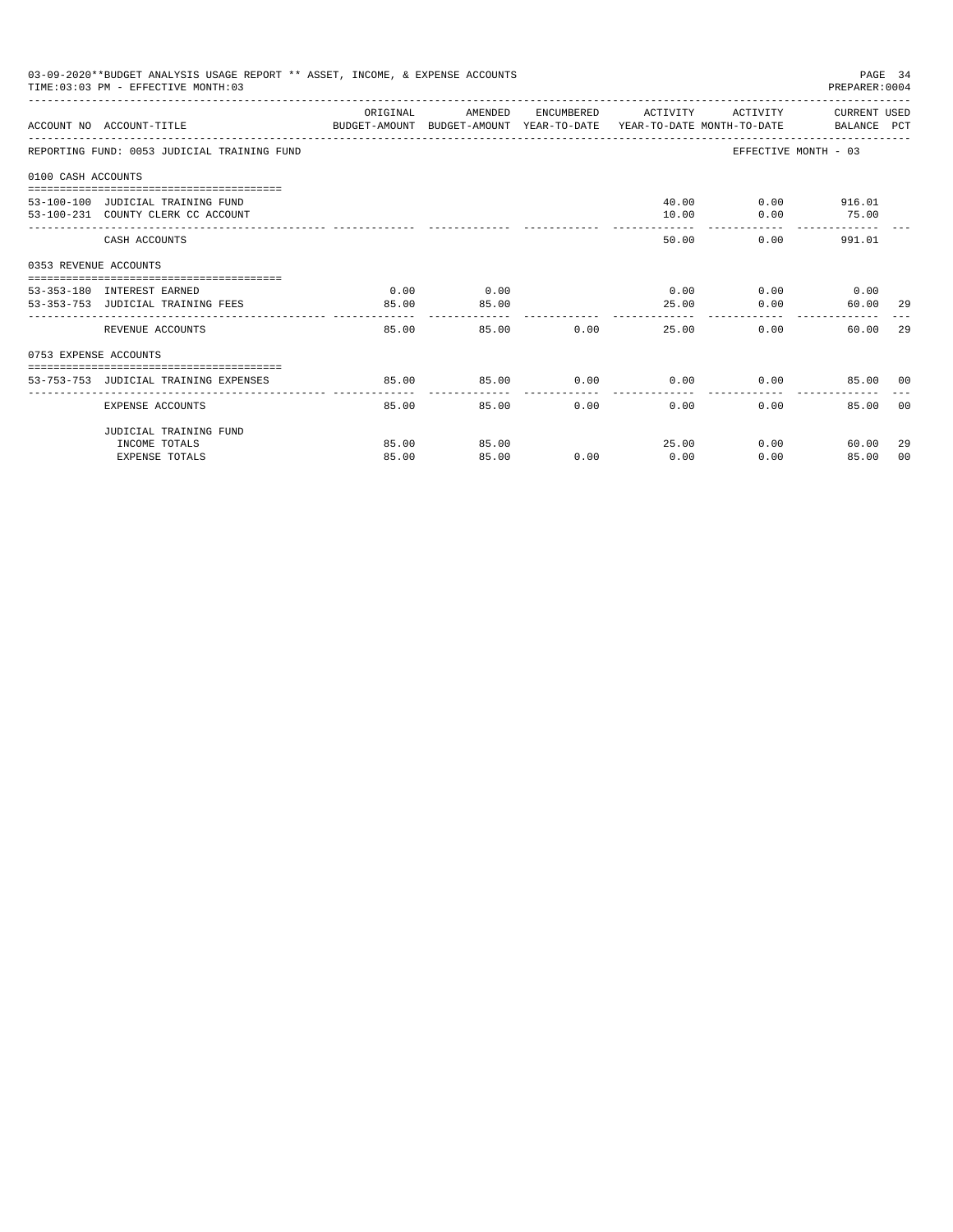03-09-2020**BUDGET ANALYSIS USAGE REPORT ** ASSET, INCOME, & EXPENSE ACCOUNTS

TIME:03:03 PM - EFFECTIVE MONTH:03

PREPARER:0004

| ACCOUNT NO | ACCOUNT-TITLE | ORIGINAL BUDGET-AMOUNT | AMENDED BUDGET-AMOUNT | ENCUMBERED YEAR-TO-DATE | ACTIVITY YEAR-TO-DATE | ACTIVITY MONTH-TO-DATE | CURRENT USED BALANCE | PCT |
|---|---|---|---|---|---|---|---|---|
| REPORTING FUND: 0053 JUDICIAL TRAINING FUND | | | | | | EFFECTIVE MONTH - 03 | | |
| 0100 CASH ACCOUNTS | | | | | | | | |
| 53-100-100 | JUDICIAL TRAINING FUND | | | | 40.00 | 0.00 | 916.01 | |
| 53-100-231 | COUNTY CLERK CC ACCOUNT | | | | 10.00 | 0.00 | 75.00 | |
| | CASH ACCOUNTS | | | | 50.00 | 0.00 | 991.01 | |
| 0353 REVENUE ACCOUNTS | | | | | | | | |
| 53-353-180 | INTEREST EARNED | 0.00 | 0.00 | | 0.00 | 0.00 | 0.00 | |
| 53-353-753 | JUDICIAL TRAINING FEES | 85.00 | 85.00 | | 25.00 | 0.00 | 60.00 | 29 |
| | REVENUE ACCOUNTS | 85.00 | 85.00 | 0.00 | 25.00 | 0.00 | 60.00 | 29 |
| 0753 EXPENSE ACCOUNTS | | | | | | | | |
| 53-753-753 | JUDICIAL TRAINING EXPENSES | 85.00 | 85.00 | 0.00 | 0.00 | 0.00 | 85.00 | 00 |
| | EXPENSE ACCOUNTS | 85.00 | 85.00 | 0.00 | 0.00 | 0.00 | 85.00 | 00 |
| | JUDICIAL TRAINING FUND | | | | | | | |
| | INCOME TOTALS | 85.00 | 85.00 | | 25.00 | 0.00 | 60.00 | 29 |
| | EXPENSE TOTALS | 85.00 | 85.00 | 0.00 | 0.00 | 0.00 | 85.00 | 00 |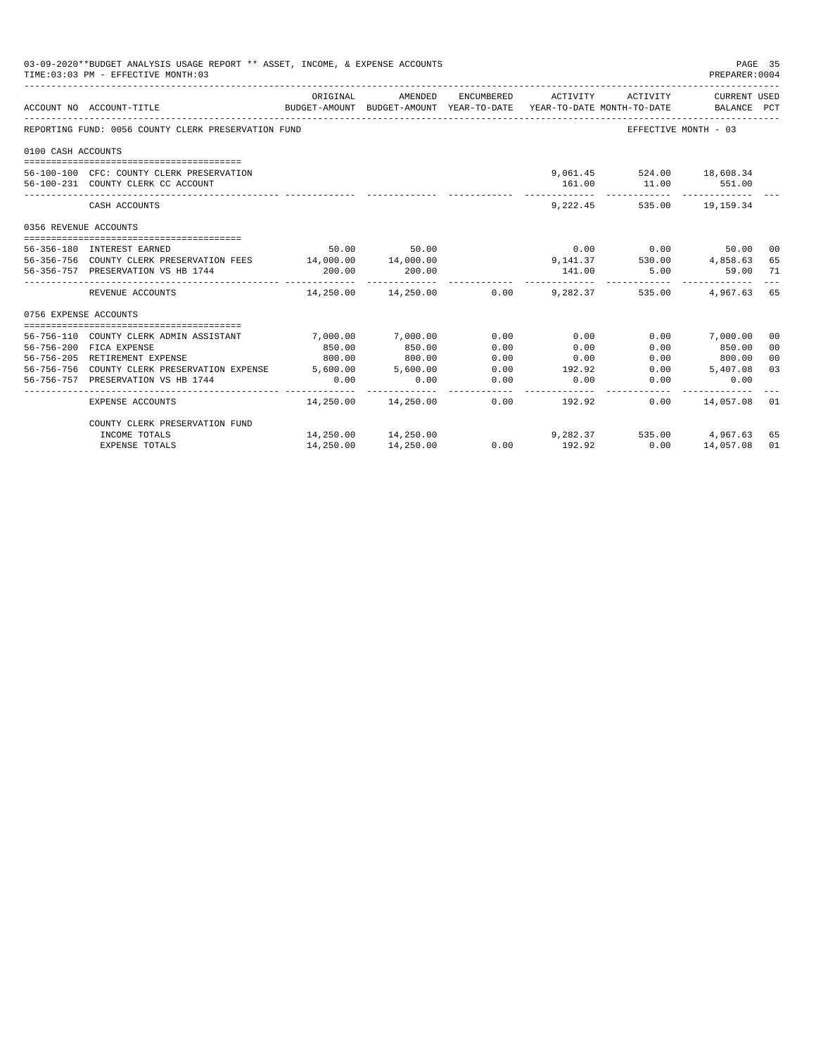03-09-2020**BUDGET ANALYSIS USAGE REPORT ** ASSET, INCOME, & EXPENSE ACCOUNTS

TIME:03:03 PM - EFFECTIVE MONTH:03

PREPARER:0004

| ACCOUNT NO | ACCOUNT-TITLE | ORIGINAL BUDGET-AMOUNT | AMENDED BUDGET-AMOUNT | ENCUMBERED YEAR-TO-DATE | ACTIVITY YEAR-TO-DATE | ACTIVITY MONTH-TO-DATE | CURRENT USED BALANCE | PCT |
|---|---|---|---|---|---|---|---|---|
| REPORTING FUND: 0056 COUNTY CLERK PRESERVATION FUND | | | | | | EFFECTIVE MONTH - 03 | | |
| 0100 CASH ACCOUNTS | | | | | | | | |
| 56-100-100 | CFC: COUNTY CLERK PRESERVATION | | | | 9,061.45 | 524.00 | 18,608.34 | |
| 56-100-231 | COUNTY CLERK CC ACCOUNT | | | | 161.00 | 11.00 | 551.00 | |
| | CASH ACCOUNTS | | | | 9,222.45 | 535.00 | 19,159.34 | |
| 0356 REVENUE ACCOUNTS | | | | | | | | |
| 56-356-180 | INTEREST EARNED | 50.00 | 50.00 | | 0.00 | 0.00 | 50.00 | 00 |
| 56-356-756 | COUNTY CLERK PRESERVATION FEES | 14,000.00 | 14,000.00 | | 9,141.37 | 530.00 | 4,858.63 | 65 |
| 56-356-757 | PRESERVATION VS HB 1744 | 200.00 | 200.00 | | 141.00 | 5.00 | 59.00 | 71 |
| | REVENUE ACCOUNTS | 14,250.00 | 14,250.00 | 0.00 | 9,282.37 | 535.00 | 4,967.63 | 65 |
| 0756 EXPENSE ACCOUNTS | | | | | | | | |
| 56-756-110 | COUNTY CLERK ADMIN ASSISTANT | 7,000.00 | 7,000.00 | 0.00 | 0.00 | 0.00 | 7,000.00 | 00 |
| 56-756-200 | FICA EXPENSE | 850.00 | 850.00 | 0.00 | 0.00 | 0.00 | 850.00 | 00 |
| 56-756-205 | RETIREMENT EXPENSE | 800.00 | 800.00 | 0.00 | 0.00 | 0.00 | 800.00 | 00 |
| 56-756-756 | COUNTY CLERK PRESERVATION EXPENSE | 5,600.00 | 5,600.00 | 0.00 | 192.92 | 0.00 | 5,407.08 | 03 |
| 56-756-757 | PRESERVATION VS HB 1744 | 0.00 | 0.00 | 0.00 | 0.00 | 0.00 | 0.00 | |
| | EXPENSE ACCOUNTS | 14,250.00 | 14,250.00 | 0.00 | 192.92 | 0.00 | 14,057.08 | 01 |
| | COUNTY CLERK PRESERVATION FUND | | | | | | | |
| | INCOME TOTALS | 14,250.00 | 14,250.00 | | 9,282.37 | 535.00 | 4,967.63 | 65 |
| | EXPENSE TOTALS | 14,250.00 | 14,250.00 | 0.00 | 192.92 | 0.00 | 14,057.08 | 01 |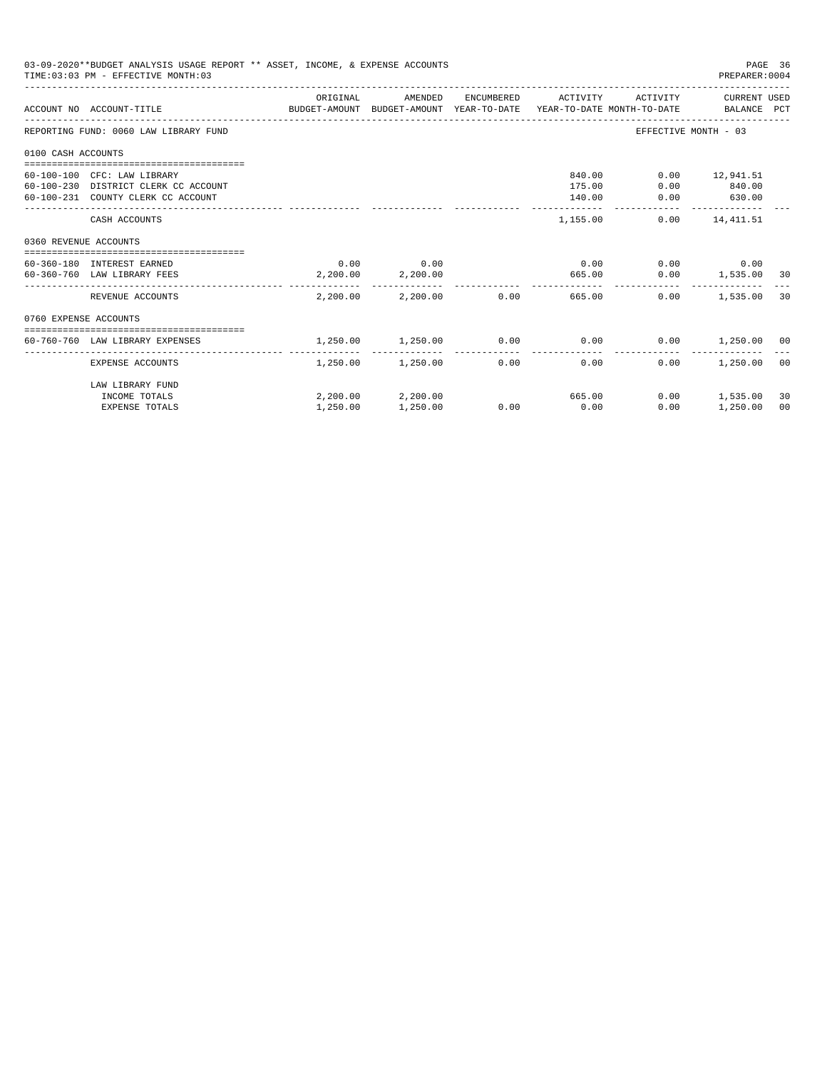03-09-2020**BUDGET ANALYSIS USAGE REPORT ** ASSET, INCOME, & EXPENSE ACCOUNTS
TIME:03:03 PM - EFFECTIVE MONTH:03
PREPARER:0004

| ACCOUNT NO | ACCOUNT-TITLE | ORIGINAL BUDGET-AMOUNT | AMENDED BUDGET-AMOUNT | ENCUMBERED YEAR-TO-DATE | ACTIVITY YEAR-TO-DATE | ACTIVITY MONTH-TO-DATE | CURRENT USED BALANCE | PCT |
|---|---|---|---|---|---|---|---|---|
| REPORTING FUND: 0060 LAW LIBRARY FUND | | | | | | | EFFECTIVE MONTH - 03 | |
| 0100 CASH ACCOUNTS | | | | | | | | |
| 60-100-100 | CFC: LAW LIBRARY | | | | 840.00 | 0.00 | 12,941.51 | |
| 60-100-230 | DISTRICT CLERK CC ACCOUNT | | | | 175.00 | 0.00 | 840.00 | |
| 60-100-231 | COUNTY CLERK CC ACCOUNT | | | | 140.00 | 0.00 | 630.00 | |
| | CASH ACCOUNTS | | | | 1,155.00 | 0.00 | 14,411.51 | |
| 0360 REVENUE ACCOUNTS | | | | | | | | |
| 60-360-180 | INTEREST EARNED | 0.00 | 0.00 | | 0.00 | 0.00 | 0.00 | |
| 60-360-760 | LAW LIBRARY FEES | 2,200.00 | 2,200.00 | | 665.00 | 0.00 | 1,535.00 | 30 |
| | REVENUE ACCOUNTS | 2,200.00 | 2,200.00 | 0.00 | 665.00 | 0.00 | 1,535.00 | 30 |
| 0760 EXPENSE ACCOUNTS | | | | | | | | |
| 60-760-760 | LAW LIBRARY EXPENSES | 1,250.00 | 1,250.00 | 0.00 | 0.00 | 0.00 | 1,250.00 | 00 |
| | EXPENSE ACCOUNTS | 1,250.00 | 1,250.00 | 0.00 | 0.00 | 0.00 | 1,250.00 | 00 |
| | LAW LIBRARY FUND | | | | | | | |
| | INCOME TOTALS | 2,200.00 | 2,200.00 | | 665.00 | 0.00 | 1,535.00 | 30 |
| | EXPENSE TOTALS | 1,250.00 | 1,250.00 | 0.00 | 0.00 | 0.00 | 1,250.00 | 00 |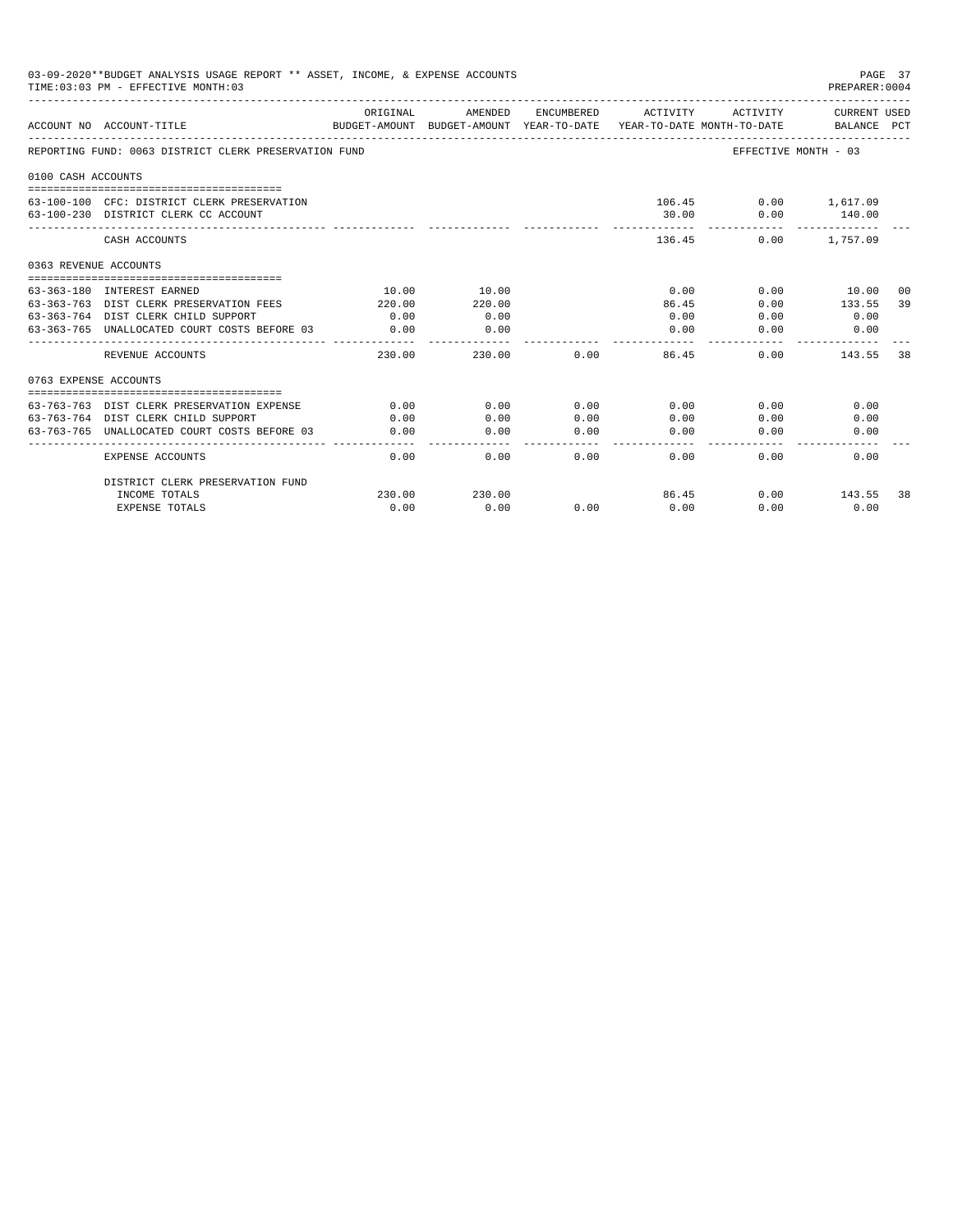03-09-2020**BUDGET ANALYSIS USAGE REPORT ** ASSET, INCOME, & EXPENSE ACCOUNTS

TIME:03:03 PM - EFFECTIVE MONTH:03

PREPARER:0004

| ACCOUNT NO | ACCOUNT-TITLE | ORIGINAL BUDGET-AMOUNT | AMENDED BUDGET-AMOUNT | ENCUMBERED YEAR-TO-DATE | ACTIVITY YEAR-TO-DATE | ACTIVITY MONTH-TO-DATE | CURRENT USED BALANCE | PCT |
|---|---|---|---|---|---|---|---|---|
| REPORTING FUND: 0063 DISTRICT CLERK PRESERVATION FUND | | | | | | EFFECTIVE MONTH - 03 | | |
| 0100 CASH ACCOUNTS | | | | | | | | |
| 63-100-100 | CFC: DISTRICT CLERK PRESERVATION | | | | 106.45 | 0.00 | 1,617.09 | |
| 63-100-230 | DISTRICT CLERK CC ACCOUNT | | | | 30.00 | 0.00 | 140.00 | |
| | CASH ACCOUNTS | | | | 136.45 | 0.00 | 1,757.09 | |
| 0363 REVENUE ACCOUNTS | | | | | | | | |
| 63-363-180 | INTEREST EARNED | 10.00 | 10.00 | | 0.00 | 0.00 | 10.00 | 00 |
| 63-363-763 | DIST CLERK PRESERVATION FEES | 220.00 | 220.00 | | 86.45 | 0.00 | 133.55 | 39 |
| 63-363-764 | DIST CLERK CHILD SUPPORT | 0.00 | 0.00 | | 0.00 | 0.00 | 0.00 | |
| 63-363-765 | UNALLOCATED COURT COSTS BEFORE 03 | 0.00 | 0.00 | | 0.00 | 0.00 | 0.00 | |
| | REVENUE ACCOUNTS | 230.00 | 230.00 | 0.00 | 86.45 | 0.00 | 143.55 | 38 |
| 0763 EXPENSE ACCOUNTS | | | | | | | | |
| 63-763-763 | DIST CLERK PRESERVATION EXPENSE | 0.00 | 0.00 | 0.00 | 0.00 | 0.00 | 0.00 | |
| 63-763-764 | DIST CLERK CHILD SUPPORT | 0.00 | 0.00 | 0.00 | 0.00 | 0.00 | 0.00 | |
| 63-763-765 | UNALLOCATED COURT COSTS BEFORE 03 | 0.00 | 0.00 | 0.00 | 0.00 | 0.00 | 0.00 | |
| | EXPENSE ACCOUNTS | 0.00 | 0.00 | 0.00 | 0.00 | 0.00 | 0.00 | |
| | DISTRICT CLERK PRESERVATION FUND | | | | | | | |
| | INCOME TOTALS | 230.00 | 230.00 | | 86.45 | 0.00 | 143.55 | 38 |
| | EXPENSE TOTALS | 0.00 | 0.00 | 0.00 | 0.00 | 0.00 | 0.00 | |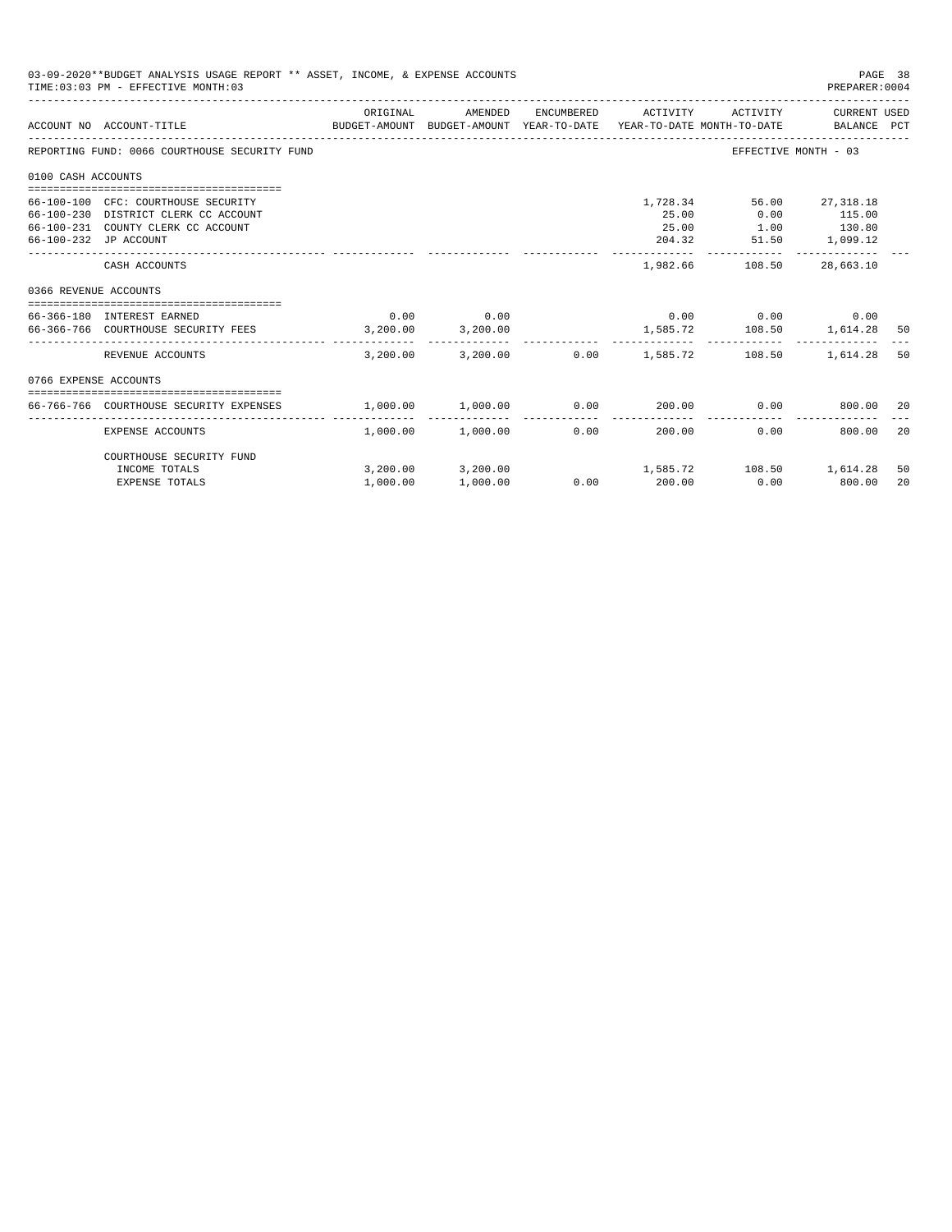03-09-2020**BUDGET ANALYSIS USAGE REPORT ** ASSET, INCOME, & EXPENSE ACCOUNTS

TIME:03:03 PM - EFFECTIVE MONTH:03

PREPARER:0004

| ACCOUNT NO | ACCOUNT-TITLE | ORIGINAL BUDGET-AMOUNT | AMENDED BUDGET-AMOUNT | ENCUMBERED YEAR-TO-DATE | ACTIVITY YEAR-TO-DATE | ACTIVITY MONTH-TO-DATE | CURRENT USED BALANCE | PCT |
|---|---|---|---|---|---|---|---|---|
| REPORTING FUND: 0066 COURTHOUSE SECURITY FUND | | | | | | EFFECTIVE MONTH - 03 | | |
| 0100 CASH ACCOUNTS | | | | | | | | |
| 66-100-100 | CFC: COURTHOUSE SECURITY | | | | 1,728.34 | 56.00 | 27,318.18 | |
| 66-100-230 | DISTRICT CLERK CC ACCOUNT | | | | 25.00 | 0.00 | 115.00 | |
| 66-100-231 | COUNTY CLERK CC ACCOUNT | | | | 25.00 | 1.00 | 130.80 | |
| 66-100-232 | JP ACCOUNT | | | | 204.32 | 51.50 | 1,099.12 | |
| | CASH ACCOUNTS | | | | 1,982.66 | 108.50 | 28,663.10 | |
| 0366 REVENUE ACCOUNTS | | | | | | | | |
| 66-366-180 | INTEREST EARNED | 0.00 | 0.00 | | 0.00 | 0.00 | 0.00 | |
| 66-366-766 | COURTHOUSE SECURITY FEES | 3,200.00 | 3,200.00 | | 1,585.72 | 108.50 | 1,614.28 | 50 |
| | REVENUE ACCOUNTS | 3,200.00 | 3,200.00 | 0.00 | 1,585.72 | 108.50 | 1,614.28 | 50 |
| 0766 EXPENSE ACCOUNTS | | | | | | | | |
| 66-766-766 | COURTHOUSE SECURITY EXPENSES | 1,000.00 | 1,000.00 | 0.00 | 200.00 | 0.00 | 800.00 | 20 |
| | EXPENSE ACCOUNTS | 1,000.00 | 1,000.00 | 0.00 | 200.00 | 0.00 | 800.00 | 20 |
| | COURTHOUSE SECURITY FUND | | | | | | | |
| | INCOME TOTALS | 3,200.00 | 3,200.00 | | 1,585.72 | 108.50 | 1,614.28 | 50 |
| | EXPENSE TOTALS | 1,000.00 | 1,000.00 | 0.00 | 200.00 | 0.00 | 800.00 | 20 |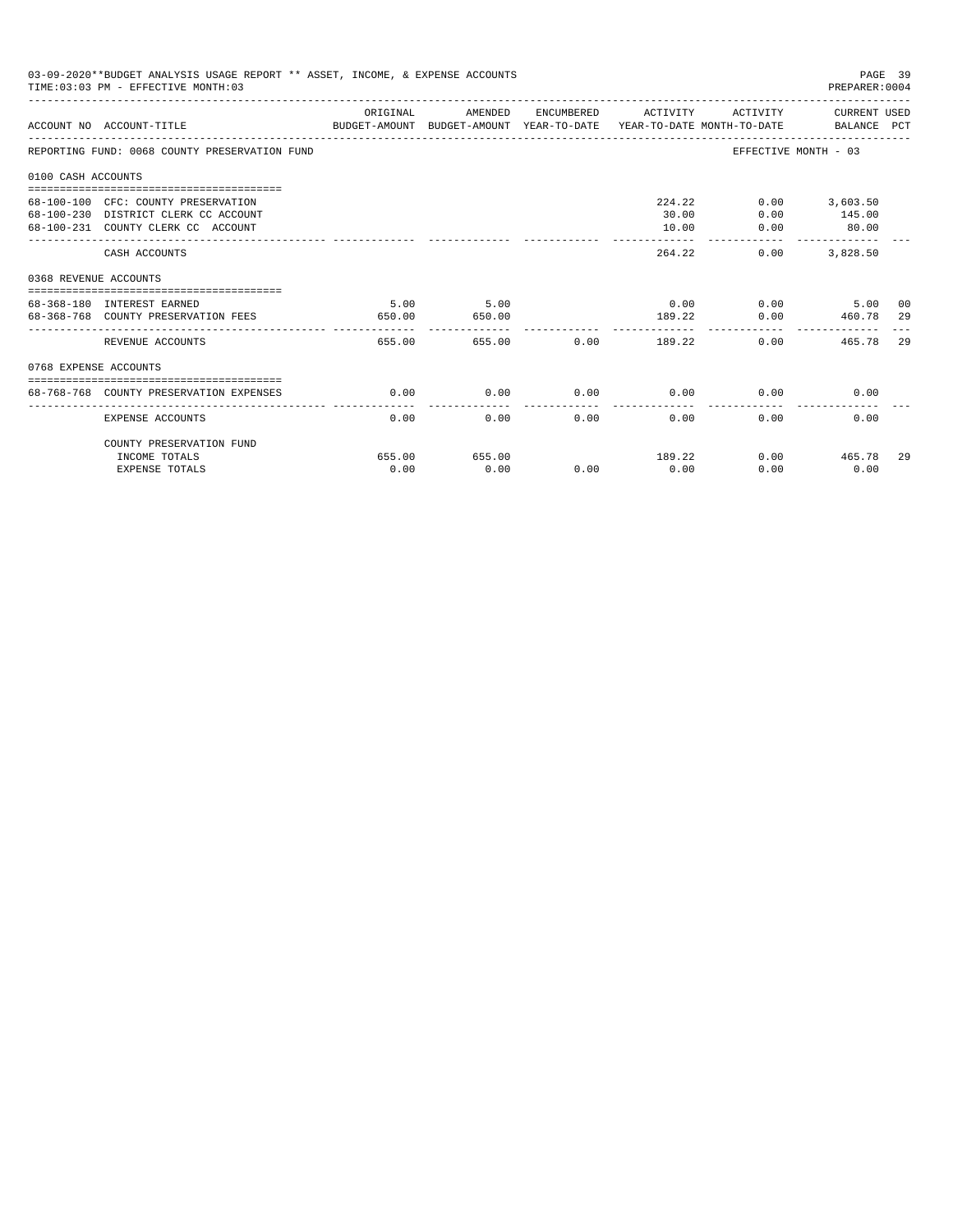03-09-2020**BUDGET ANALYSIS USAGE REPORT ** ASSET, INCOME, & EXPENSE ACCOUNTS

TIME:03:03 PM - EFFECTIVE MONTH:03

PREPARER:0004

| ACCOUNT NO | ACCOUNT-TITLE | ORIGINAL BUDGET-AMOUNT | AMENDED BUDGET-AMOUNT | ENCUMBERED YEAR-TO-DATE | ACTIVITY YEAR-TO-DATE | ACTIVITY MONTH-TO-DATE | CURRENT USED BALANCE | PCT |
|---|---|---|---|---|---|---|---|---|
| REPORTING FUND: 0068 COUNTY PRESERVATION FUND | | | | | | EFFECTIVE MONTH - 03 | | |
| 0100 CASH ACCOUNTS | | | | | | | | |
| 68-100-100 | CFC: COUNTY PRESERVATION | | | | 224.22 | 0.00 | 3,603.50 | |
| 68-100-230 | DISTRICT CLERK CC ACCOUNT | | | | 30.00 | 0.00 | 145.00 | |
| 68-100-231 | COUNTY CLERK CC ACCOUNT | | | | 10.00 | 0.00 | 80.00 | |
| | CASH ACCOUNTS | | | | 264.22 | 0.00 | 3,828.50 | |
| 0368 REVENUE ACCOUNTS | | | | | | | | |
| 68-368-180 | INTEREST EARNED | 5.00 | 5.00 | | 0.00 | 0.00 | 5.00 | 00 |
| 68-368-768 | COUNTY PRESERVATION FEES | 650.00 | 650.00 | | 189.22 | 0.00 | 460.78 | 29 |
| | REVENUE ACCOUNTS | 655.00 | 655.00 | 0.00 | 189.22 | 0.00 | 465.78 | 29 |
| 0768 EXPENSE ACCOUNTS | | | | | | | | |
| 68-768-768 | COUNTY PRESERVATION EXPENSES | 0.00 | 0.00 | 0.00 | 0.00 | 0.00 | 0.00 | |
| | EXPENSE ACCOUNTS | 0.00 | 0.00 | 0.00 | 0.00 | 0.00 | 0.00 | |
| | COUNTY PRESERVATION FUND | | | | | | | |
| | INCOME TOTALS | 655.00 | 655.00 | | 189.22 | 0.00 | 465.78 | 29 |
| | EXPENSE TOTALS | 0.00 | 0.00 | 0.00 | 0.00 | 0.00 | 0.00 | |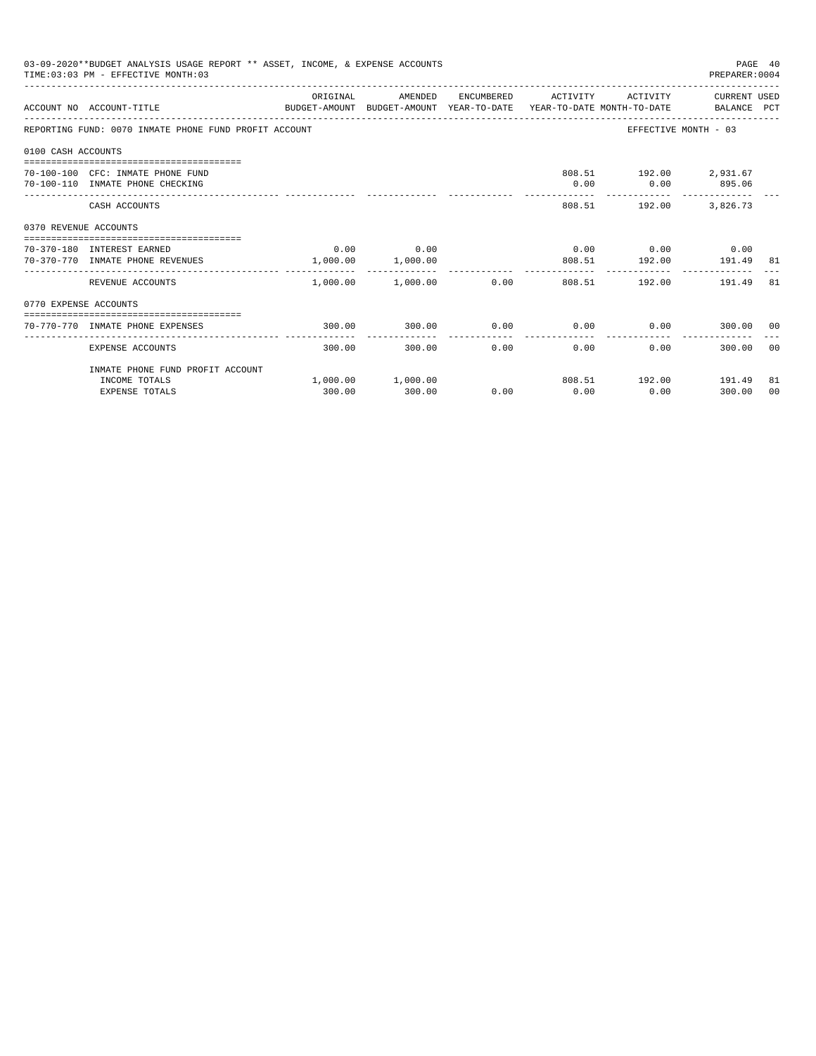03-09-2020**BUDGET ANALYSIS USAGE REPORT ** ASSET, INCOME, & EXPENSE ACCOUNTS

TIME:03:03 PM - EFFECTIVE MONTH:03

PREPARER:0004

| ACCOUNT NO | ACCOUNT-TITLE | ORIGINAL BUDGET-AMOUNT | AMENDED BUDGET-AMOUNT | ENCUMBERED YEAR-TO-DATE | ACTIVITY YEAR-TO-DATE | ACTIVITY MONTH-TO-DATE | CURRENT USED BALANCE | PCT |
|---|---|---|---|---|---|---|---|---|
| REPORTING FUND: 0070 INMATE PHONE FUND PROFIT ACCOUNT | | | | | | EFFECTIVE MONTH - 03 | | |
| 0100 CASH ACCOUNTS | | | | | | | | |
| 70-100-100 | CFC: INMATE PHONE FUND | | | | 808.51 | 192.00 | 2,931.67 | |
| 70-100-110 | INMATE PHONE CHECKING | | | | 0.00 | 0.00 | 895.06 | |
| | CASH ACCOUNTS | | | | 808.51 | 192.00 | 3,826.73 | |
| 0370 REVENUE ACCOUNTS | | | | | | | | |
| 70-370-180 | INTEREST EARNED | 0.00 | 0.00 | | 0.00 | 0.00 | 0.00 | |
| 70-370-770 | INMATE PHONE REVENUES | 1,000.00 | 1,000.00 | | 808.51 | 192.00 | 191.49 | 81 |
| | REVENUE ACCOUNTS | 1,000.00 | 1,000.00 | 0.00 | 808.51 | 192.00 | 191.49 | 81 |
| 0770 EXPENSE ACCOUNTS | | | | | | | | |
| 70-770-770 | INMATE PHONE EXPENSES | 300.00 | 300.00 | 0.00 | 0.00 | 0.00 | 300.00 | 00 |
| | EXPENSE ACCOUNTS | 300.00 | 300.00 | 0.00 | 0.00 | 0.00 | 300.00 | 00 |
| | INMATE PHONE FUND PROFIT ACCOUNT | | | | | | | |
| | INCOME TOTALS | 1,000.00 | 1,000.00 | | 808.51 | 192.00 | 191.49 | 81 |
| | EXPENSE TOTALS | 300.00 | 300.00 | 0.00 | 0.00 | 0.00 | 300.00 | 00 |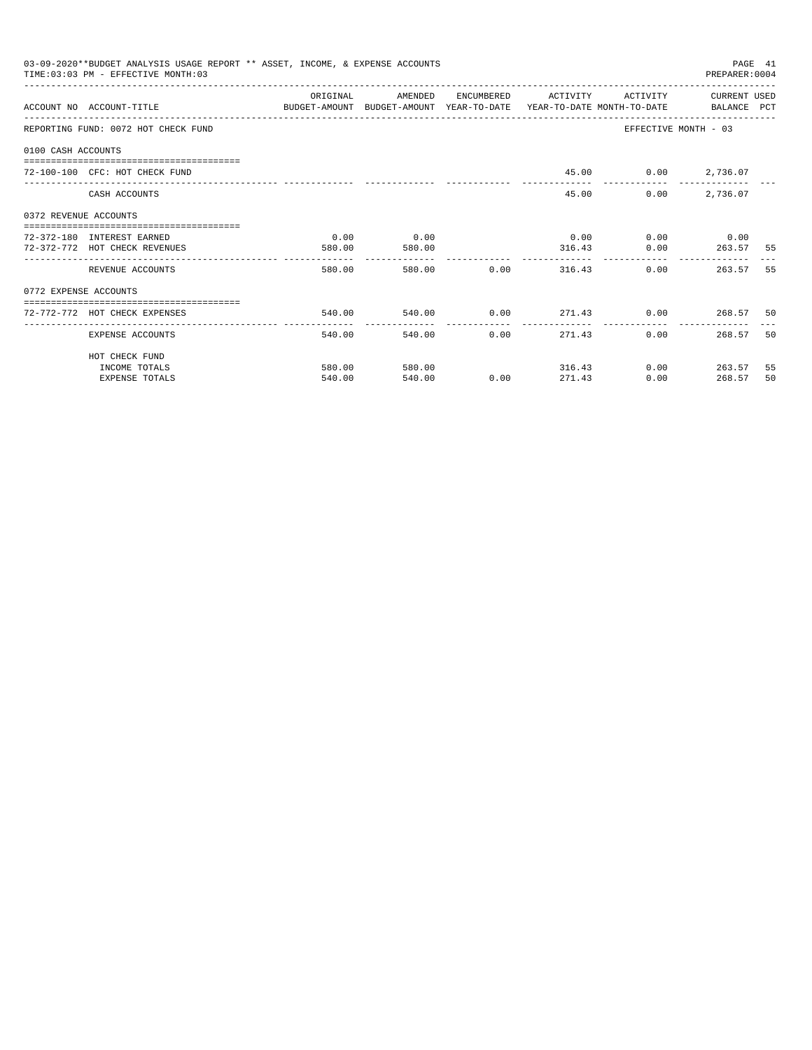03-09-2020**BUDGET ANALYSIS USAGE REPORT ** ASSET, INCOME, & EXPENSE ACCOUNTS
TIME:03:03 PM - EFFECTIVE MONTH:03

PREPARER:0004

| ACCOUNT NO ACCOUNT-TITLE | ORIGINAL BUDGET-AMOUNT | AMENDED BUDGET-AMOUNT | ENCUMBERED YEAR-TO-DATE | ACTIVITY YEAR-TO-DATE | ACTIVITY MONTH-TO-DATE | CURRENT BALANCE | USED PCT |
|---|---|---|---|---|---|---|---|
| REPORTING FUND: 0072 HOT CHECK FUND | | | | | EFFECTIVE MONTH - 03 | | |
| 0100 CASH ACCOUNTS | | | | | | | |
| 72-100-100 CFC: HOT CHECK FUND | | | | 45.00 | 0.00 | 2,736.07 | |
| CASH ACCOUNTS | | | | 45.00 | 0.00 | 2,736.07 | |
| 0372 REVENUE ACCOUNTS | | | | | | | |
| 72-372-180 INTEREST EARNED | 0.00 | 0.00 | | 0.00 | 0.00 | 0.00 | |
| 72-372-772 HOT CHECK REVENUES | 580.00 | 580.00 | | 316.43 | 0.00 | 263.57 | 55 |
| REVENUE ACCOUNTS | 580.00 | 580.00 | 0.00 | 316.43 | 0.00 | 263.57 | 55 |
| 0772 EXPENSE ACCOUNTS | | | | | | | |
| 72-772-772 HOT CHECK EXPENSES | 540.00 | 540.00 | 0.00 | 271.43 | 0.00 | 268.57 | 50 |
| EXPENSE ACCOUNTS | 540.00 | 540.00 | 0.00 | 271.43 | 0.00 | 268.57 | 50 |
| HOT CHECK FUND | | | | | | | |
| INCOME TOTALS | 580.00 | 580.00 | | 316.43 | 0.00 | 263.57 | 55 |
| EXPENSE TOTALS | 540.00 | 540.00 | 0.00 | 271.43 | 0.00 | 268.57 | 50 |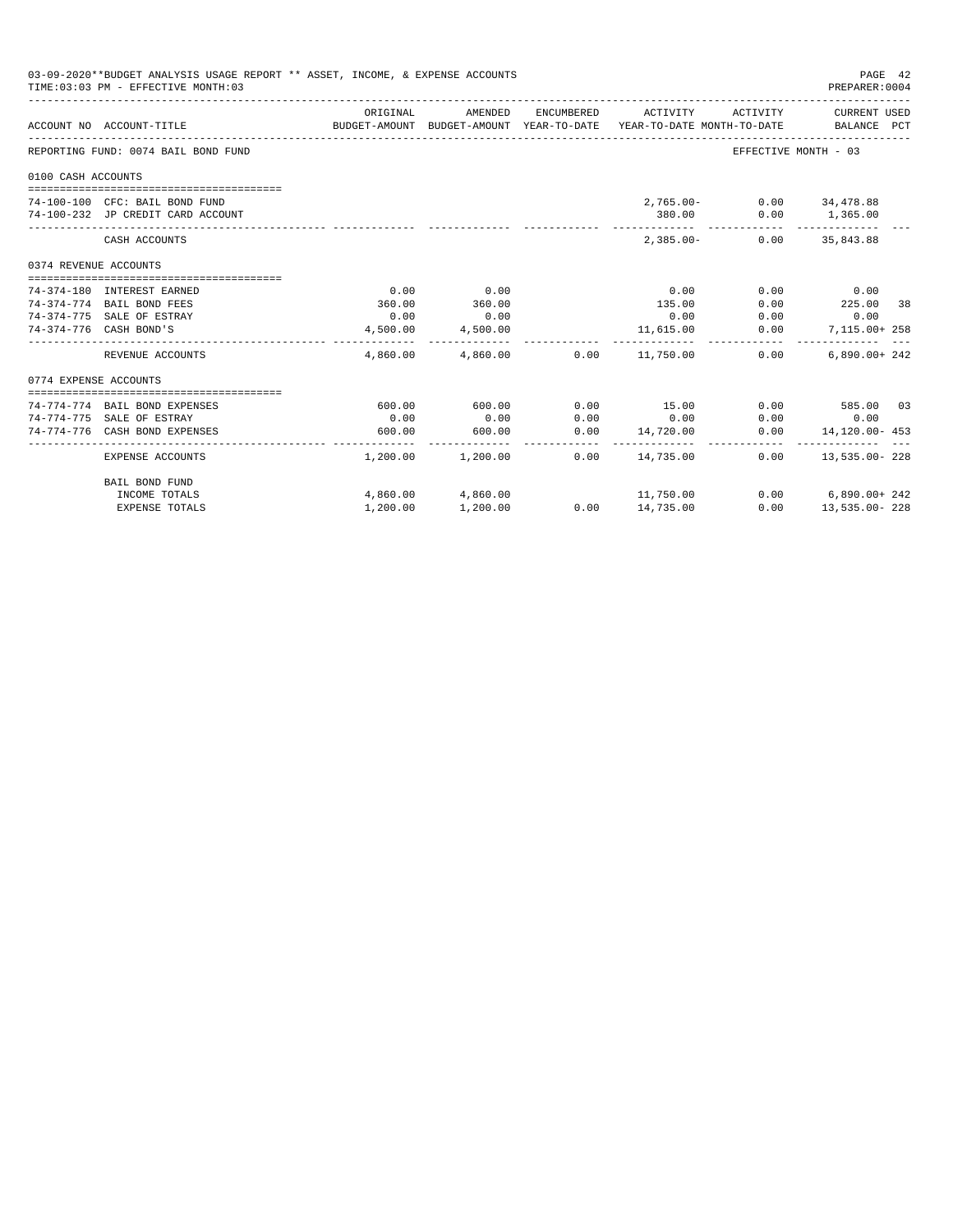03-09-2020**BUDGET ANALYSIS USAGE REPORT ** ASSET, INCOME, & EXPENSE ACCOUNTS

TIME:03:03 PM - EFFECTIVE MONTH:03

PREPARER:0004

| ACCOUNT NO | ACCOUNT-TITLE | ORIGINAL BUDGET-AMOUNT | AMENDED BUDGET-AMOUNT | ENCUMBERED YEAR-TO-DATE | ACTIVITY YEAR-TO-DATE | ACTIVITY MONTH-TO-DATE | CURRENT USED BALANCE | PCT |
|---|---|---|---|---|---|---|---|---|
| REPORTING FUND: 0074 BAIL BOND FUND | | | | | | EFFECTIVE MONTH - 03 | | |
| 0100 CASH ACCOUNTS | | | | | | | | |
| 74-100-100 | CFC: BAIL BOND FUND | | | | 2,765.00- | 0.00 | 34,478.88 | |
| 74-100-232 | JP CREDIT CARD ACCOUNT | | | | 380.00 | 0.00 | 1,365.00 | |
| | CASH ACCOUNTS | | | | 2,385.00- | 0.00 | 35,843.88 | |
| 0374 REVENUE ACCOUNTS | | | | | | | | |
| 74-374-180 | INTEREST EARNED | 0.00 | 0.00 | | 0.00 | 0.00 | 0.00 | |
| 74-374-774 | BAIL BOND FEES | 360.00 | 360.00 | | 135.00 | 0.00 | 225.00 | 38 |
| 74-374-775 | SALE OF ESTRAY | 0.00 | 0.00 | | 0.00 | 0.00 | 0.00 | |
| 74-374-776 | CASH BOND'S | 4,500.00 | 4,500.00 | | 11,615.00 | 0.00 | 7,115.00+ | 258 |
| | REVENUE ACCOUNTS | 4,860.00 | 4,860.00 | 0.00 | 11,750.00 | 0.00 | 6,890.00+ | 242 |
| 0774 EXPENSE ACCOUNTS | | | | | | | | |
| 74-774-774 | BAIL BOND EXPENSES | 600.00 | 600.00 | 0.00 | 15.00 | 0.00 | 585.00 | 03 |
| 74-774-775 | SALE OF ESTRAY | 0.00 | 0.00 | 0.00 | 0.00 | 0.00 | 0.00 | |
| 74-774-776 | CASH BOND EXPENSES | 600.00 | 600.00 | 0.00 | 14,720.00 | 0.00 | 14,120.00- | 453 |
| | EXPENSE ACCOUNTS | 1,200.00 | 1,200.00 | 0.00 | 14,735.00 | 0.00 | 13,535.00- | 228 |
| | BAIL BOND FUND | | | | | | | |
| | INCOME TOTALS | 4,860.00 | 4,860.00 | | 11,750.00 | 0.00 | 6,890.00+ | 242 |
| | EXPENSE TOTALS | 1,200.00 | 1,200.00 | 0.00 | 14,735.00 | 0.00 | 13,535.00- | 228 |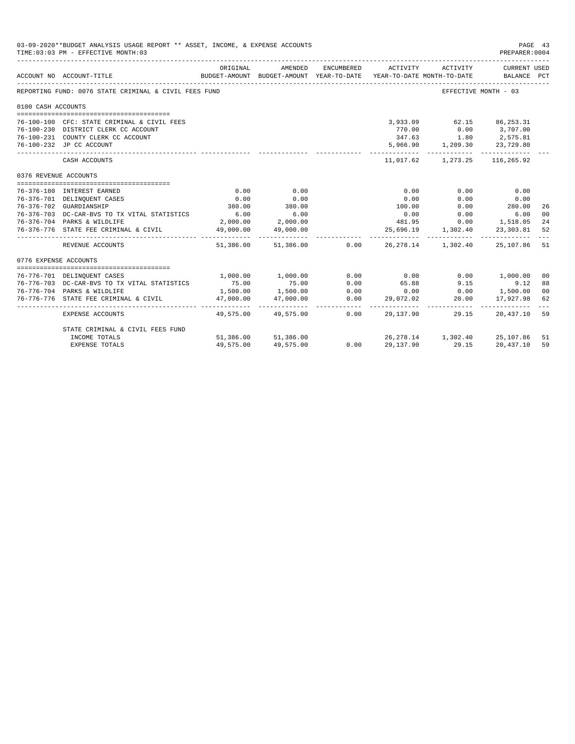03-09-2020**BUDGET ANALYSIS USAGE REPORT ** ASSET, INCOME, & EXPENSE ACCOUNTS

TIME:03:03 PM - EFFECTIVE MONTH:03

PREPARER:0004

| ACCOUNT NO | ACCOUNT-TITLE | ORIGINAL BUDGET-AMOUNT | AMENDED BUDGET-AMOUNT | ENCUMBERED YEAR-TO-DATE | ACTIVITY YEAR-TO-DATE | ACTIVITY MONTH-TO-DATE | CURRENT USED BALANCE | PCT |
|---|---|---|---|---|---|---|---|---|
| REPORTING FUND: 0076 STATE CRIMINAL & CIVIL FEES FUND | | | | | | EFFECTIVE MONTH - 03 | | |
| 0100 CASH ACCOUNTS | | | | | | | | |
| 76-100-100 | CFC: STATE CRIMINAL & CIVIL FEES | | | | 3,933.09 | 62.15 | 86,253.31 | |
| 76-100-230 | DISTRICT CLERK CC ACCOUNT | | | | 770.00 | 0.00 | 3,707.00 | |
| 76-100-231 | COUNTY CLERK CC ACCOUNT | | | | 347.63 | 1.80 | 2,575.81 | |
| 76-100-232 | JP CC ACCOUNT | | | | 5,966.90 | 1,209.30 | 23,729.80 | |
| | CASH ACCOUNTS | | | | 11,017.62 | 1,273.25 | 116,265.92 | |
| 0376 REVENUE ACCOUNTS | | | | | | | | |
| 76-376-180 | INTEREST EARNED | 0.00 | 0.00 | | 0.00 | 0.00 | 0.00 | |
| 76-376-701 | DELINQUENT CASES | 0.00 | 0.00 | | 0.00 | 0.00 | 0.00 | |
| 76-376-702 | GUARDIANSHIP | 380.00 | 380.00 | | 100.00 | 0.00 | 280.00 | 26 |
| 76-376-703 | DC-CAR-BVS TO TX VITAL STATISTICS | 6.00 | 6.00 | | 0.00 | 0.00 | 6.00 | 00 |
| 76-376-704 | PARKS & WILDLIFE | 2,000.00 | 2,000.00 | | 481.95 | 0.00 | 1,518.05 | 24 |
| 76-376-776 | STATE FEE CRIMINAL & CIVIL | 49,000.00 | 49,000.00 | | 25,696.19 | 1,302.40 | 23,303.81 | 52 |
| | REVENUE ACCOUNTS | 51,386.00 | 51,386.00 | 0.00 | 26,278.14 | 1,302.40 | 25,107.86 | 51 |
| 0776 EXPENSE ACCOUNTS | | | | | | | | |
| 76-776-701 | DELINQUENT CASES | 1,000.00 | 1,000.00 | 0.00 | 0.00 | 0.00 | 1,000.00 | 00 |
| 76-776-703 | DC-CAR-BVS TO TX VITAL STATISTICS | 75.00 | 75.00 | 0.00 | 65.88 | 9.15 | 9.12 | 88 |
| 76-776-704 | PARKS & WILDLIFE | 1,500.00 | 1,500.00 | 0.00 | 0.00 | 0.00 | 1,500.00 | 00 |
| 76-776-776 | STATE FEE CRIMINAL & CIVIL | 47,000.00 | 47,000.00 | 0.00 | 29,072.02 | 20.00 | 17,927.98 | 62 |
| | EXPENSE ACCOUNTS | 49,575.00 | 49,575.00 | 0.00 | 29,137.90 | 29.15 | 20,437.10 | 59 |
| | STATE CRIMINAL & CIVIL FEES FUND | | | | | | | |
| | INCOME TOTALS | 51,386.00 | 51,386.00 | | 26,278.14 | 1,302.40 | 25,107.86 | 51 |
| | EXPENSE TOTALS | 49,575.00 | 49,575.00 | 0.00 | 29,137.90 | 29.15 | 20,437.10 | 59 |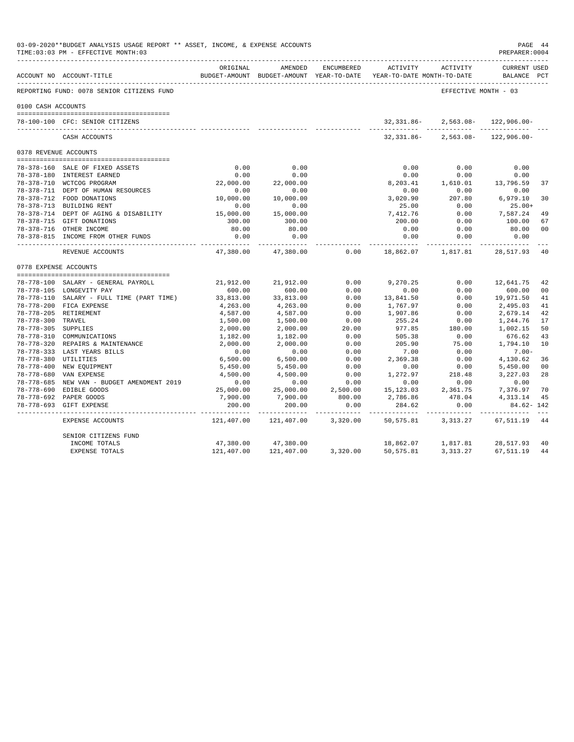03-09-2020**BUDGET ANALYSIS USAGE REPORT ** ASSET, INCOME, & EXPENSE ACCOUNTS
TIME:03:03 PM - EFFECTIVE MONTH:03

PREPARER:0004

| ACCOUNT NO | ACCOUNT-TITLE | ORIGINAL BUDGET-AMOUNT | AMENDED BUDGET-AMOUNT | ENCUMBERED YEAR-TO-DATE | ACTIVITY YEAR-TO-DATE | ACTIVITY MONTH-TO-DATE | CURRENT USED BALANCE | PCT |
|---|---|---|---|---|---|---|---|---|
| REPORTING FUND: 0078 SENIOR CITIZENS FUND | | | | | | EFFECTIVE MONTH - 03 | | |
| 0100 CASH ACCOUNTS | | | | | | | | |
| 78-100-100 | CFC: SENIOR CITIZENS | | | | 32,331.86- | 2,563.08- | 122,906.00- | |
| | CASH ACCOUNTS | | | | 32,331.86- | 2,563.08- | 122,906.00- | |
| 0378 REVENUE ACCOUNTS | | | | | | | | |
| 78-378-160 | SALE OF FIXED ASSETS | 0.00 | 0.00 | | 0.00 | 0.00 | 0.00 | |
| 78-378-180 | INTEREST EARNED | 0.00 | 0.00 | | 0.00 | 0.00 | 0.00 | |
| 78-378-710 | WCTCOG PROGRAM | 22,000.00 | 22,000.00 | | 8,203.41 | 1,610.01 | 13,796.59 | 37 |
| 78-378-711 | DEPT OF HUMAN RESOURCES | 0.00 | 0.00 | | 0.00 | 0.00 | 0.00 | |
| 78-378-712 | FOOD DONATIONS | 10,000.00 | 10,000.00 | | 3,020.90 | 207.80 | 6,979.10 | 30 |
| 78-378-713 | BUILDING RENT | 0.00 | 0.00 | | 25.00 | 0.00 | 25.00+ | |
| 78-378-714 | DEPT OF AGING & DISABILITY | 15,000.00 | 15,000.00 | | 7,412.76 | 0.00 | 7,587.24 | 49 |
| 78-378-715 | GIFT DONATIONS | 300.00 | 300.00 | | 200.00 | 0.00 | 100.00 | 67 |
| 78-378-716 | OTHER INCOME | 80.00 | 80.00 | | 0.00 | 0.00 | 80.00 | 00 |
| 78-378-815 | INCOME FROM OTHER FUNDS | 0.00 | 0.00 | | 0.00 | 0.00 | 0.00 | |
| | REVENUE ACCOUNTS | 47,380.00 | 47,380.00 | 0.00 | 18,862.07 | 1,817.81 | 28,517.93 | 40 |
| 0778 EXPENSE ACCOUNTS | | | | | | | | |
| 78-778-100 | SALARY - GENERAL PAYROLL | 21,912.00 | 21,912.00 | 0.00 | 9,270.25 | 0.00 | 12,641.75 | 42 |
| 78-778-105 | LONGEVITY PAY | 600.00 | 600.00 | 0.00 | 0.00 | 0.00 | 600.00 | 00 |
| 78-778-110 | SALARY - FULL TIME (PART TIME) | 33,813.00 | 33,813.00 | 0.00 | 13,841.50 | 0.00 | 19,971.50 | 41 |
| 78-778-200 | FICA EXPENSE | 4,263.00 | 4,263.00 | 0.00 | 1,767.97 | 0.00 | 2,495.03 | 41 |
| 78-778-205 | RETIREMENT | 4,587.00 | 4,587.00 | 0.00 | 1,907.86 | 0.00 | 2,679.14 | 42 |
| 78-778-300 | TRAVEL | 1,500.00 | 1,500.00 | 0.00 | 255.24 | 0.00 | 1,244.76 | 17 |
| 78-778-305 | SUPPLIES | 2,000.00 | 2,000.00 | 20.00 | 977.85 | 180.00 | 1,002.15 | 50 |
| 78-778-310 | COMMUNICATIONS | 1,182.00 | 1,182.00 | 0.00 | 505.38 | 0.00 | 676.62 | 43 |
| 78-778-320 | REPAIRS & MAINTENANCE | 2,000.00 | 2,000.00 | 0.00 | 205.90 | 75.00 | 1,794.10 | 10 |
| 78-778-333 | LAST YEARS BILLS | 0.00 | 0.00 | 0.00 | 7.00 | 0.00 | 7.00- | |
| 78-778-380 | UTILITIES | 6,500.00 | 6,500.00 | 0.00 | 2,369.38 | 0.00 | 4,130.62 | 36 |
| 78-778-400 | NEW EQUIPMENT | 5,450.00 | 5,450.00 | 0.00 | 0.00 | 0.00 | 5,450.00 | 00 |
| 78-778-680 | VAN EXPENSE | 4,500.00 | 4,500.00 | 0.00 | 1,272.97 | 218.48 | 3,227.03 | 28 |
| 78-778-685 | NEW VAN - BUDGET AMENDMENT 2019 | 0.00 | 0.00 | 0.00 | 0.00 | 0.00 | 0.00 | |
| 78-778-690 | EDIBLE GOODS | 25,000.00 | 25,000.00 | 2,500.00 | 15,123.03 | 2,361.75 | 7,376.97 | 70 |
| 78-778-692 | PAPER GOODS | 7,900.00 | 7,900.00 | 800.00 | 2,786.86 | 478.04 | 4,313.14 | 45 |
| 78-778-693 | GIFT EXPENSE | 200.00 | 200.00 | 0.00 | 284.62 | 0.00 | 84.62- | 142 |
| | EXPENSE ACCOUNTS | 121,407.00 | 121,407.00 | 3,320.00 | 50,575.81 | 3,313.27 | 67,511.19 | 44 |
| | SENIOR CITIZENS FUND | | | | | | | |
| | INCOME TOTALS | 47,380.00 | 47,380.00 | | 18,862.07 | 1,817.81 | 28,517.93 | 40 |
| | EXPENSE TOTALS | 121,407.00 | 121,407.00 | 3,320.00 | 50,575.81 | 3,313.27 | 67,511.19 | 44 |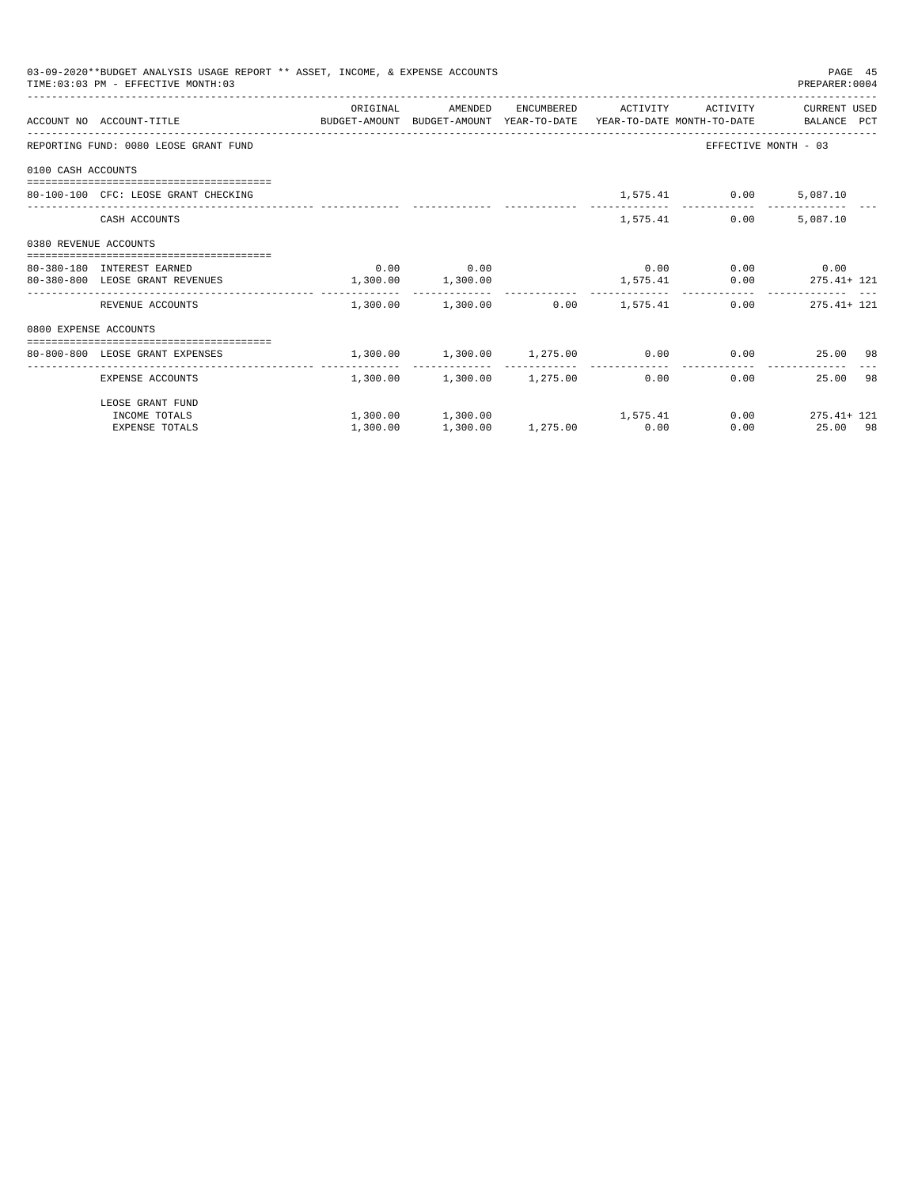03-09-2020**BUDGET ANALYSIS USAGE REPORT ** ASSET, INCOME, & EXPENSE ACCOUNTS

TIME:03:03 PM - EFFECTIVE MONTH:03

PREPARER:0004

| ACCOUNT NO | ACCOUNT-TITLE | ORIGINAL BUDGET-AMOUNT | AMENDED BUDGET-AMOUNT | ENCUMBERED YEAR-TO-DATE | ACTIVITY YEAR-TO-DATE | ACTIVITY MONTH-TO-DATE | CURRENT USED BALANCE | PCT |
|---|---|---|---|---|---|---|---|---|
| REPORTING FUND: 0080 LEOSE GRANT FUND | | | | | | EFFECTIVE MONTH - 03 | | |
| 0100 CASH ACCOUNTS | | | | | | | | |
| 80-100-100 | CFC: LEOSE GRANT CHECKING | | | | 1,575.41 | 0.00 | 5,087.10 | |
| | CASH ACCOUNTS | | | | 1,575.41 | 0.00 | 5,087.10 | |
| 0380 REVENUE ACCOUNTS | | | | | | | | |
| 80-380-180 | INTEREST EARNED | 0.00 | 0.00 | | 0.00 | 0.00 | 0.00 | |
| 80-380-800 | LEOSE GRANT REVENUES | 1,300.00 | 1,300.00 | | 1,575.41 | 0.00 | 275.41+ | 121 |
| | REVENUE ACCOUNTS | 1,300.00 | 1,300.00 | 0.00 | 1,575.41 | 0.00 | 275.41+ | 121 |
| 0800 EXPENSE ACCOUNTS | | | | | | | | |
| 80-800-800 | LEOSE GRANT EXPENSES | 1,300.00 | 1,300.00 | 1,275.00 | 0.00 | 0.00 | 25.00 | 98 |
| | EXPENSE ACCOUNTS | 1,300.00 | 1,300.00 | 1,275.00 | 0.00 | 0.00 | 25.00 | 98 |
| | LEOSE GRANT FUND | | | | | | | |
| | INCOME TOTALS | 1,300.00 | 1,300.00 | | 1,575.41 | 0.00 | 275.41+ | 121 |
| | EXPENSE TOTALS | 1,300.00 | 1,300.00 | 1,275.00 | 0.00 | 0.00 | 25.00 | 98 |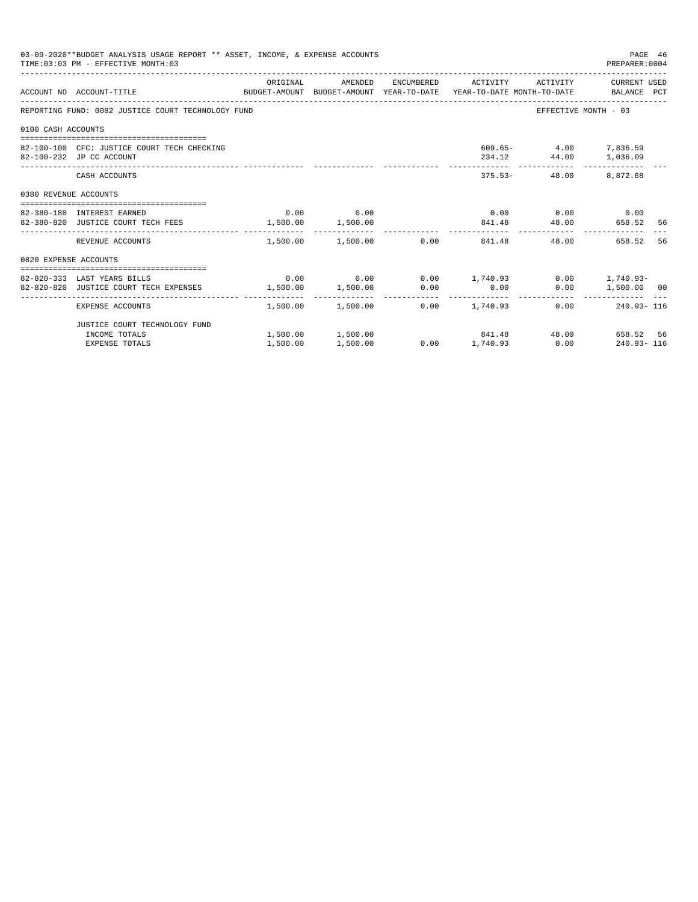03-09-2020**BUDGET ANALYSIS USAGE REPORT ** ASSET, INCOME, & EXPENSE ACCOUNTS

TIME:03:03 PM - EFFECTIVE MONTH:03

PREPARER:0004

| ACCOUNT NO | ACCOUNT-TITLE | ORIGINAL BUDGET-AMOUNT | AMENDED BUDGET-AMOUNT | ENCUMBERED YEAR-TO-DATE | ACTIVITY YEAR-TO-DATE | ACTIVITY MONTH-TO-DATE | CURRENT USED BALANCE | PCT |
|---|---|---|---|---|---|---|---|---|
| REPORTING FUND: 0082 JUSTICE COURT TECHNOLOGY FUND | | | | | | | EFFECTIVE MONTH - 03 | |
| 0100 CASH ACCOUNTS | | | | | | | | |
| 82-100-100 | CFC: JUSTICE COURT TECH CHECKING | | | | 609.65- | 4.00 | 7,836.59 | |
| 82-100-232 | JP CC ACCOUNT | | | | 234.12 | 44.00 | 1,036.09 | |
| | CASH ACCOUNTS | | | | 375.53- | 48.00 | 8,872.68 | |
| 0380 REVENUE ACCOUNTS | | | | | | | | |
| 82-380-180 | INTEREST EARNED | 0.00 | 0.00 | | 0.00 | 0.00 | 0.00 | |
| 82-380-820 | JUSTICE COURT TECH FEES | 1,500.00 | 1,500.00 | | 841.48 | 48.00 | 658.52 | 56 |
| | REVENUE ACCOUNTS | 1,500.00 | 1,500.00 | 0.00 | 841.48 | 48.00 | 658.52 | 56 |
| 0820 EXPENSE ACCOUNTS | | | | | | | | |
| 82-820-333 | LAST YEARS BILLS | 0.00 | 0.00 | 0.00 | 1,740.93 | 0.00 | 1,740.93- | |
| 82-820-820 | JUSTICE COURT TECH EXPENSES | 1,500.00 | 1,500.00 | 0.00 | 0.00 | 0.00 | 1,500.00 | 00 |
| | EXPENSE ACCOUNTS | 1,500.00 | 1,500.00 | 0.00 | 1,740.93 | 0.00 | 240.93- | 116 |
| | JUSTICE COURT TECHNOLOGY FUND | | | | | | | |
| | INCOME TOTALS | 1,500.00 | 1,500.00 | | 841.48 | 48.00 | 658.52 | 56 |
| | EXPENSE TOTALS | 1,500.00 | 1,500.00 | 0.00 | 1,740.93 | 0.00 | 240.93- | 116 |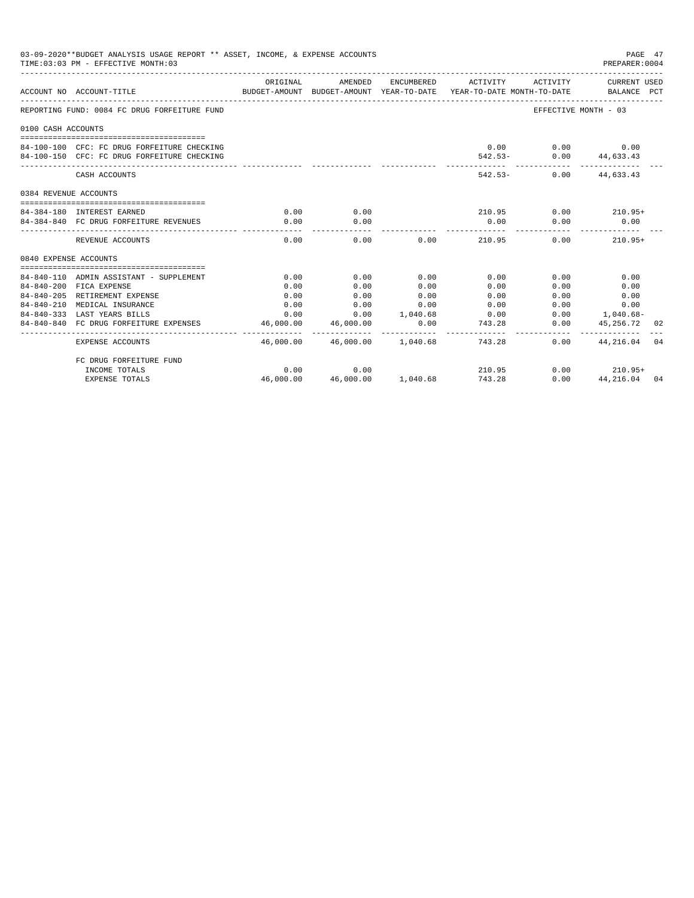03-09-2020**BUDGET ANALYSIS USAGE REPORT ** ASSET, INCOME, & EXPENSE ACCOUNTS
TIME:03:03 PM - EFFECTIVE MONTH:03

PREPARER:0004

| ACCOUNT NO | ACCOUNT-TITLE | ORIGINAL BUDGET-AMOUNT | AMENDED BUDGET-AMOUNT | ENCUMBERED YEAR-TO-DATE | ACTIVITY YEAR-TO-DATE | ACTIVITY MONTH-TO-DATE | CURRENT USED BALANCE | PCT |
|---|---|---|---|---|---|---|---|---|
| REPORTING FUND: 0084 FC DRUG FORFEITURE FUND | | | | | | | EFFECTIVE MONTH - 03 | |
| 0100 CASH ACCOUNTS | | | | | | | | |
| 84-100-100 | CFC: FC DRUG FORFEITURE CHECKING | | | | 0.00 | 0.00 | 0.00 | |
| 84-100-150 | CFC: FC DRUG FORFEITURE CHECKING | | | | 542.53- | 0.00 | 44,633.43 | |
| | CASH ACCOUNTS | | | | 542.53- | 0.00 | 44,633.43 | |
| 0384 REVENUE ACCOUNTS | | | | | | | | |
| 84-384-180 | INTEREST EARNED | 0.00 | 0.00 | | 210.95 | 0.00 | 210.95+ | |
| 84-384-840 | FC DRUG FORFEITURE REVENUES | 0.00 | 0.00 | | 0.00 | 0.00 | 0.00 | |
| | REVENUE ACCOUNTS | 0.00 | 0.00 | 0.00 | 210.95 | 0.00 | 210.95+ | |
| 0840 EXPENSE ACCOUNTS | | | | | | | | |
| 84-840-110 | ADMIN ASSISTANT - SUPPLEMENT | 0.00 | 0.00 | 0.00 | 0.00 | 0.00 | 0.00 | |
| 84-840-200 | FICA EXPENSE | 0.00 | 0.00 | 0.00 | 0.00 | 0.00 | 0.00 | |
| 84-840-205 | RETIREMENT EXPENSE | 0.00 | 0.00 | 0.00 | 0.00 | 0.00 | 0.00 | |
| 84-840-210 | MEDICAL INSURANCE | 0.00 | 0.00 | 0.00 | 0.00 | 0.00 | 0.00 | |
| 84-840-333 | LAST YEARS BILLS | 0.00 | 0.00 | 1,040.68 | 0.00 | 0.00 | 1,040.68- | |
| 84-840-840 | FC DRUG FORFEITURE EXPENSES | 46,000.00 | 46,000.00 | 0.00 | 743.28 | 0.00 | 45,256.72 | 02 |
| | EXPENSE ACCOUNTS | 46,000.00 | 46,000.00 | 1,040.68 | 743.28 | 0.00 | 44,216.04 | 04 |
| | FC DRUG FORFEITURE FUND | | | | | | | |
| | INCOME TOTALS | 0.00 | 0.00 | | 210.95 | 0.00 | 210.95+ | |
| | EXPENSE TOTALS | 46,000.00 | 46,000.00 | 1,040.68 | 743.28 | 0.00 | 44,216.04 | 04 |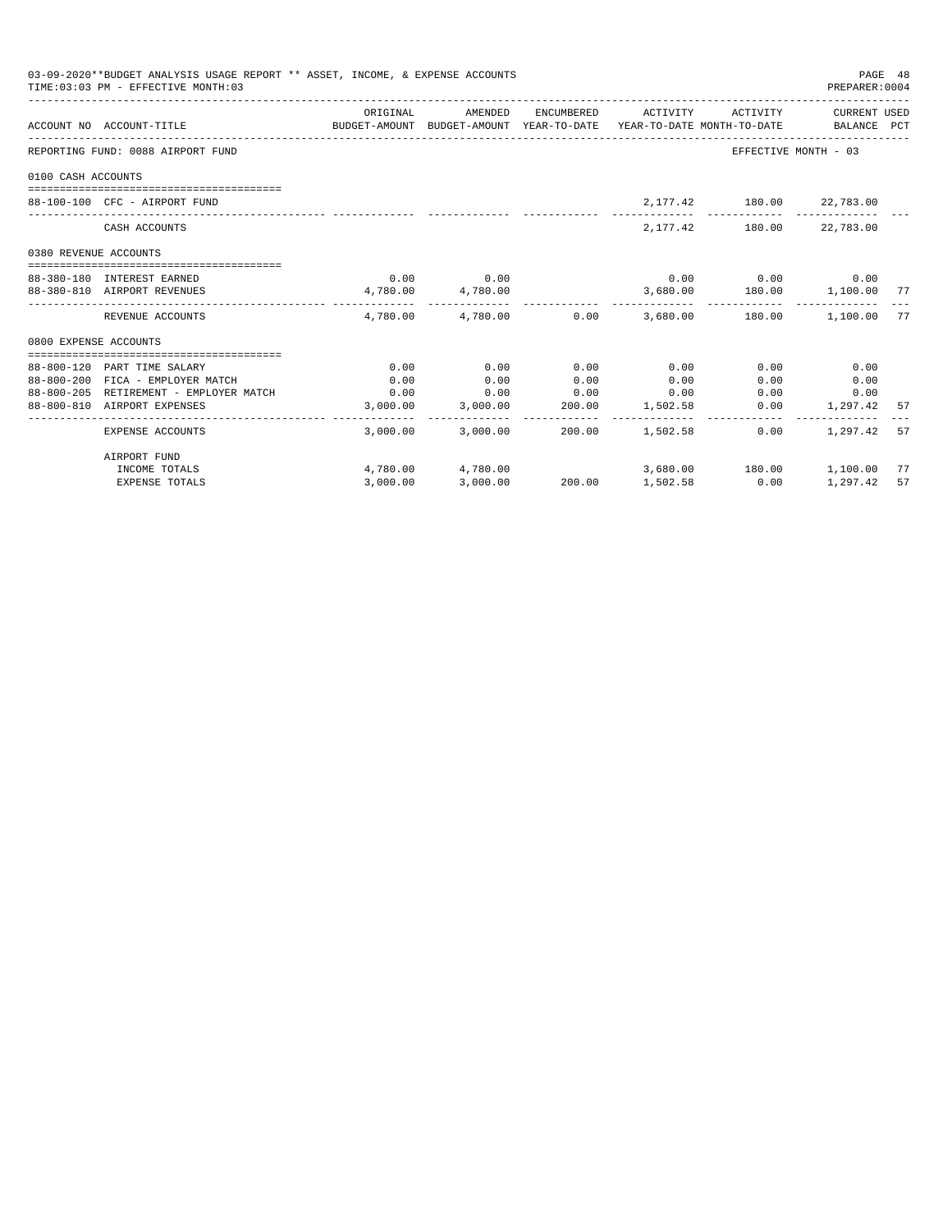03-09-2020**BUDGET ANALYSIS USAGE REPORT ** ASSET, INCOME, & EXPENSE ACCOUNTS

TIME:03:03 PM - EFFECTIVE MONTH:03

| ACCOUNT NO | ACCOUNT-TITLE | ORIGINAL BUDGET-AMOUNT | AMENDED BUDGET-AMOUNT | ENCUMBERED YEAR-TO-DATE | ACTIVITY YEAR-TO-DATE | ACTIVITY MONTH-TO-DATE | CURRENT USED BALANCE | PCT |
|---|---|---|---|---|---|---|---|---|
| REPORTING FUND: 0088 AIRPORT FUND | | | | | | | EFFECTIVE MONTH - 03 | |
| 0100 CASH ACCOUNTS | | | | | | | | |
| 88-100-100 | CFC - AIRPORT FUND | | | | 2,177.42 | 180.00 | 22,783.00 | |
| | CASH ACCOUNTS | | | | 2,177.42 | 180.00 | 22,783.00 | |
| 0380 REVENUE ACCOUNTS | | | | | | | | |
| 88-380-180 | INTEREST EARNED | 0.00 | 0.00 | | 0.00 | 0.00 | 0.00 | |
| 88-380-810 | AIRPORT REVENUES | 4,780.00 | 4,780.00 | | 3,680.00 | 180.00 | 1,100.00 | 77 |
| | REVENUE ACCOUNTS | 4,780.00 | 4,780.00 | 0.00 | 3,680.00 | 180.00 | 1,100.00 | 77 |
| 0800 EXPENSE ACCOUNTS | | | | | | | | |
| 88-800-120 | PART TIME SALARY | 0.00 | 0.00 | 0.00 | 0.00 | 0.00 | 0.00 | |
| 88-800-200 | FICA - EMPLOYER MATCH | 0.00 | 0.00 | 0.00 | 0.00 | 0.00 | 0.00 | |
| 88-800-205 | RETIREMENT - EMPLOYER MATCH | 0.00 | 0.00 | 0.00 | 0.00 | 0.00 | 0.00 | |
| 88-800-810 | AIRPORT EXPENSES | 3,000.00 | 3,000.00 | 200.00 | 1,502.58 | 0.00 | 1,297.42 | 57 |
| | EXPENSE ACCOUNTS | 3,000.00 | 3,000.00 | 200.00 | 1,502.58 | 0.00 | 1,297.42 | 57 |
| | AIRPORT FUND | | | | | | | |
| | INCOME TOTALS | 4,780.00 | 4,780.00 | | 3,680.00 | 180.00 | 1,100.00 | 77 |
| | EXPENSE TOTALS | 3,000.00 | 3,000.00 | 200.00 | 1,502.58 | 0.00 | 1,297.42 | 57 |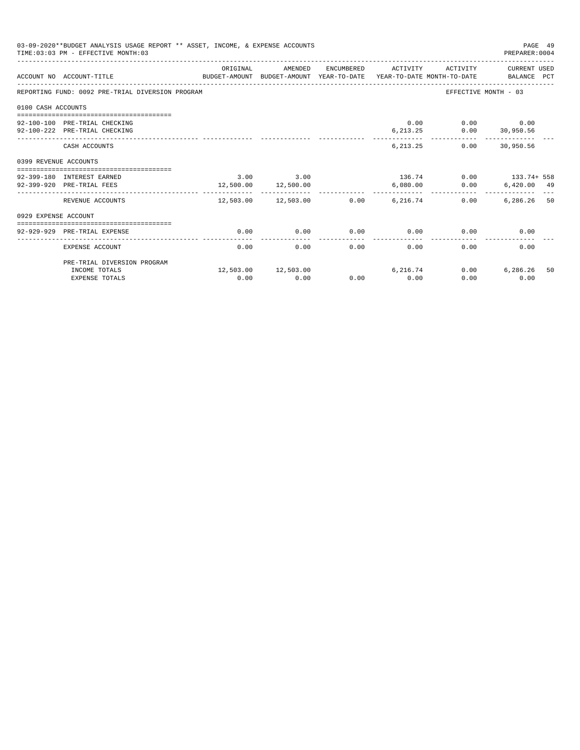03-09-2020**BUDGET ANALYSIS USAGE REPORT ** ASSET, INCOME, & EXPENSE ACCOUNTS

TIME:03:03 PM - EFFECTIVE MONTH:03

PREPARER:0004

| ACCOUNT NO | ACCOUNT-TITLE | ORIGINAL BUDGET-AMOUNT | AMENDED BUDGET-AMOUNT | ENCUMBERED YEAR-TO-DATE | ACTIVITY YEAR-TO-DATE | ACTIVITY MONTH-TO-DATE | CURRENT USED BALANCE | PCT |
|---|---|---|---|---|---|---|---|---|
| REPORTING FUND: 0092 PRE-TRIAL DIVERSION PROGRAM | | | | | | EFFECTIVE MONTH - 03 | | |
| 0100 CASH ACCOUNTS | | | | | | | | |
| 92-100-100 | PRE-TRIAL CHECKING | | | | 0.00 | 0.00 | 0.00 | |
| 92-100-222 | PRE-TRIAL CHECKING | | | | 6,213.25 | 0.00 | 30,950.56 | |
| | CASH ACCOUNTS | | | | 6,213.25 | 0.00 | 30,950.56 | |
| 0399 REVENUE ACCOUNTS | | | | | | | | |
| 92-399-180 | INTEREST EARNED | 3.00 | 3.00 | | 136.74 | 0.00 | 133.74+ | 558 |
| 92-399-920 | PRE-TRIAL FEES | 12,500.00 | 12,500.00 | | 6,080.00 | 0.00 | 6,420.00 | 49 |
| | REVENUE ACCOUNTS | 12,503.00 | 12,503.00 | 0.00 | 6,216.74 | 0.00 | 6,286.26 | 50 |
| 0929 EXPENSE ACCOUNT | | | | | | | | |
| 92-929-929 | PRE-TRIAL EXPENSE | 0.00 | 0.00 | 0.00 | 0.00 | 0.00 | 0.00 | |
| | EXPENSE ACCOUNT | 0.00 | 0.00 | 0.00 | 0.00 | 0.00 | 0.00 | |
| | PRE-TRIAL DIVERSION PROGRAM | | | | | | | |
| | INCOME TOTALS | 12,503.00 | 12,503.00 | | 6,216.74 | 0.00 | 6,286.26 | 50 |
| | EXPENSE TOTALS | 0.00 | 0.00 | 0.00 | 0.00 | 0.00 | 0.00 | |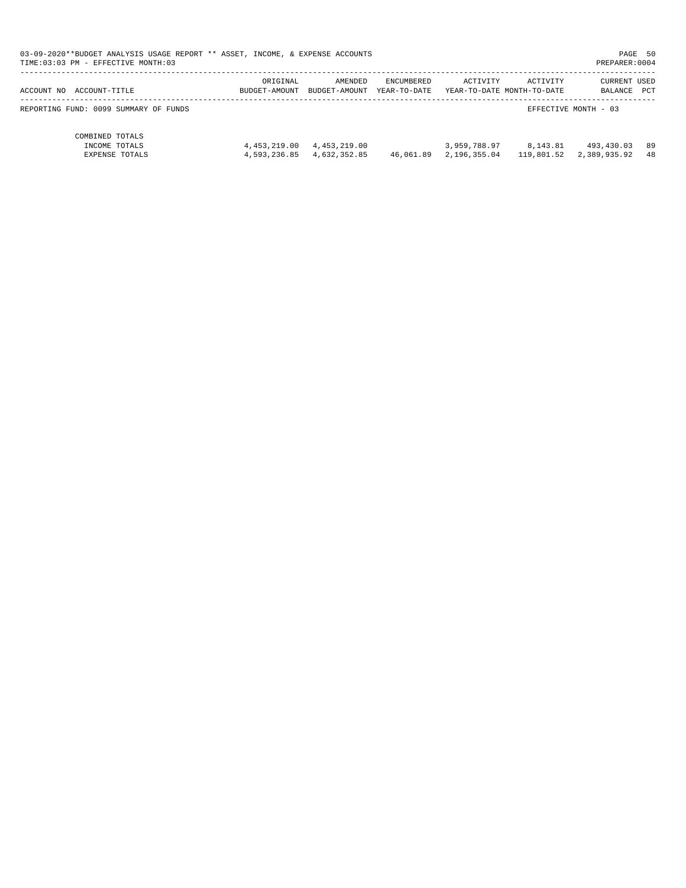03-09-2020**BUDGET ANALYSIS USAGE REPORT ** ASSET, INCOME, & EXPENSE ACCOUNTS

TIME:03:03 PM - EFFECTIVE MONTH:03

PREPARER:0004

| ACCOUNT NO ACCOUNT-TITLE | ORIGINAL BUDGET-AMOUNT | AMENDED BUDGET-AMOUNT | ENCUMBERED YEAR-TO-DATE | ACTIVITY YEAR-TO-DATE | ACTIVITY MONTH-TO-DATE | CURRENT BALANCE | USED PCT |
|---|---|---|---|---|---|---|---|
| REPORTING FUND: 0099 SUMMARY OF FUNDS | | | | | EFFECTIVE MONTH - 03 | | |
| COMBINED TOTALS | | | | | | | |
| INCOME TOTALS | 4,453,219.00 | 4,453,219.00 | | 3,959,788.97 | 8,143.81 | 493,430.03 | 89 |
| EXPENSE TOTALS | 4,593,236.85 | 4,632,352.85 | 46,061.89 | 2,196,355.04 | 119,801.52 | 2,389,935.92 | 48 |